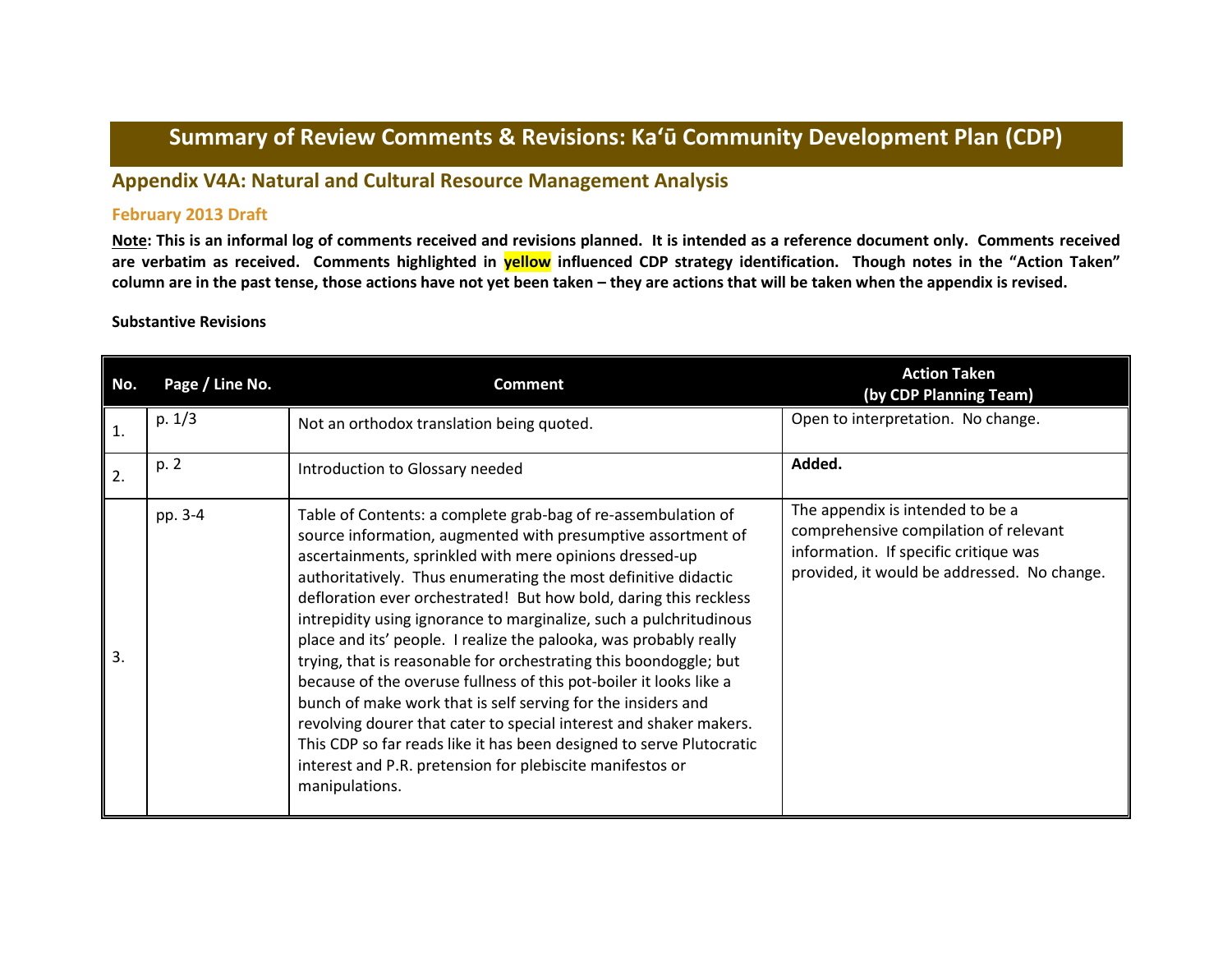# Summary of Review Comments & Revisions: Kaʻū Community Development Plan (CDP)

## Appendix V4A: Natural and Cultural Resource Management Analysis

### February 2013 Draft

**Note: This is an informal log of comments received and revisions planned. It is intended as a reference document only. Comments received are verbatim as received. Comments highlighted in yellow influenced CDP strategy identification. Though notes in the "Action Taken" column are in the past tense, those actions have not yet been taken – they are actions that will be taken when the appendix is revised.**

**Substantive Revisions**

| No. | Page / Line No. | Comment | Action Taken (by CDP Planning Team) |
|---|---|---|---|
| 1. | p. 1/3 | Not an orthodox translation being quoted. | Open to interpretation. No change. |
| 2. | p. 2 | Introduction to Glossary needed | **Added.** |
| 3. | pp. 3-4 | Table of Contents: a complete grab-bag of re-assembulation of source information, augmented with presumptive assortment of ascertainments, sprinkled with mere opinions dressed-up authoritatively. Thus enumerating the most definitive didactic defloration ever orchestrated! But how bold, daring this reckless intrepidity using ignorance to marginalize, such a pulchritudinous place and its' people. I realize the palooka, was probably really trying, that is reasonable for orchestrating this boondoggle; but because of the overuse fullness of this pot-boiler it looks like a bunch of make work that is self serving for the insiders and revolving dourer that cater to special interest and shaker makers. This CDP so far reads like it has been designed to serve Plutocratic interest and P.R. pretension for plebiscite manifestos or manipulations. | The appendix is intended to be a comprehensive compilation of relevant information. If specific critique was provided, it would be addressed. No change. |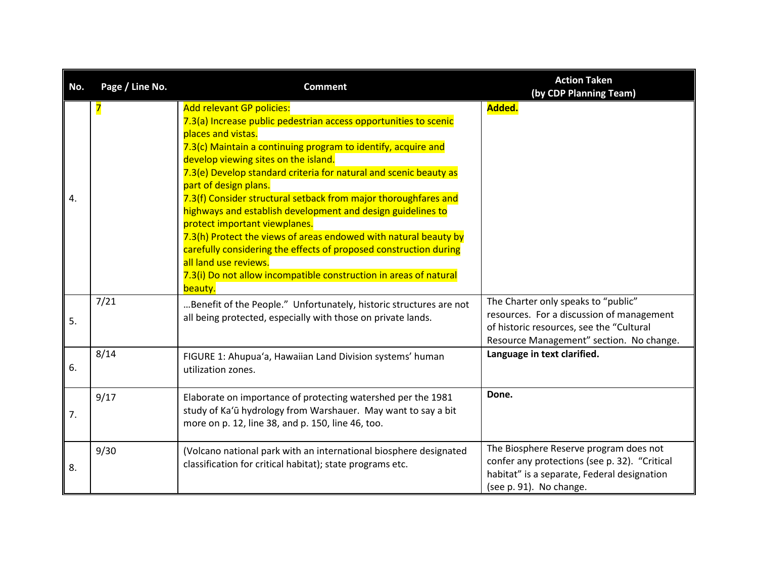| No. | Page / Line No. | Comment | Action Taken (by CDP Planning Team) |
|---|---|---|---|
| 4. | 7 | Add relevant GP policies:<br>7.3(a) Increase public pedestrian access opportunities to scenic places and vistas.<br>7.3(c) Maintain a continuing program to identify, acquire and develop viewing sites on the island.<br>7.3(e) Develop standard criteria for natural and scenic beauty as part of design plans.<br>7.3(f) Consider structural setback from major thoroughfares and highways and establish development and design guidelines to protect important viewplanes.<br>7.3(h) Protect the views of areas endowed with natural beauty by carefully considering the effects of proposed construction during all land use reviews.<br>7.3(i) Do not allow incompatible construction in areas of natural beauty. | **Added.** |
| 5. | 7/21 | …Benefit of the People." Unfortunately, historic structures are not all being protected, especially with those on private lands. | The Charter only speaks to "public" resources. For a discussion of management of historic resources, see the "Cultural Resource Management" section. No change. |
| 6. | 8/14 | FIGURE 1: Ahupuaʻa, Hawaiian Land Division systems' human utilization zones. | **Language in text clarified.** |
| 7. | 9/17 | Elaborate on importance of protecting watershed per the 1981 study of Kaʻū hydrology from Warshauer. May want to say a bit more on p. 12, line 38, and p. 150, line 46, too. | **Done.** |
| 8. | 9/30 | (Volcano national park with an international biosphere designated classification for critical habitat); state programs etc. | The Biosphere Reserve program does not confer any protections (see p. 32). "Critical habitat" is a separate, Federal designation (see p. 91). No change. |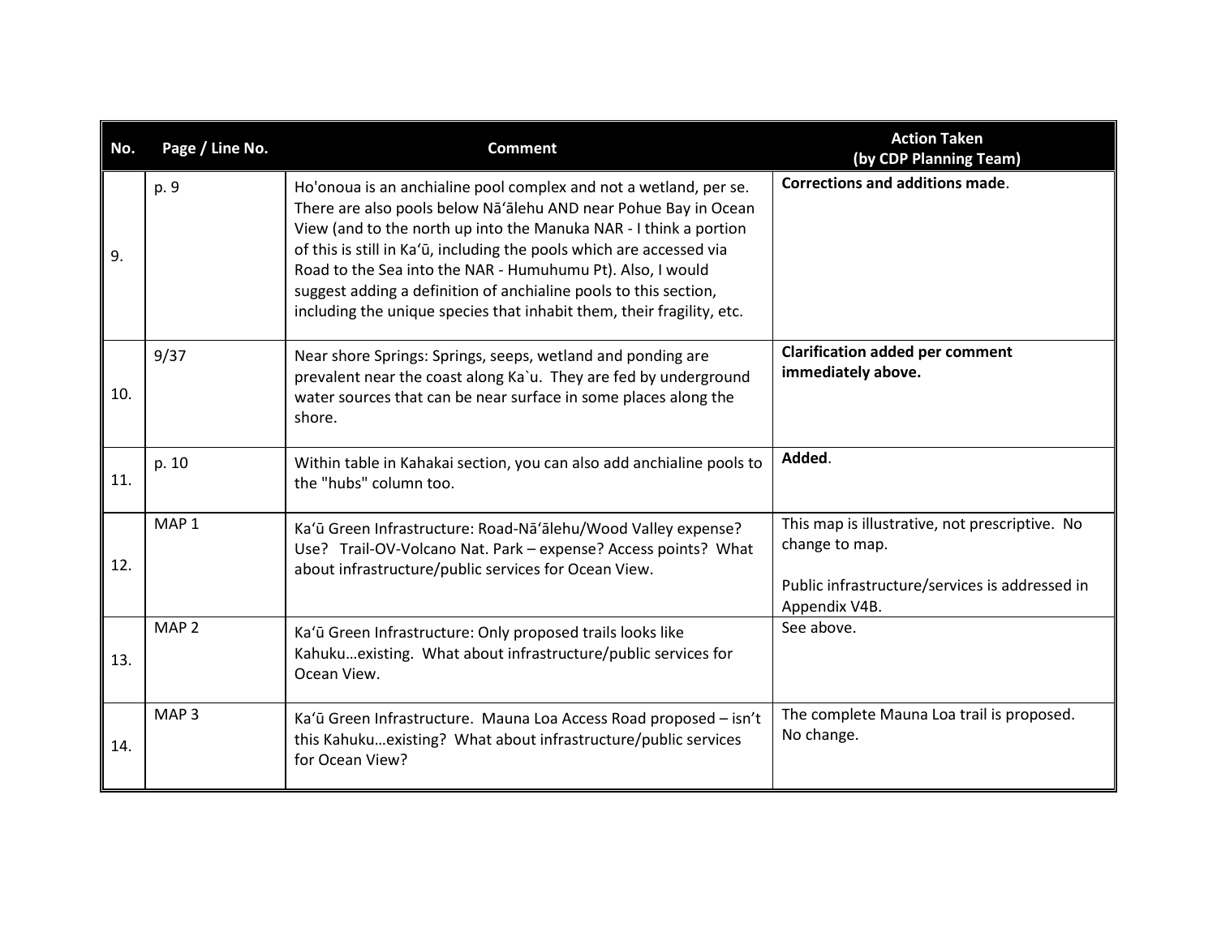| No. | Page / Line No. | Comment | Action Taken (by CDP Planning Team) |
|---|---|---|---|
| 9. | p. 9 | Ho'onoua is an anchialine pool complex and not a wetland, per se. There are also pools below Nāʻālehu AND near Pohue Bay in Ocean View (and to the north up into the Manuka NAR - I think a portion of this is still in Kaʻū, including the pools which are accessed via Road to the Sea into the NAR - Humuhumu Pt). Also, I would suggest adding a definition of anchialine pools to this section, including the unique species that inhabit them, their fragility, etc. | **Corrections and additions made**. |
| 10. | 9/37 | Near shore Springs: Springs, seeps, wetland and ponding are prevalent near the coast along Ka`u. They are fed by underground water sources that can be near surface in some places along the shore. | **Clarification added per comment immediately above.** |
| 11. | p. 10 | Within table in Kahakai section, you can also add anchialine pools to the "hubs" column too. | **Added**. |
| 12. | MAP 1 | Kaʻū Green Infrastructure: Road-Nāʻālehu/Wood Valley expense? Use? Trail-OV-Volcano Nat. Park – expense? Access points? What about infrastructure/public services for Ocean View. | This map is illustrative, not prescriptive. No change to map.<br><br>Public infrastructure/services is addressed in Appendix V4B. |
| 13. | MAP 2 | Kaʻū Green Infrastructure: Only proposed trails looks like Kahuku…existing. What about infrastructure/public services for Ocean View. | See above. |
| 14. | MAP 3 | Kaʻū Green Infrastructure. Mauna Loa Access Road proposed – isn't this Kahuku…existing? What about infrastructure/public services for Ocean View? | The complete Mauna Loa trail is proposed. No change. |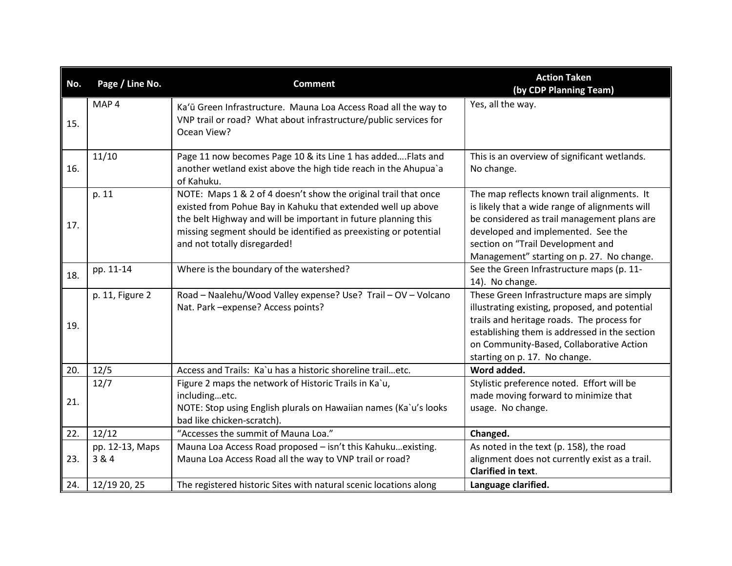| No. | Page / Line No. | Comment | Action Taken (by CDP Planning Team) |
|---|---|---|---|
| 15. | MAP 4 | Kaʻū Green Infrastructure. Mauna Loa Access Road all the way to VNP trail or road? What about infrastructure/public services for Ocean View? | Yes, all the way. |
| 16. | 11/10 | Page 11 now becomes Page 10 & its Line 1 has added….Flats and another wetland exist above the high tide reach in the Ahupua`a of Kahuku. | This is an overview of significant wetlands. No change. |
| 17. | p. 11 | NOTE: Maps 1 & 2 of 4 doesn't show the original trail that once existed from Pohue Bay in Kahuku that extended well up above the belt Highway and will be important in future planning this missing segment should be identified as preexisting or potential and not totally disregarded! | The map reflects known trail alignments. It is likely that a wide range of alignments will be considered as trail management plans are developed and implemented. See the section on "Trail Development and Management" starting on p. 27. No change. |
| 18. | pp. 11-14 | Where is the boundary of the watershed? | See the Green Infrastructure maps (p. 11-14). No change. |
| 19. | p. 11, Figure 2 | Road – Naalehu/Wood Valley expense? Use? Trail – OV – Volcano Nat. Park –expense? Access points? | These Green Infrastructure maps are simply illustrating existing, proposed, and potential trails and heritage roads. The process for establishing them is addressed in the section on Community-Based, Collaborative Action starting on p. 17. No change. |
| 20. | 12/5 | Access and Trails: Ka`u has a historic shoreline trail…etc. | **Word added.** |
| 21. | 12/7 | Figure 2 maps the network of Historic Trails in Ka`u, including…etc.<br>NOTE: Stop using English plurals on Hawaiian names (Ka`u's looks bad like chicken-scratch). | Stylistic preference noted. Effort will be made moving forward to minimize that usage. No change. |
| 22. | 12/12 | "Accesses the summit of Mauna Loa." | **Changed.** |
| 23. | pp. 12-13, Maps 3 & 4 | Mauna Loa Access Road proposed – isn't this Kahuku…existing. Mauna Loa Access Road all the way to VNP trail or road? | As noted in the text (p. 158), the road alignment does not currently exist as a trail. **Clarified in text**. |
| 24. | 12/19 20, 25 | The registered historic Sites with natural scenic locations along | **Language clarified.** |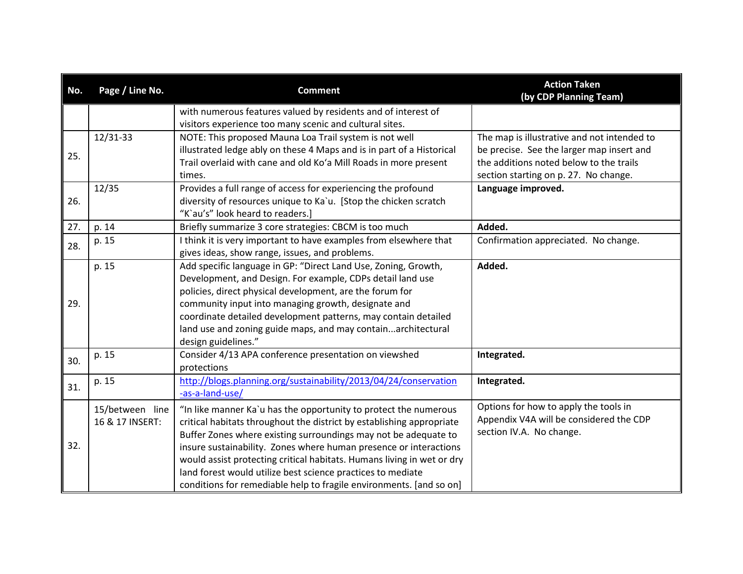| No. | Page / Line No. | Comment | Action Taken (by CDP Planning Team) |
|---|---|---|---|
| | | with numerous features valued by residents and of interest of visitors experience too many scenic and cultural sites. | |
| 25. | 12/31-33 | NOTE: This proposed Mauna Loa Trail system is not well illustrated ledge ably on these 4 Maps and is in part of a Historical Trail overlaid with cane and old Koʻa Mill Roads in more present times. | The map is illustrative and not intended to be precise. See the larger map insert and the additions noted below to the trails section starting on p. 27. No change. |
| 26. | 12/35 | Provides a full range of access for experiencing the profound diversity of resources unique to Ka`u. [Stop the chicken scratch "K`au's" look heard to readers.] | **Language improved.** |
| 27. | p. 14 | Briefly summarize 3 core strategies: CBCM is too much | **Added.** |
| 28. | p. 15 | I think it is very important to have examples from elsewhere that gives ideas, show range, issues, and problems. | Confirmation appreciated. No change. |
| 29. | p. 15 | Add specific language in GP: "Direct Land Use, Zoning, Growth, Development, and Design. For example, CDPs detail land use policies, direct physical development, are the forum for community input into managing growth, designate and coordinate detailed development patterns, may contain detailed land use and zoning guide maps, and may contain...architectural design guidelines." | **Added.** |
| 30. | p. 15 | Consider 4/13 APA conference presentation on viewshed protections | **Integrated.** |
| 31. | p. 15 | http://blogs.planning.org/sustainability/2013/04/24/conservation-as-a-land-use/ | **Integrated.** |
| 32. | 15/between line 16 & 17 INSERT: | "In like manner Ka`u has the opportunity to protect the numerous critical habitats throughout the district by establishing appropriate Buffer Zones where existing surroundings may not be adequate to insure sustainability. Zones where human presence or interactions would assist protecting critical habitats. Humans living in wet or dry land forest would utilize best science practices to mediate conditions for remediable help to fragile environments. [and so on] | Options for how to apply the tools in Appendix V4A will be considered the CDP section IV.A. No change. |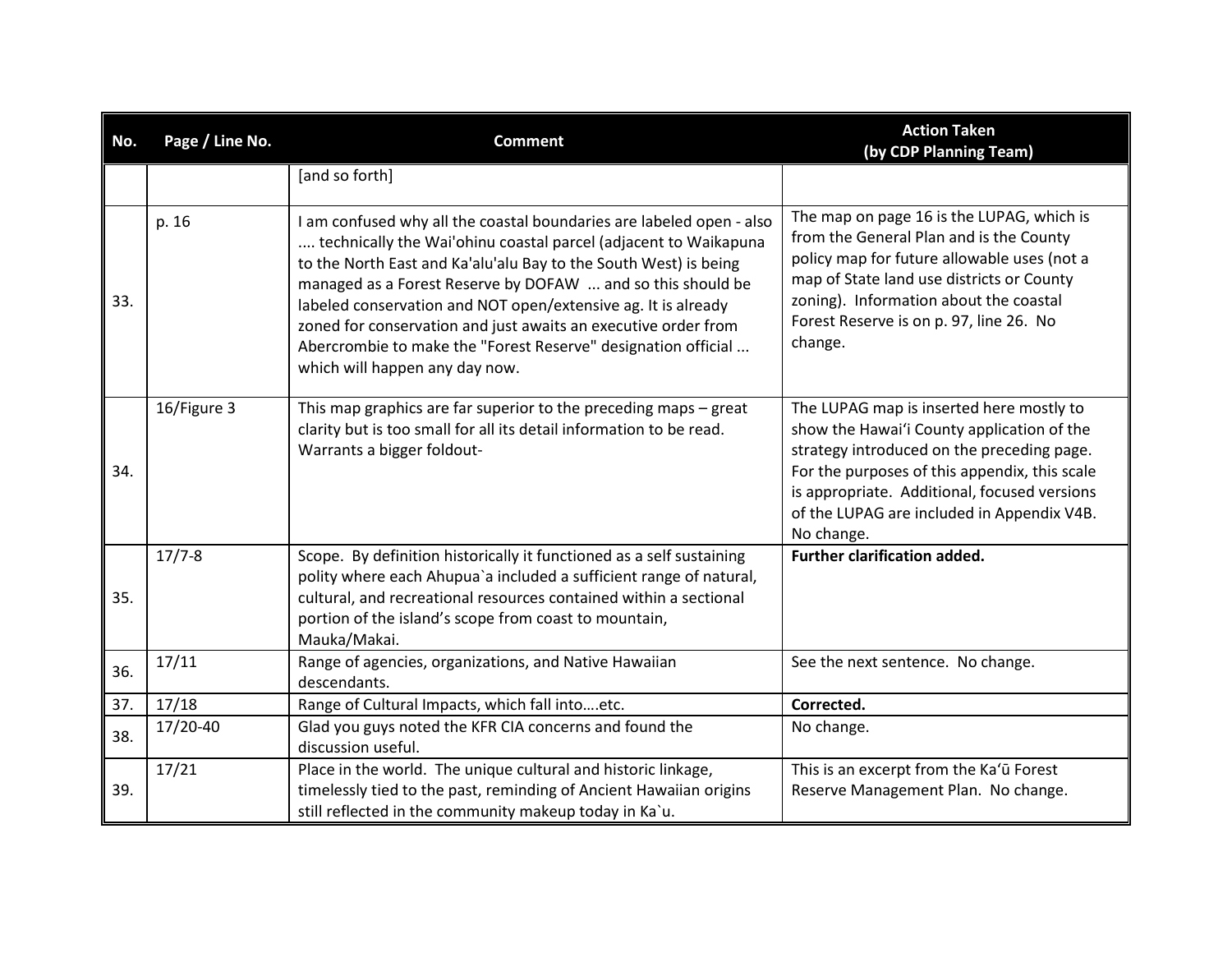| No. | Page / Line No. | Comment | Action Taken (by CDP Planning Team) |
|---|---|---|---|
| | | [and so forth] | |
| 33. | p. 16 | I am confused why all the coastal boundaries are labeled open - also .... technically the Wai'ohinu coastal parcel (adjacent to Waikapuna to the North East and Ka'alu'alu Bay to the South West) is being managed as a Forest Reserve by DOFAW ... and so this should be labeled conservation and NOT open/extensive ag. It is already zoned for conservation and just awaits an executive order from Abercrombie to make the "Forest Reserve" designation official ... which will happen any day now. | The map on page 16 is the LUPAG, which is from the General Plan and is the County policy map for future allowable uses (not a map of State land use districts or County zoning). Information about the coastal Forest Reserve is on p. 97, line 26. No change. |
| 34. | 16/Figure 3 | This map graphics are far superior to the preceding maps – great clarity but is too small for all its detail information to be read. Warrants a bigger foldout- | The LUPAG map is inserted here mostly to show the Hawai'i County application of the strategy introduced on the preceding page. For the purposes of this appendix, this scale is appropriate. Additional, focused versions of the LUPAG are included in Appendix V4B. No change. |
| 35. | 17/7-8 | Scope. By definition historically it functioned as a self sustaining polity where each Ahupua`a included a sufficient range of natural, cultural, and recreational resources contained within a sectional portion of the island's scope from coast to mountain, Mauka/Makai. | **Further clarification added.** |
| 36. | 17/11 | Range of agencies, organizations, and Native Hawaiian descendants. | See the next sentence. No change. |
| 37. | 17/18 | Range of Cultural Impacts, which fall into….etc. | **Corrected.** |
| 38. | 17/20-40 | Glad you guys noted the KFR CIA concerns and found the discussion useful. | No change. |
| 39. | 17/21 | Place in the world. The unique cultural and historic linkage, timelessly tied to the past, reminding of Ancient Hawaiian origins still reflected in the community makeup today in Ka`u. | This is an excerpt from the Ka'ū Forest Reserve Management Plan. No change. |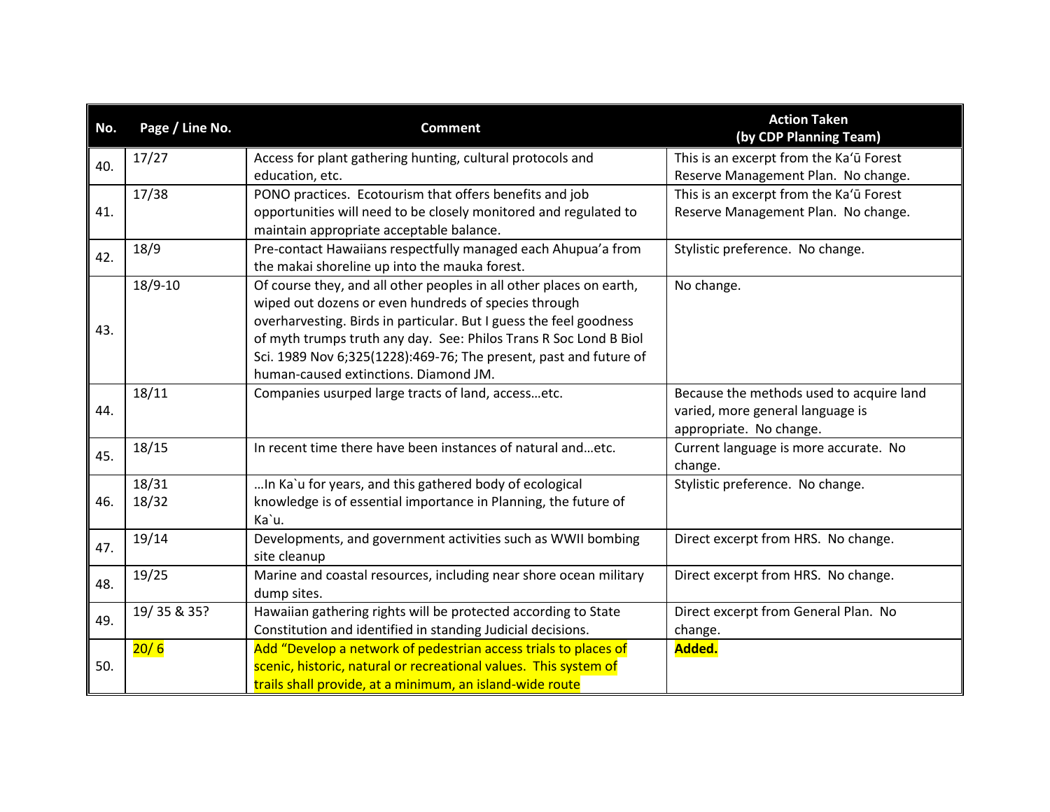| No. | Page / Line No. | Comment | Action Taken (by CDP Planning Team) |
|---|---|---|---|
| 40. | 17/27 | Access for plant gathering hunting, cultural protocols and education, etc. | This is an excerpt from the Ka'ū Forest Reserve Management Plan. No change. |
| 41. | 17/38 | PONO practices. Ecotourism that offers benefits and job opportunities will need to be closely monitored and regulated to maintain appropriate acceptable balance. | This is an excerpt from the Ka'ū Forest Reserve Management Plan. No change. |
| 42. | 18/9 | Pre-contact Hawaiians respectfully managed each Ahupua'a from the makai shoreline up into the mauka forest. | Stylistic preference. No change. |
| 43. | 18/9-10 | Of course they, and all other peoples in all other places on earth, wiped out dozens or even hundreds of species through overharvesting. Birds in particular. But I guess the feel goodness of myth trumps truth any day. See: Philos Trans R Soc Lond B Biol Sci. 1989 Nov 6;325(1228):469-76; The present, past and future of human-caused extinctions. Diamond JM. | No change. |
| 44. | 18/11 | Companies usurped large tracts of land, access…etc. | Because the methods used to acquire land varied, more general language is appropriate. No change. |
| 45. | 18/15 | In recent time there have been instances of natural and…etc. | Current language is more accurate. No change. |
| 46. | 18/31<br>18/32 | …In Ka`u for years, and this gathered body of ecological knowledge is of essential importance in Planning, the future of Ka`u. | Stylistic preference. No change. |
| 47. | 19/14 | Developments, and government activities such as WWII bombing site cleanup | Direct excerpt from HRS. No change. |
| 48. | 19/25 | Marine and coastal resources, including near shore ocean military dump sites. | Direct excerpt from HRS. No change. |
| 49. | 19/ 35 & 35? | Hawaiian gathering rights will be protected according to State Constitution and identified in standing Judicial decisions. | Direct excerpt from General Plan. No change. |
| 50. | 20/ 6 | Add "Develop a network of pedestrian access trials to places of scenic, historic, natural or recreational values. This system of trails shall provide, at a minimum, an island-wide route | **Added.** |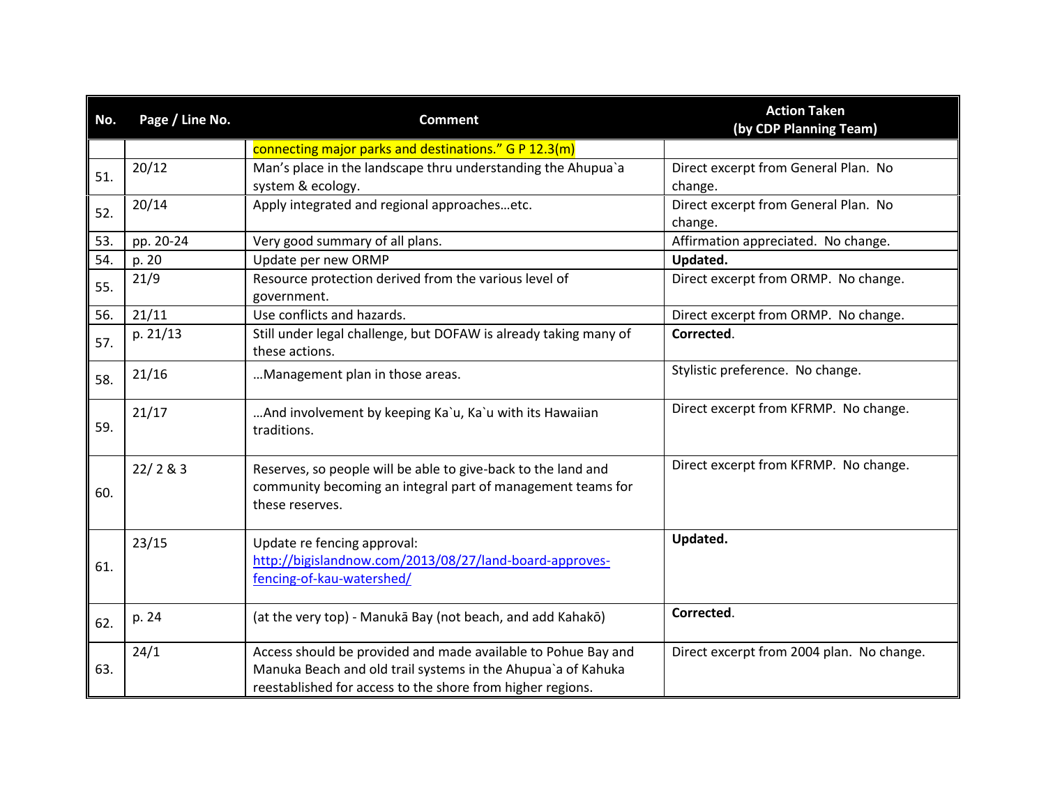| No. | Page / Line No. | Comment | Action Taken (by CDP Planning Team) |
|---|---|---|---|
| | | connecting major parks and destinations." G P 12.3(m) | |
| 51. | 20/12 | Man's place in the landscape thru understanding the Ahupua`a system & ecology. | Direct excerpt from General Plan. No change. |
| 52. | 20/14 | Apply integrated and regional approaches…etc. | Direct excerpt from General Plan. No change. |
| 53. | pp. 20-24 | Very good summary of all plans. | Affirmation appreciated. No change. |
| 54. | p. 20 | Update per new ORMP | **Updated.** |
| 55. | 21/9 | Resource protection derived from the various level of government. | Direct excerpt from ORMP. No change. |
| 56. | 21/11 | Use conflicts and hazards. | Direct excerpt from ORMP. No change. |
| 57. | p. 21/13 | Still under legal challenge, but DOFAW is already taking many of these actions. | **Corrected**. |
| 58. | 21/16 | …Management plan in those areas. | Stylistic preference. No change. |
| 59. | 21/17 | …And involvement by keeping Ka`u, Ka`u with its Hawaiian traditions. | Direct excerpt from KFRMP. No change. |
| 60. | 22/ 2 & 3 | Reserves, so people will be able to give-back to the land and community becoming an integral part of management teams for these reserves. | Direct excerpt from KFRMP. No change. |
| 61. | 23/15 | Update re fencing approval: http://bigislandnow.com/2013/08/27/land-board-approves-fencing-of-kau-watershed/ | **Updated.** |
| 62. | p. 24 | (at the very top) - Manukā Bay (not beach, and add Kahakō) | **Corrected**. |
| 63. | 24/1 | Access should be provided and made available to Pohue Bay and Manuka Beach and old trail systems in the Ahupua`a of Kahuka reestablished for access to the shore from higher regions. | Direct excerpt from 2004 plan. No change. |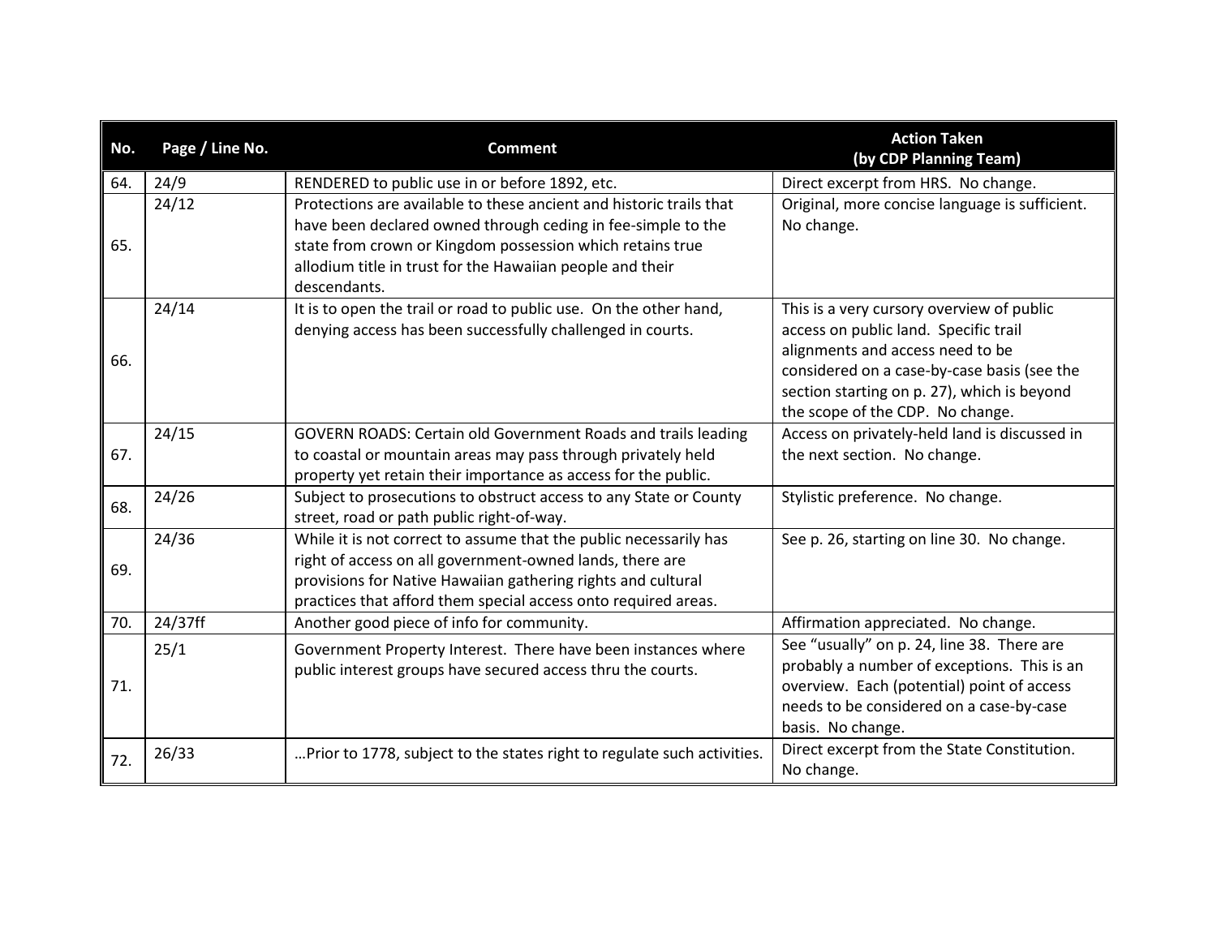| No. | Page / Line No. | Comment | Action Taken (by CDP Planning Team) |
|---|---|---|---|
| 64. | 24/9 | RENDERED to public use in or before 1892, etc. | Direct excerpt from HRS. No change. |
| 65. | 24/12 | Protections are available to these ancient and historic trails that have been declared owned through ceding in fee-simple to the state from crown or Kingdom possession which retains true allodium title in trust for the Hawaiian people and their descendants. | Original, more concise language is sufficient. No change. |
| 66. | 24/14 | It is to open the trail or road to public use. On the other hand, denying access has been successfully challenged in courts. | This is a very cursory overview of public access on public land. Specific trail alignments and access need to be considered on a case-by-case basis (see the section starting on p. 27), which is beyond the scope of the CDP. No change. |
| 67. | 24/15 | GOVERN ROADS: Certain old Government Roads and trails leading to coastal or mountain areas may pass through privately held property yet retain their importance as access for the public. | Access on privately-held land is discussed in the next section. No change. |
| 68. | 24/26 | Subject to prosecutions to obstruct access to any State or County street, road or path public right-of-way. | Stylistic preference. No change. |
| 69. | 24/36 | While it is not correct to assume that the public necessarily has right of access on all government-owned lands, there are provisions for Native Hawaiian gathering rights and cultural practices that afford them special access onto required areas. | See p. 26, starting on line 30. No change. |
| 70. | 24/37ff | Another good piece of info for community. | Affirmation appreciated. No change. |
| 71. | 25/1 | Government Property Interest. There have been instances where public interest groups have secured access thru the courts. | See "usually" on p. 24, line 38. There are probably a number of exceptions. This is an overview. Each (potential) point of access needs to be considered on a case-by-case basis. No change. |
| 72. | 26/33 | …Prior to 1778, subject to the states right to regulate such activities. | Direct excerpt from the State Constitution. No change. |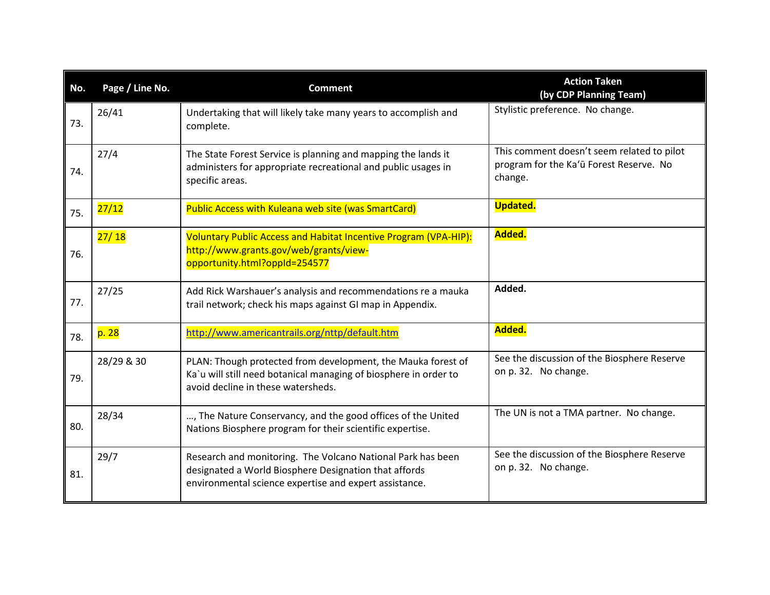| No. | Page / Line No. | Comment | Action Taken (by CDP Planning Team) |
|---|---|---|---|
| 73. | 26/41 | Undertaking that will likely take many years to accomplish and complete. | Stylistic preference. No change. |
| 74. | 27/4 | The State Forest Service is planning and mapping the lands it administers for appropriate recreational and public usages in specific areas. | This comment doesn't seem related to pilot program for the Kaʻū Forest Reserve. No change. |
| 75. | 27/12 | Public Access with Kuleana web site (was SmartCard) | **Updated.** |
| 76. | 27/ 18 | Voluntary Public Access and Habitat Incentive Program (VPA-HIP): http://www.grants.gov/web/grants/view-opportunity.html?oppId=254577 | **Added.** |
| 77. | 27/25 | Add Rick Warshauer's analysis and recommendations re a mauka trail network; check his maps against GI map in Appendix. | **Added.** |
| 78. | p. 28 | http://www.americantrails.org/nttp/default.htm | **Added.** |
| 79. | 28/29 & 30 | PLAN: Though protected from development, the Mauka forest of Ka`u will still need botanical managing of biosphere in order to avoid decline in these watersheds. | See the discussion of the Biosphere Reserve on p. 32. No change. |
| 80. | 28/34 | …, The Nature Conservancy, and the good offices of the United Nations Biosphere program for their scientific expertise. | The UN is not a TMA partner. No change. |
| 81. | 29/7 | Research and monitoring. The Volcano National Park has been designated a World Biosphere Designation that affords environmental science expertise and expert assistance. | See the discussion of the Biosphere Reserve on p. 32. No change. |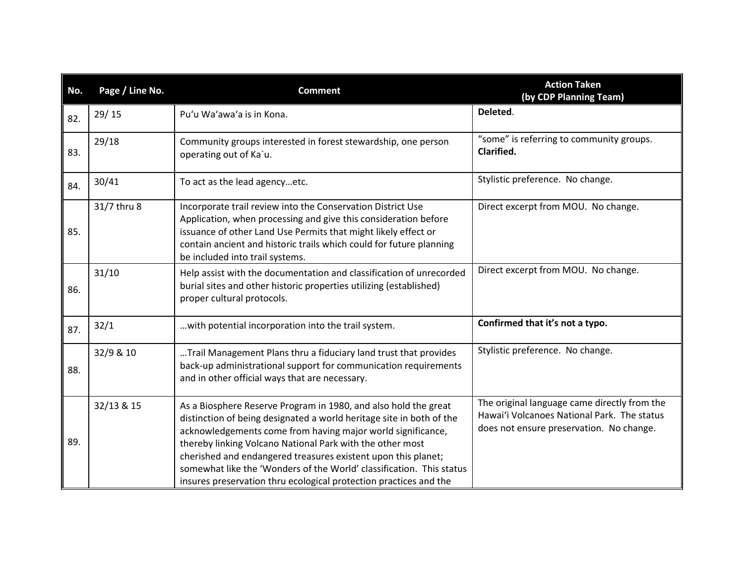| No. | Page / Line No. | Comment | Action Taken (by CDP Planning Team) |
|---|---|---|---|
| 82. | 29/ 15 | Puʻu Waʻawaʻa is in Kona. | **Deleted**. |
| 83. | 29/18 | Community groups interested in forest stewardship, one person operating out of Ka`u. | "some" is referring to community groups. **Clarified.** |
| 84. | 30/41 | To act as the lead agency…etc. | Stylistic preference. No change. |
| 85. | 31/7 thru 8 | Incorporate trail review into the Conservation District Use Application, when processing and give this consideration before issuance of other Land Use Permits that might likely effect or contain ancient and historic trails which could for future planning be included into trail systems. | Direct excerpt from MOU. No change. |
| 86. | 31/10 | Help assist with the documentation and classification of unrecorded burial sites and other historic properties utilizing (established) proper cultural protocols. | Direct excerpt from MOU. No change. |
| 87. | 32/1 | …with potential incorporation into the trail system. | **Confirmed that it's not a typo.** |
| 88. | 32/9 & 10 | …Trail Management Plans thru a fiduciary land trust that provides back-up administrational support for communication requirements and in other official ways that are necessary. | Stylistic preference. No change. |
| 89. | 32/13 & 15 | As a Biosphere Reserve Program in 1980, and also hold the great distinction of being designated a world heritage site in both of the acknowledgements come from having major world significance, thereby linking Volcano National Park with the other most cherished and endangered treasures existent upon this planet; somewhat like the 'Wonders of the World' classification. This status insures preservation thru ecological protection practices and the | The original language came directly from the Hawaiʻi Volcanoes National Park. The status does not ensure preservation. No change. |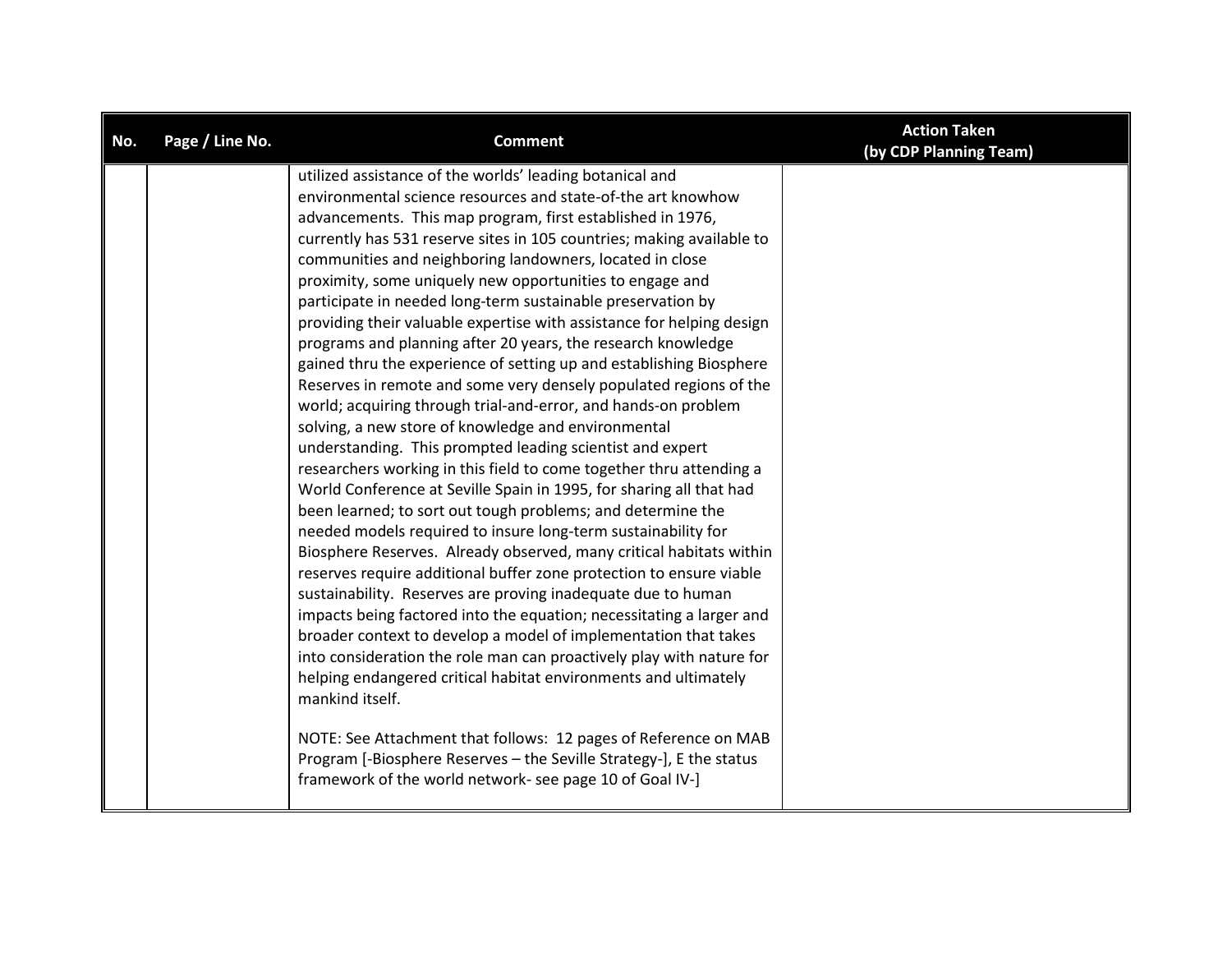| No. | Page / Line No. | Comment | Action Taken (by CDP Planning Team) |
|---|---|---|---|
| | | utilized assistance of the worlds' leading botanical and environmental science resources and state-of-the art knowhow advancements. This map program, first established in 1976, currently has 531 reserve sites in 105 countries; making available to communities and neighboring landowners, located in close proximity, some uniquely new opportunities to engage and participate in needed long-term sustainable preservation by providing their valuable expertise with assistance for helping design programs and planning after 20 years, the research knowledge gained thru the experience of setting up and establishing Biosphere Reserves in remote and some very densely populated regions of the world; acquiring through trial-and-error, and hands-on problem solving, a new store of knowledge and environmental understanding. This prompted leading scientist and expert researchers working in this field to come together thru attending a World Conference at Seville Spain in 1995, for sharing all that had been learned; to sort out tough problems; and determine the needed models required to insure long-term sustainability for Biosphere Reserves. Already observed, many critical habitats within reserves require additional buffer zone protection to ensure viable sustainability. Reserves are proving inadequate due to human impacts being factored into the equation; necessitating a larger and broader context to develop a model of implementation that takes into consideration the role man can proactively play with nature for helping endangered critical habitat environments and ultimately mankind itself.<br><br>NOTE: See Attachment that follows: 12 pages of Reference on MAB Program [-Biosphere Reserves – the Seville Strategy-], E the status framework of the world network- see page 10 of Goal IV-] | |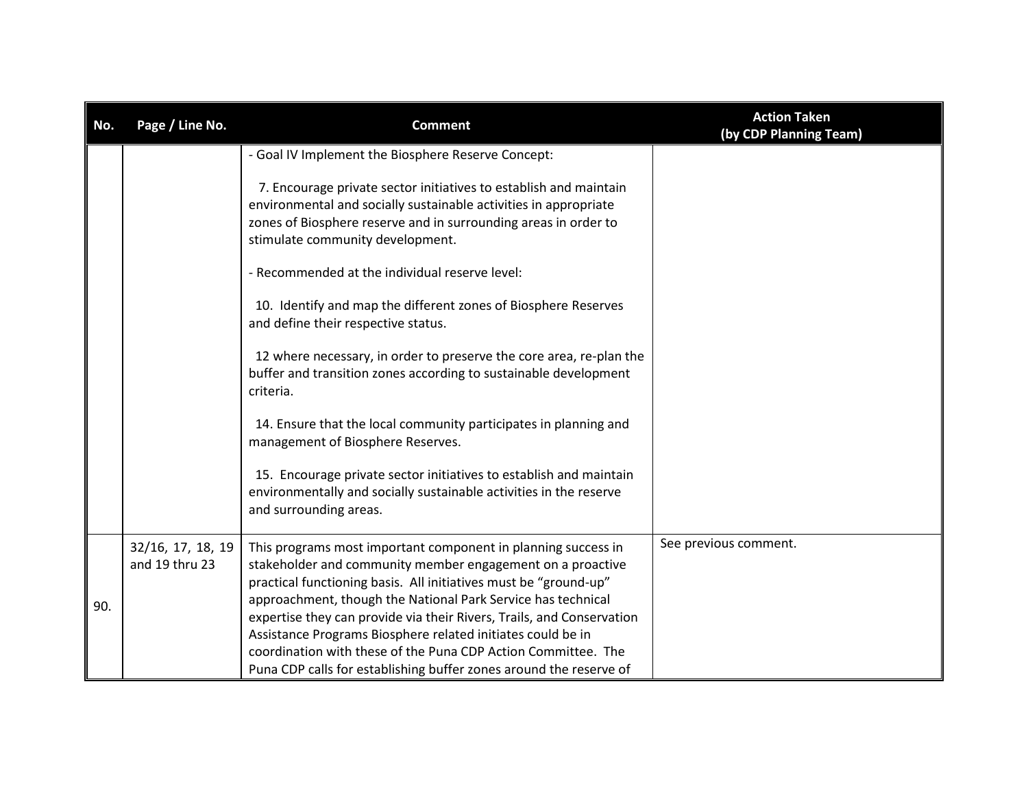| No. | Page / Line No. | Comment | Action Taken (by CDP Planning Team) |
|---|---|---|---|
| | | - Goal IV Implement the Biosphere Reserve Concept:<br><br>7. Encourage private sector initiatives to establish and maintain environmental and socially sustainable activities in appropriate zones of Biosphere reserve and in surrounding areas in order to stimulate community development.<br><br>- Recommended at the individual reserve level:<br><br>10. Identify and map the different zones of Biosphere Reserves and define their respective status.<br><br>12 where necessary, in order to preserve the core area, re-plan the buffer and transition zones according to sustainable development criteria.<br><br>14. Ensure that the local community participates in planning and management of Biosphere Reserves.<br><br>15. Encourage private sector initiatives to establish and maintain environmentally and socially sustainable activities in the reserve and surrounding areas. | |
| 90. | 32/16, 17, 18, 19 and 19 thru 23 | This programs most important component in planning success in stakeholder and community member engagement on a proactive practical functioning basis. All initiatives must be "ground-up" approachment, though the National Park Service has technical expertise they can provide via their Rivers, Trails, and Conservation Assistance Programs Biosphere related initiates could be in coordination with these of the Puna CDP Action Committee. The Puna CDP calls for establishing buffer zones around the reserve of | See previous comment. |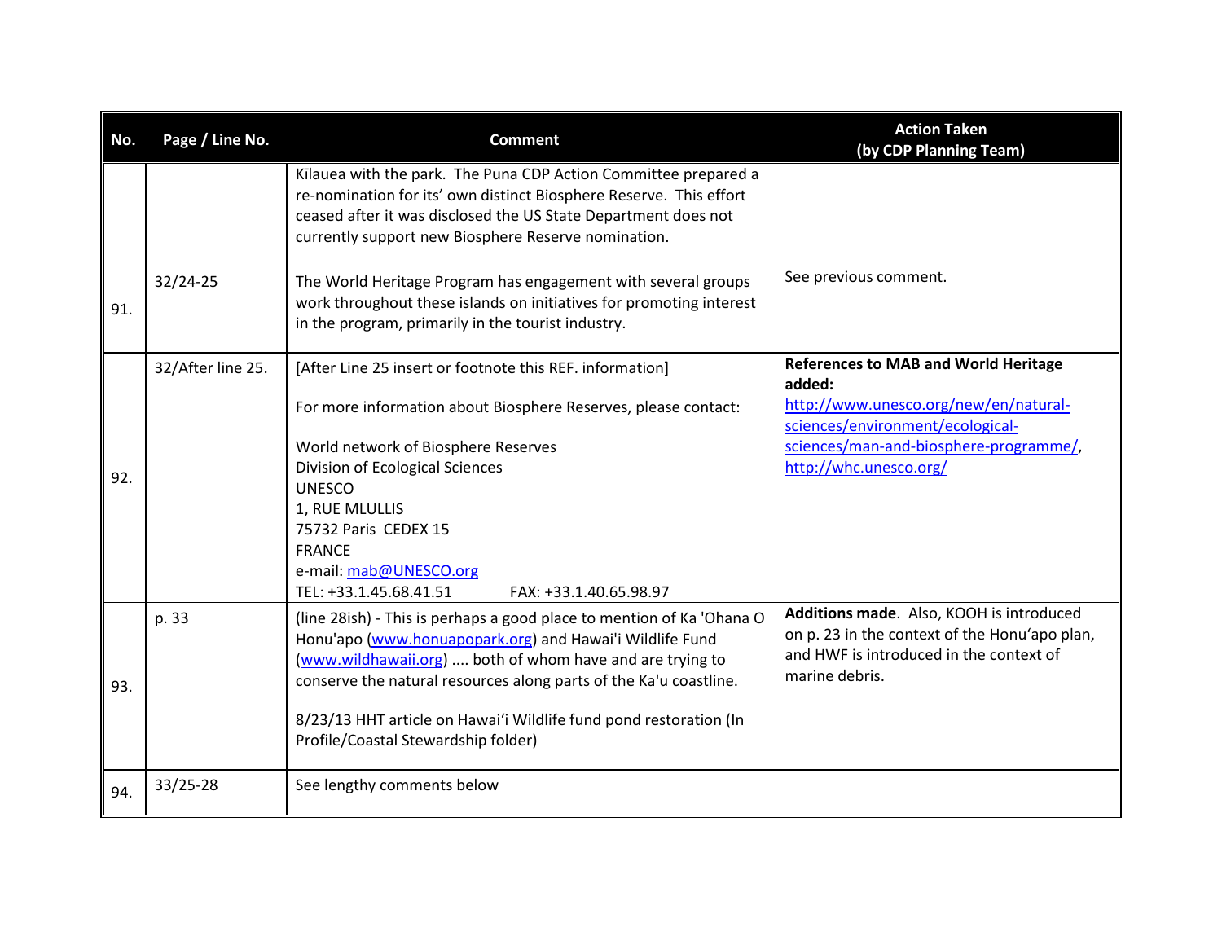| No. | Page / Line No. | Comment | Action Taken (by CDP Planning Team) |
|---|---|---|---|
| | | Kīlauea with the park. The Puna CDP Action Committee prepared a re-nomination for its' own distinct Biosphere Reserve. This effort ceased after it was disclosed the US State Department does not currently support new Biosphere Reserve nomination. | |
| 91. | 32/24-25 | The World Heritage Program has engagement with several groups work throughout these islands on initiatives for promoting interest in the program, primarily in the tourist industry. | See previous comment. |
| 92. | 32/After line 25. | [After Line 25 insert or footnote this REF. information]<br><br>For more information about Biosphere Reserves, please contact:<br><br>World network of Biosphere Reserves<br>Division of Ecological Sciences<br>UNESCO<br>1, RUE MLULLIS<br>75732 Paris CEDEX 15<br>FRANCE<br>e-mail: mab@UNESCO.org<br>TEL: +33.1.45.68.41.51 FAX: +33.1.40.65.98.97 | **References to MAB and World Heritage added:** http://www.unesco.org/new/en/natural-sciences/environment/ecological-sciences/man-and-biosphere-programme/, http://whc.unesco.org/ |
| 93. | p. 33 | (line 28ish) - This is perhaps a good place to mention of Ka 'Ohana O Honu'apo (www.honuapopark.org) and Hawai'i Wildlife Fund (www.wildhawaii.org) .... both of whom have and are trying to conserve the natural resources along parts of the Ka'u coastline.<br><br>8/23/13 HHT article on Hawaiʻi Wildlife fund pond restoration (In Profile/Coastal Stewardship folder) | **Additions made**. Also, KOOH is introduced on p. 23 in the context of the Honuʻapo plan, and HWF is introduced in the context of marine debris. |
| 94. | 33/25-28 | See lengthy comments below | |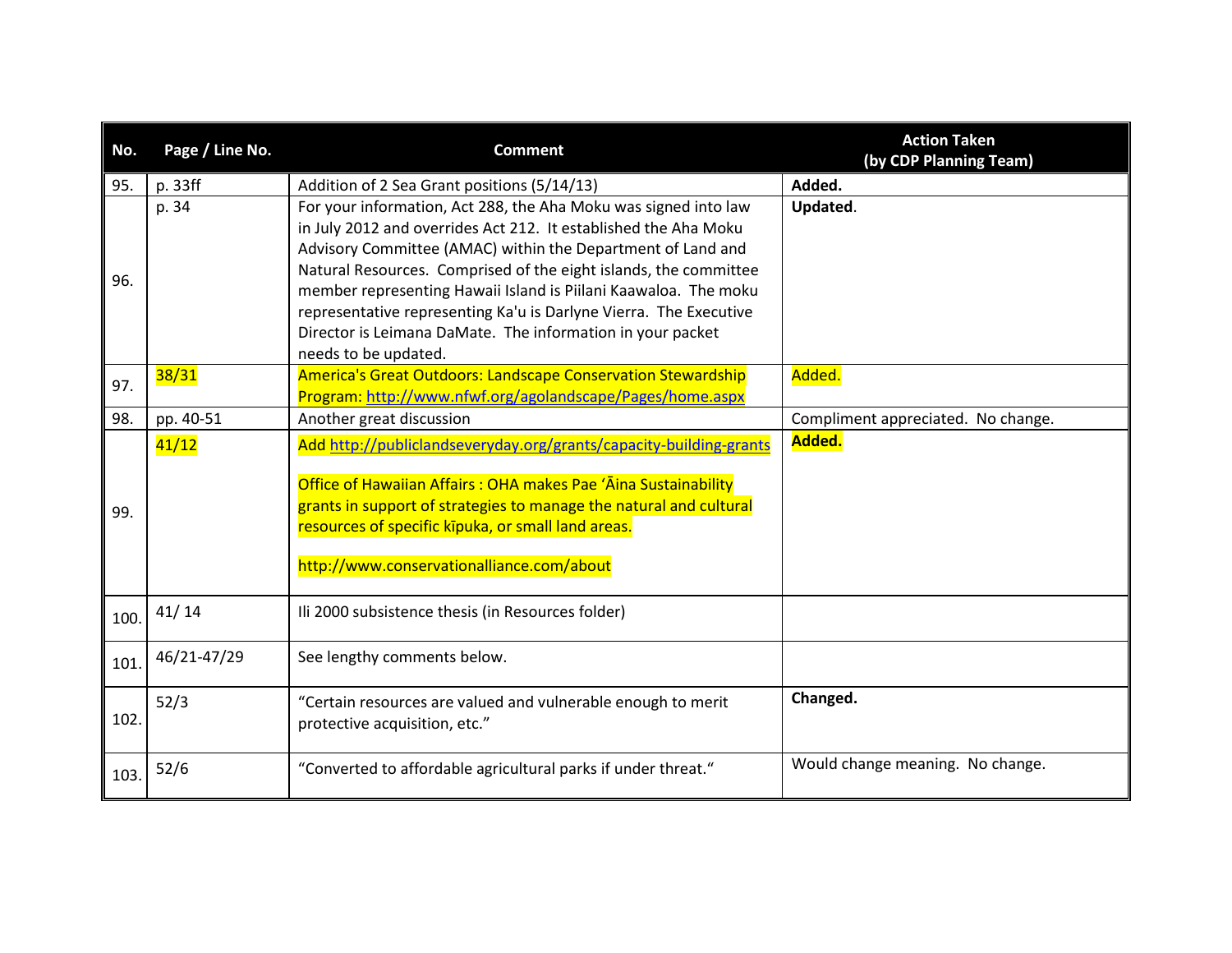| No. | Page / Line No. | Comment | Action Taken (by CDP Planning Team) |
|---|---|---|---|
| 95. | p. 33ff | Addition of 2 Sea Grant positions (5/14/13) | **Added.** |
| 96. | p. 34 | For your information, Act 288, the Aha Moku was signed into law in July 2012 and overrides Act 212. It established the Aha Moku Advisory Committee (AMAC) within the Department of Land and Natural Resources. Comprised of the eight islands, the committee member representing Hawaii Island is Piilani Kaawaloa. The moku representative representing Ka'u is Darlyne Vierra. The Executive Director is Leimana DaMate. The information in your packet needs to be updated. | **Updated**. |
| 97. | 38/31 | America's Great Outdoors: Landscape Conservation Stewardship Program: http://www.nfwf.org/agolandscape/Pages/home.aspx | Added. |
| 98. | pp. 40-51 | Another great discussion | Compliment appreciated. No change. |
| 99. | 41/12 | Add http://publiclandseveryday.org/grants/capacity-building-grants<br><br>Office of Hawaiian Affairs : OHA makes Pae ʻĀina Sustainability grants in support of strategies to manage the natural and cultural resources of specific kīpuka, or small land areas.<br><br>http://www.conservationalliance.com/about | **Added.** |
| 100. | 41/ 14 | Ili 2000 subsistence thesis (in Resources folder) | |
| 101. | 46/21-47/29 | See lengthy comments below. | |
| 102. | 52/3 | "Certain resources are valued and vulnerable enough to merit protective acquisition, etc." | **Changed.** |
| 103. | 52/6 | "Converted to affordable agricultural parks if under threat." | Would change meaning. No change. |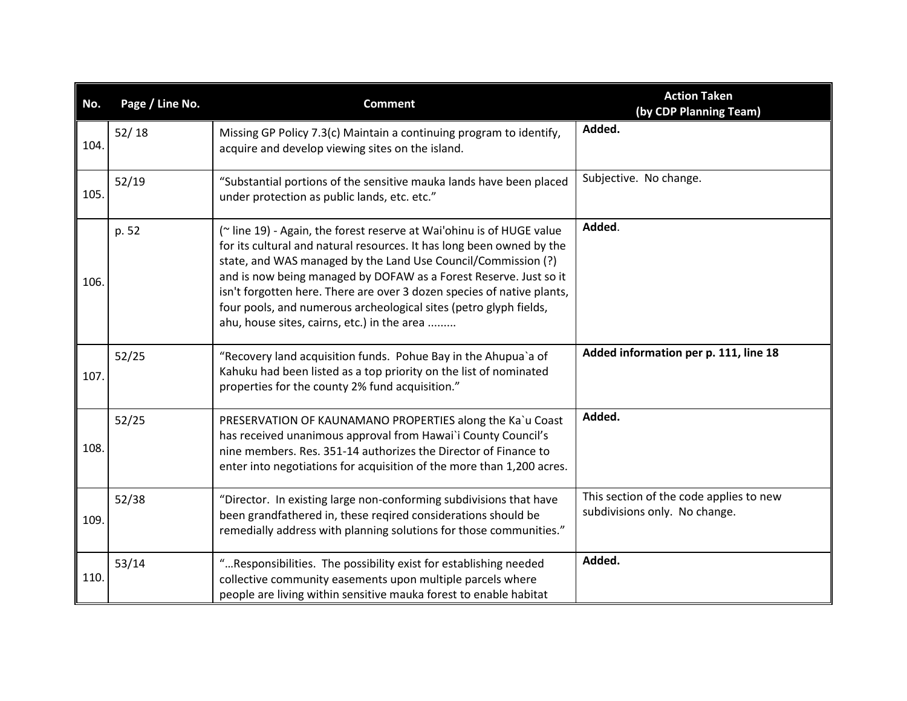| No. | Page / Line No. | Comment | Action Taken (by CDP Planning Team) |
|---|---|---|---|
| 104. | 52/ 18 | Missing GP Policy 7.3(c) Maintain a continuing program to identify, acquire and develop viewing sites on the island. | **Added.** |
| 105. | 52/19 | "Substantial portions of the sensitive mauka lands have been placed under protection as public lands, etc. etc." | Subjective. No change. |
| 106. | p. 52 | (~ line 19) - Again, the forest reserve at Wai'ohinu is of HUGE value for its cultural and natural resources. It has long been owned by the state, and WAS managed by the Land Use Council/Commission (?) and is now being managed by DOFAW as a Forest Reserve. Just so it isn't forgotten here. There are over 3 dozen species of native plants, four pools, and numerous archeological sites (petro glyph fields, ahu, house sites, cairns, etc.) in the area ......... | **Added**. |
| 107. | 52/25 | "Recovery land acquisition funds. Pohue Bay in the Ahupua`a of Kahuku had been listed as a top priority on the list of nominated properties for the county 2% fund acquisition." | **Added information per p. 111, line 18** |
| 108. | 52/25 | PRESERVATION OF KAUNAMANO PROPERTIES along the Ka`u Coast has received unanimous approval from Hawai`i County Council's nine members. Res. 351-14 authorizes the Director of Finance to enter into negotiations for acquisition of the more than 1,200 acres. | **Added.** |
| 109. | 52/38 | "Director. In existing large non-conforming subdivisions that have been grandfathered in, these reqired considerations should be remedially address with planning solutions for those communities." | This section of the code applies to new subdivisions only. No change. |
| 110. | 53/14 | "…Responsibilities. The possibility exist for establishing needed collective community easements upon multiple parcels where people are living within sensitive mauka forest to enable habitat | **Added.** |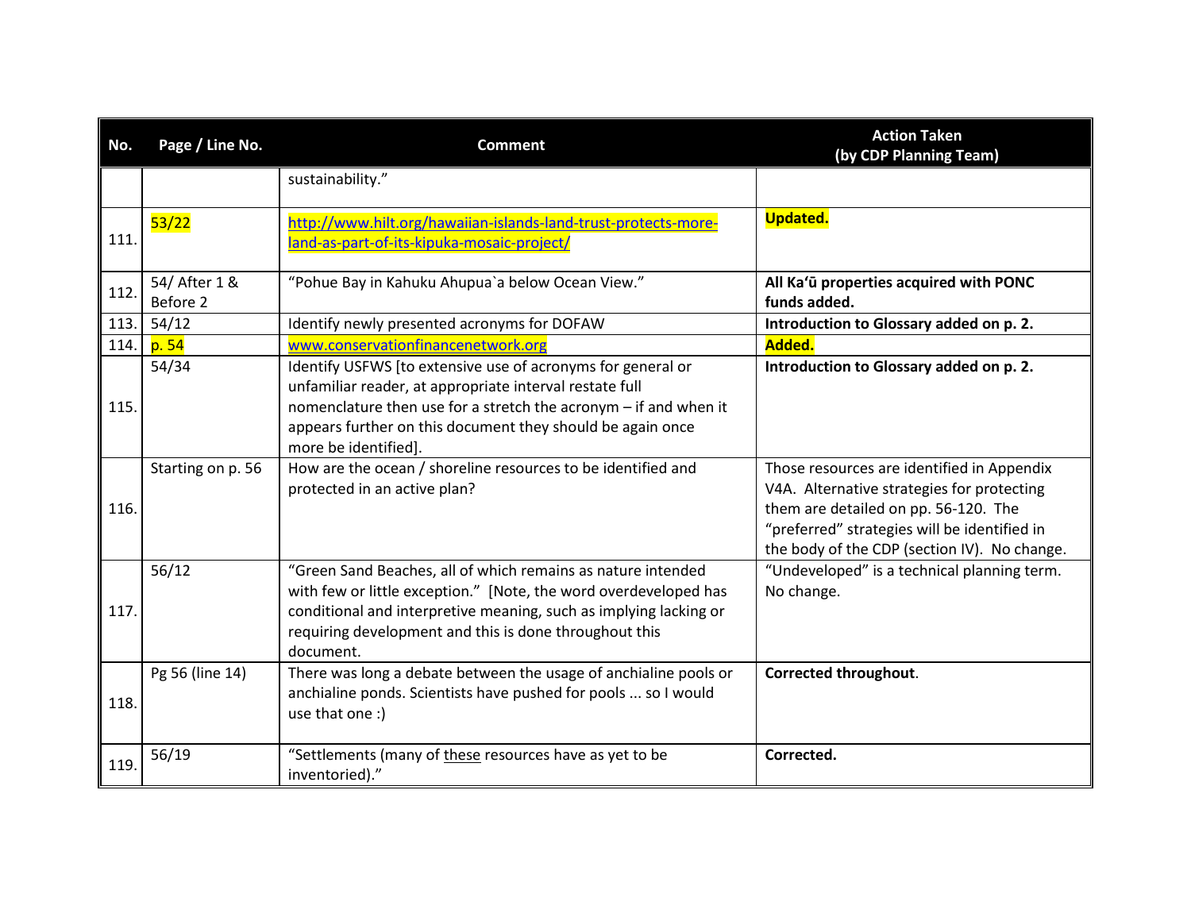| No. | Page / Line No. | Comment | Action Taken (by CDP Planning Team) |
|---|---|---|---|
| | | sustainability." | |
| 111. | 53/22 | http://www.hilt.org/hawaiian-islands-land-trust-protects-more-land-as-part-of-its-kipuka-mosaic-project/ | **Updated.** |
| 112. | 54/ After 1 & Before 2 | "Pohue Bay in Kahuku Ahupua`a below Ocean View." | **All Kaʻū properties acquired with PONC funds added.** |
| 113. | 54/12 | Identify newly presented acronyms for DOFAW | **Introduction to Glossary added on p. 2.** |
| 114. | p. 54 | www.conservationfinancenetwork.org | **Added.** |
| 115. | 54/34 | Identify USFWS [to extensive use of acronyms for general or unfamiliar reader, at appropriate interval restate full nomenclature then use for a stretch the acronym – if and when it appears further on this document they should be again once more be identified]. | **Introduction to Glossary added on p. 2.** |
| 116. | Starting on p. 56 | How are the ocean / shoreline resources to be identified and protected in an active plan? | Those resources are identified in Appendix V4A. Alternative strategies for protecting them are detailed on pp. 56-120. The "preferred" strategies will be identified in the body of the CDP (section IV). No change. |
| 117. | 56/12 | "Green Sand Beaches, all of which remains as nature intended with few or little exception." [Note, the word overdeveloped has conditional and interpretive meaning, such as implying lacking or requiring development and this is done throughout this document. | "Undeveloped" is a technical planning term. No change. |
| 118. | Pg 56 (line 14) | There was long a debate between the usage of anchialine pools or anchialine ponds. Scientists have pushed for pools ... so I would use that one :) | **Corrected throughout**. |
| 119. | 56/19 | "Settlements (many of these resources have as yet to be inventoried)." | **Corrected.** |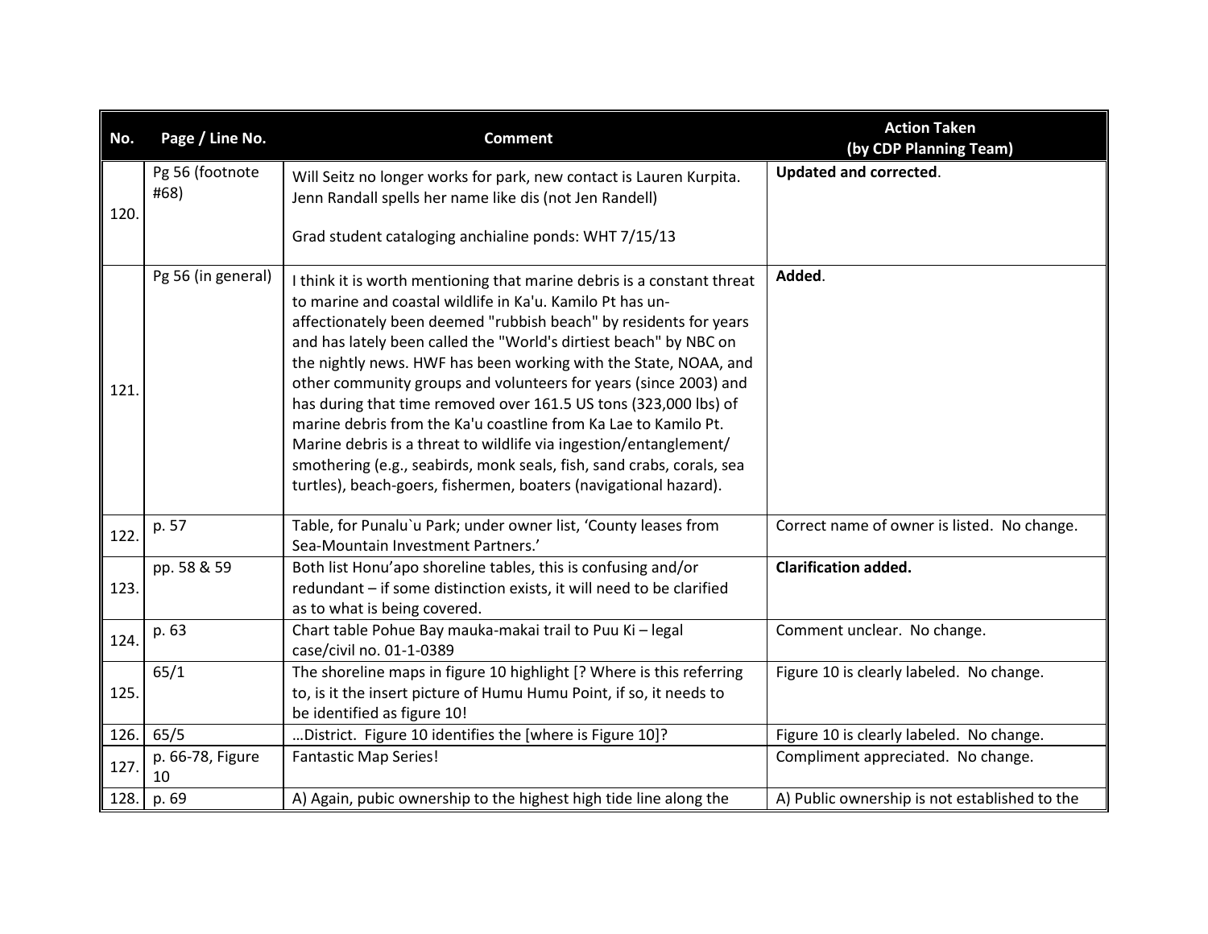| No. | Page / Line No. | Comment | Action Taken (by CDP Planning Team) |
|---|---|---|---|
| 120. | Pg 56 (footnote #68) | Will Seitz no longer works for park, new contact is Lauren Kurpita. Jenn Randall spells her name like dis (not Jen Randell)<br><br>Grad student cataloging anchialine ponds: WHT 7/15/13 | **Updated and corrected**. |
| 121. | Pg 56 (in general) | I think it is worth mentioning that marine debris is a constant threat to marine and coastal wildlife in Ka'u. Kamilo Pt has un-affectionately been deemed "rubbish beach" by residents for years and has lately been called the "World's dirtiest beach" by NBC on the nightly news. HWF has been working with the State, NOAA, and other community groups and volunteers for years (since 2003) and has during that time removed over 161.5 US tons (323,000 lbs) of marine debris from the Ka'u coastline from Ka Lae to Kamilo Pt. Marine debris is a threat to wildlife via ingestion/entanglement/ smothering (e.g., seabirds, monk seals, fish, sand crabs, corals, sea turtles), beach-goers, fishermen, boaters (navigational hazard). | **Added**. |
| 122. | p. 57 | Table, for Punalu`u Park; under owner list, 'County leases from Sea-Mountain Investment Partners.' | Correct name of owner is listed. No change. |
| 123. | pp. 58 & 59 | Both list Honu'apo shoreline tables, this is confusing and/or redundant – if some distinction exists, it will need to be clarified as to what is being covered. | **Clarification added.** |
| 124. | p. 63 | Chart table Pohue Bay mauka-makai trail to Puu Ki – legal case/civil no. 01-1-0389 | Comment unclear. No change. |
| 125. | 65/1 | The shoreline maps in figure 10 highlight [? Where is this referring to, is it the insert picture of Humu Humu Point, if so, it needs to be identified as figure 10! | Figure 10 is clearly labeled. No change. |
| 126. | 65/5 | …District. Figure 10 identifies the [where is Figure 10]? | Figure 10 is clearly labeled. No change. |
| 127. | p. 66-78, Figure 10 | Fantastic Map Series! | Compliment appreciated. No change. |
| 128. | p. 69 | A) Again, pubic ownership to the highest high tide line along the | A) Public ownership is not established to the |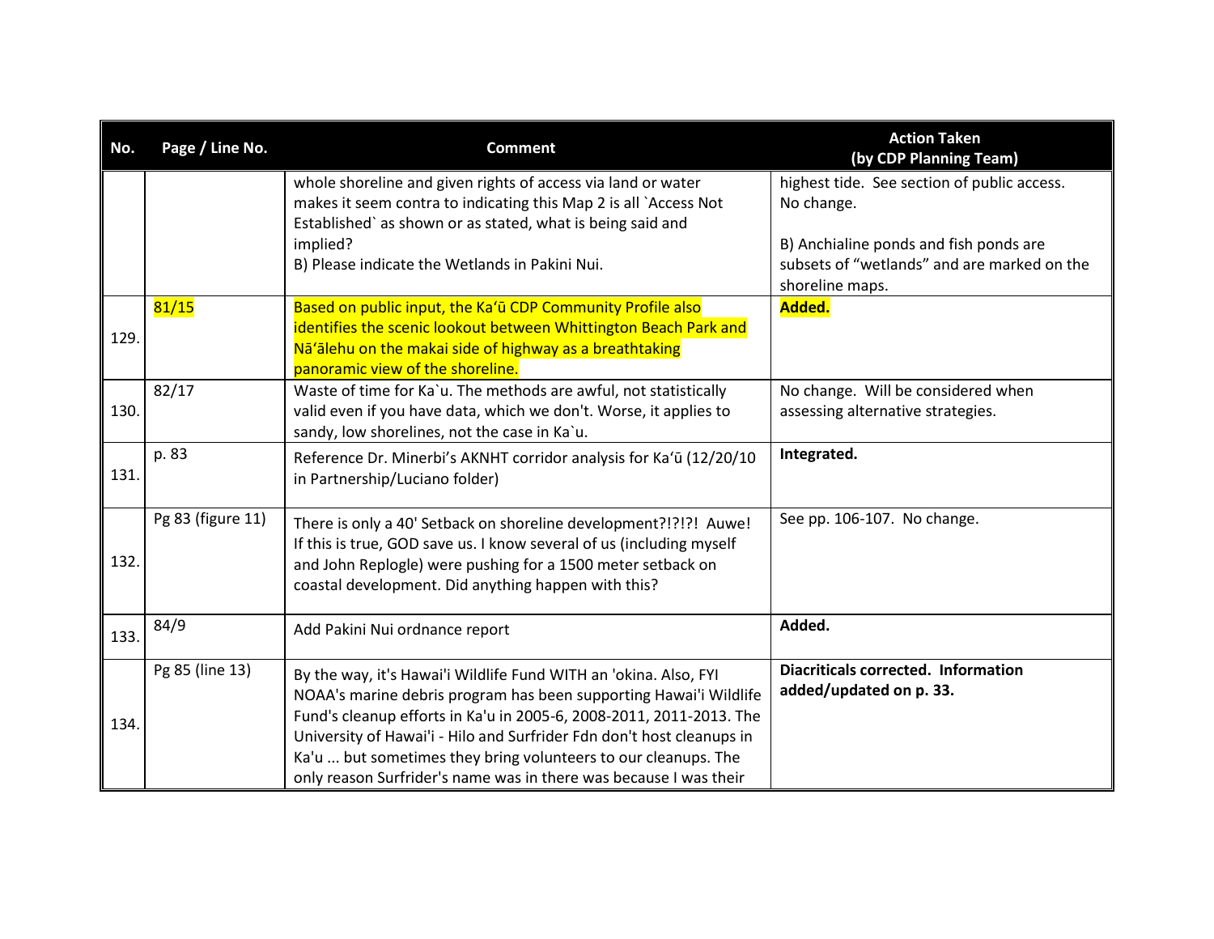| No. | Page / Line No. | Comment | Action Taken (by CDP Planning Team) |
|---|---|---|---|
| | | whole shoreline and given rights of access via land or water makes it seem contra to indicating this Map 2 is all `Access Not Established` as shown or as stated, what is being said and implied?<br>B) Please indicate the Wetlands in Pakini Nui. | highest tide. See section of public access. No change.<br><br>B) Anchialine ponds and fish ponds are subsets of "wetlands" and are marked on the shoreline maps. |
| 129. | 81/15 | Based on public input, the Ka'ū CDP Community Profile also identifies the scenic lookout between Whittington Beach Park and Nā'ālehu on the makai side of highway as a breathtaking panoramic view of the shoreline. | **Added.** |
| 130. | 82/17 | Waste of time for Ka`u. The methods are awful, not statistically valid even if you have data, which we don't. Worse, it applies to sandy, low shorelines, not the case in Ka`u. | No change. Will be considered when assessing alternative strategies. |
| 131. | p. 83 | Reference Dr. Minerbi's AKNHT corridor analysis for Ka'ū (12/20/10 in Partnership/Luciano folder) | **Integrated.** |
| 132. | Pg 83 (figure 11) | There is only a 40' Setback on shoreline development?!?!?! Auwe! If this is true, GOD save us. I know several of us (including myself and John Replogle) were pushing for a 1500 meter setback on coastal development. Did anything happen with this? | See pp. 106-107. No change. |
| 133. | 84/9 | Add Pakini Nui ordnance report | **Added.** |
| 134. | Pg 85 (line 13) | By the way, it's Hawai'i Wildlife Fund WITH an 'okina. Also, FYI NOAA's marine debris program has been supporting Hawai'i Wildlife Fund's cleanup efforts in Ka'u in 2005-6, 2008-2011, 2011-2013. The University of Hawai'i - Hilo and Surfrider Fdn don't host cleanups in Ka'u ... but sometimes they bring volunteers to our cleanups. The only reason Surfrider's name was in there was because I was their | **Diacriticals corrected. Information added/updated on p. 33.** |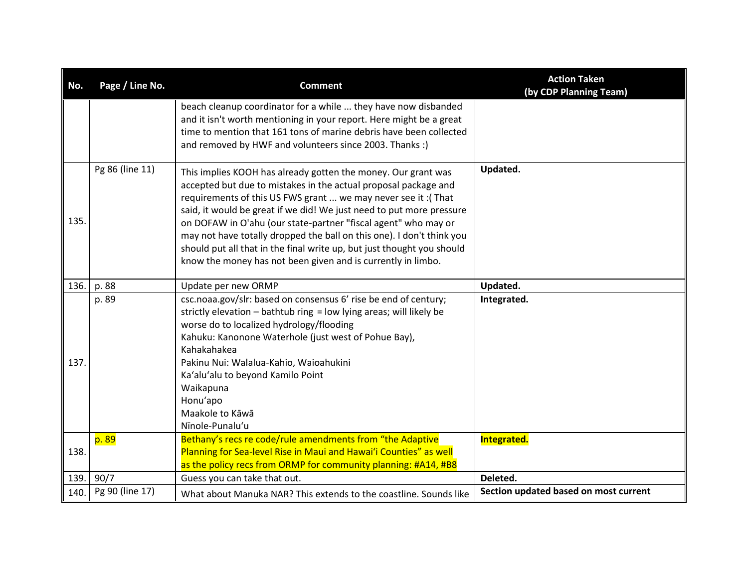| No. | Page / Line No. | Comment | Action Taken (by CDP Planning Team) |
|---|---|---|---|
| | | beach cleanup coordinator for a while ... they have now disbanded and it isn't worth mentioning in your report. Here might be a great time to mention that 161 tons of marine debris have been collected and removed by HWF and volunteers since 2003. Thanks :) | |
| 135. | Pg 86 (line 11) | This implies KOOH has already gotten the money. Our grant was accepted but due to mistakes in the actual proposal package and requirements of this US FWS grant ... we may never see it :( That said, it would be great if we did! We just need to put more pressure on DOFAW in O'ahu (our state-partner "fiscal agent" who may or may not have totally dropped the ball on this one). I don't think you should put all that in the final write up, but just thought you should know the money has not been given and is currently in limbo. | **Updated.** |
| 136. | p. 88 | Update per new ORMP | **Updated.** |
| 137. | p. 89 | csc.noaa.gov/slr: based on consensus 6' rise be end of century; strictly elevation – bathtub ring = low lying areas; will likely be worse do to localized hydrology/flooding<br>Kahuku: Kanonone Waterhole (just west of Pohue Bay), Kahakahakea<br>Pakinu Nui: Walalua-Kahio, Waioahukini<br>Ka'alu'alu to beyond Kamilo Point<br>Waikapuna<br>Honu'apo<br>Maakole to Kāwā<br>Nīnole-Punalu'u | **Integrated.** |
| 138. | p. 89 | Bethany's recs re code/rule amendments from "the Adaptive Planning for Sea-level Rise in Maui and Hawai'i Counties" as well as the policy recs from ORMP for community planning: #A14, #B8 | **Integrated.** |
| 139. | 90/7 | Guess you can take that out. | **Deleted.** |
| 140. | Pg 90 (line 17) | What about Manuka NAR? This extends to the coastline. Sounds like | **Section updated based on most current** |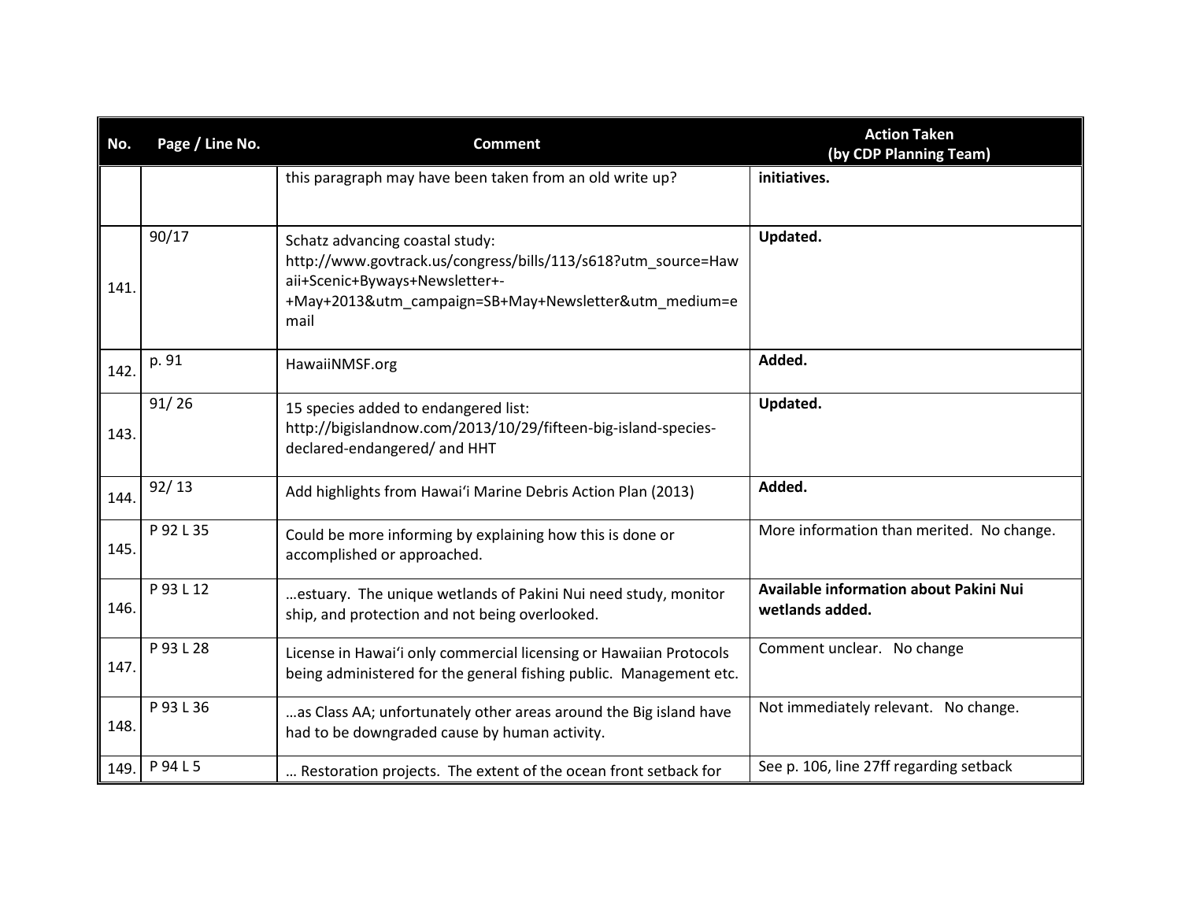| No. | Page / Line No. | Comment | Action Taken (by CDP Planning Team) |
|---|---|---|---|
| | | this paragraph may have been taken from an old write up? | **initiatives.** |
| 141. | 90/17 | Schatz advancing coastal study: http://www.govtrack.us/congress/bills/113/s618?utm_source=Hawaii+Scenic+Byways+Newsletter+-+May+2013&utm_campaign=SB+May+Newsletter&utm_medium=email | **Updated.** |
| 142. | p. 91 | HawaiiNMSF.org | **Added.** |
| 143. | 91/ 26 | 15 species added to endangered list: http://bigislandnow.com/2013/10/29/fifteen-big-island-species-declared-endangered/ and HHT | **Updated.** |
| 144. | 92/ 13 | Add highlights from Hawaiʻi Marine Debris Action Plan (2013) | **Added.** |
| 145. | P 92 L 35 | Could be more informing by explaining how this is done or accomplished or approached. | More information than merited. No change. |
| 146. | P 93 L 12 | …estuary. The unique wetlands of Pakini Nui need study, monitor ship, and protection and not being overlooked. | **Available information about Pakini Nui wetlands added.** |
| 147. | P 93 L 28 | License in Hawaiʻi only commercial licensing or Hawaiian Protocols being administered for the general fishing public. Management etc. | Comment unclear. No change |
| 148. | P 93 L 36 | …as Class AA; unfortunately other areas around the Big island have had to be downgraded cause by human activity. | Not immediately relevant. No change. |
| 149. | P 94 L 5 | … Restoration projects. The extent of the ocean front setback for | See p. 106, line 27ff regarding setback |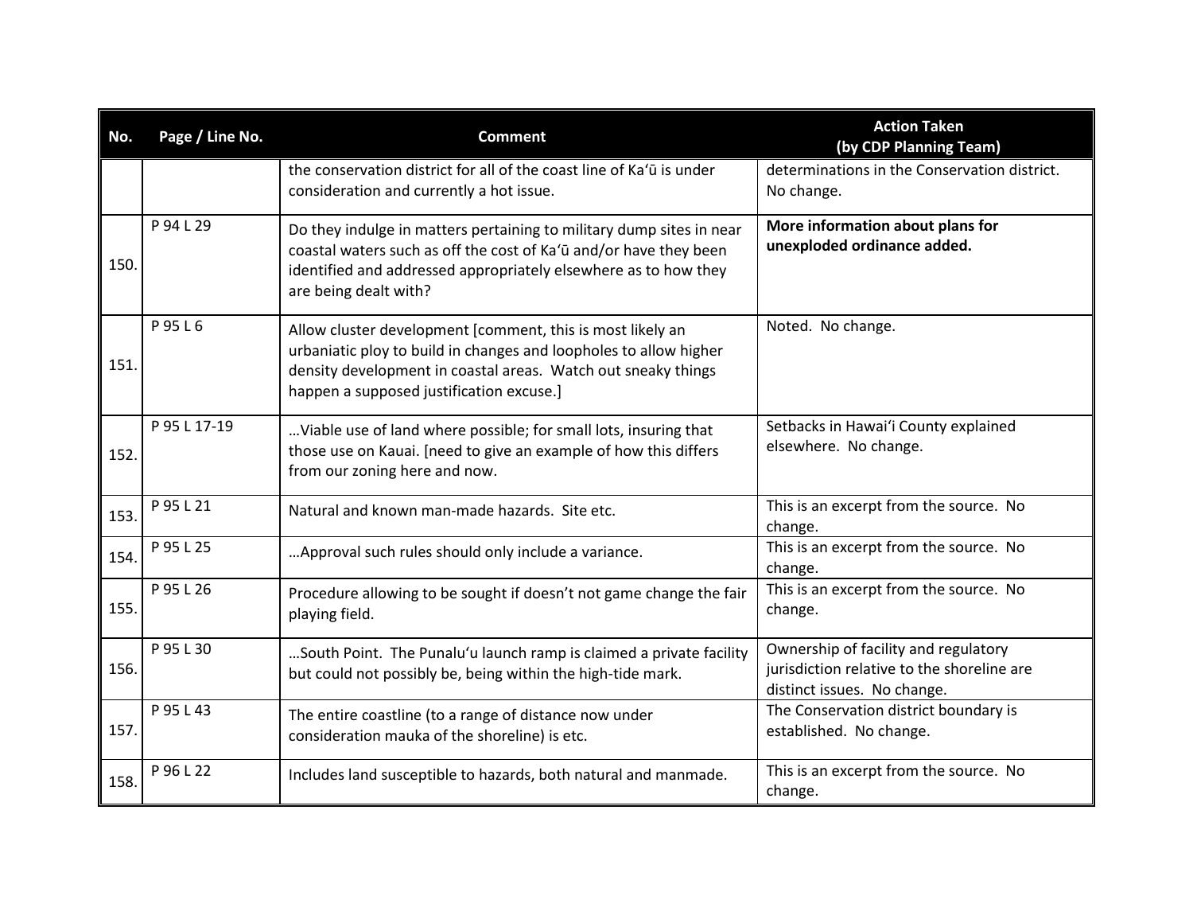| No. | Page / Line No. | Comment | Action Taken (by CDP Planning Team) |
|---|---|---|---|
| | | the conservation district for all of the coast line of Kaʻū is under consideration and currently a hot issue. | determinations in the Conservation district. No change. |
| 150. | P 94 L 29 | Do they indulge in matters pertaining to military dump sites in near coastal waters such as off the cost of Kaʻū and/or have they been identified and addressed appropriately elsewhere as to how they are being dealt with? | **More information about plans for unexploded ordinance added.** |
| 151. | P 95 L 6 | Allow cluster development [comment, this is most likely an urbaniatic ploy to build in changes and loopholes to allow higher density development in coastal areas. Watch out sneaky things happen a supposed justification excuse.] | Noted. No change. |
| 152. | P 95 L 17-19 | …Viable use of land where possible; for small lots, insuring that those use on Kauai. [need to give an example of how this differs from our zoning here and now. | Setbacks in Hawaiʻi County explained elsewhere. No change. |
| 153. | P 95 L 21 | Natural and known man-made hazards. Site etc. | This is an excerpt from the source. No change. |
| 154. | P 95 L 25 | …Approval such rules should only include a variance. | This is an excerpt from the source. No change. |
| 155. | P 95 L 26 | Procedure allowing to be sought if doesn't not game change the fair playing field. | This is an excerpt from the source. No change. |
| 156. | P 95 L 30 | …South Point. The Punaluʻu launch ramp is claimed a private facility but could not possibly be, being within the high-tide mark. | Ownership of facility and regulatory jurisdiction relative to the shoreline are distinct issues. No change. |
| 157. | P 95 L 43 | The entire coastline (to a range of distance now under consideration mauka of the shoreline) is etc. | The Conservation district boundary is established. No change. |
| 158. | P 96 L 22 | Includes land susceptible to hazards, both natural and manmade. | This is an excerpt from the source. No change. |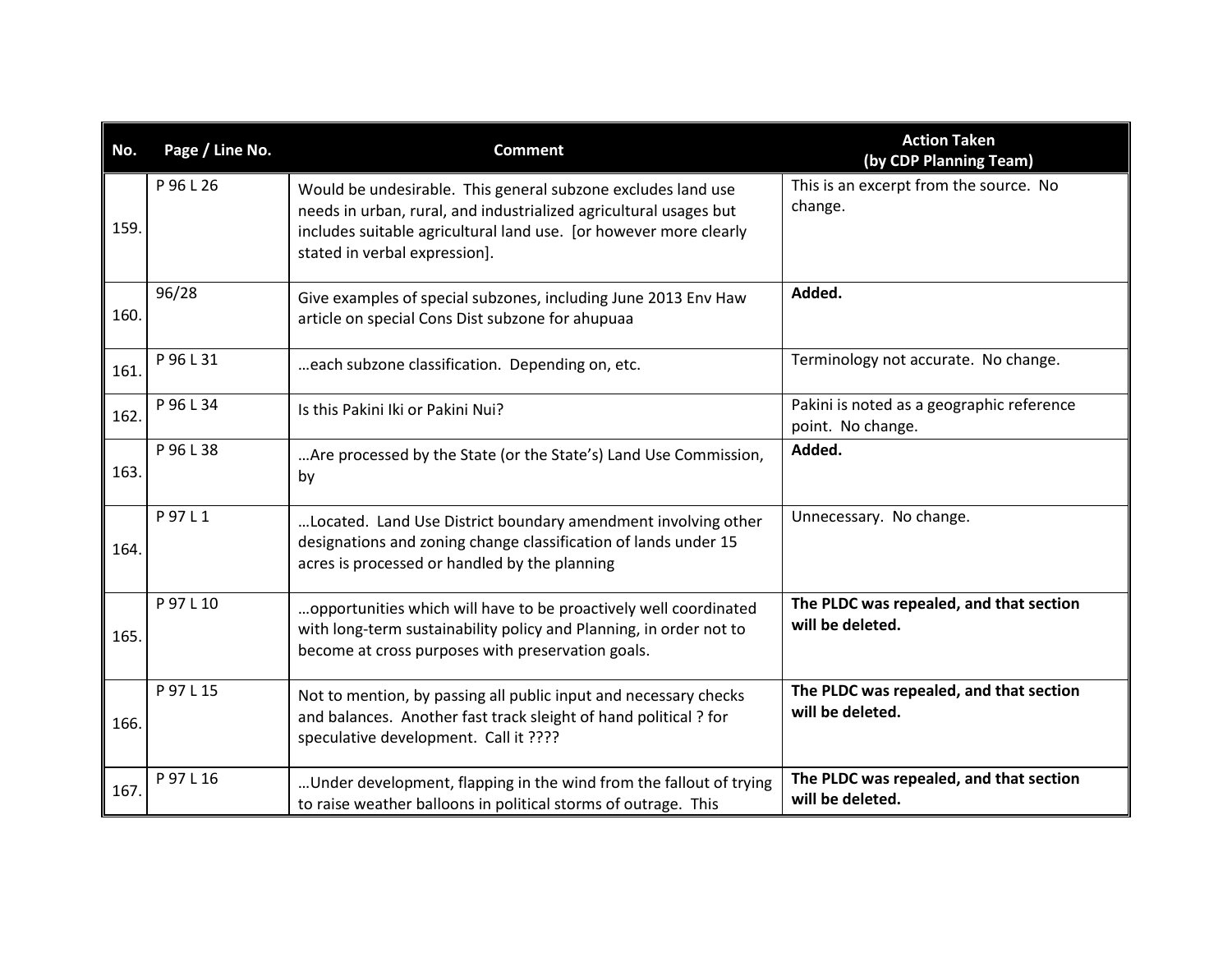| No. | Page / Line No. | Comment | Action Taken (by CDP Planning Team) |
|---|---|---|---|
| 159. | P 96 L 26 | Would be undesirable. This general subzone excludes land use needs in urban, rural, and industrialized agricultural usages but includes suitable agricultural land use. [or however more clearly stated in verbal expression]. | This is an excerpt from the source. No change. |
| 160. | 96/28 | Give examples of special subzones, including June 2013 Env Haw article on special Cons Dist subzone for ahupuaa | **Added.** |
| 161. | P 96 L 31 | …each subzone classification. Depending on, etc. | Terminology not accurate. No change. |
| 162. | P 96 L 34 | Is this Pakini Iki or Pakini Nui? | Pakini is noted as a geographic reference point. No change. |
| 163. | P 96 L 38 | …Are processed by the State (or the State's) Land Use Commission, by | **Added.** |
| 164. | P 97 L 1 | …Located. Land Use District boundary amendment involving other designations and zoning change classification of lands under 15 acres is processed or handled by the planning | Unnecessary. No change. |
| 165. | P 97 L 10 | …opportunities which will have to be proactively well coordinated with long-term sustainability policy and Planning, in order not to become at cross purposes with preservation goals. | **The PLDC was repealed, and that section will be deleted.** |
| 166. | P 97 L 15 | Not to mention, by passing all public input and necessary checks and balances. Another fast track sleight of hand political ? for speculative development. Call it ???? | **The PLDC was repealed, and that section will be deleted.** |
| 167. | P 97 L 16 | …Under development, flapping in the wind from the fallout of trying to raise weather balloons in political storms of outrage. This | **The PLDC was repealed, and that section will be deleted.** |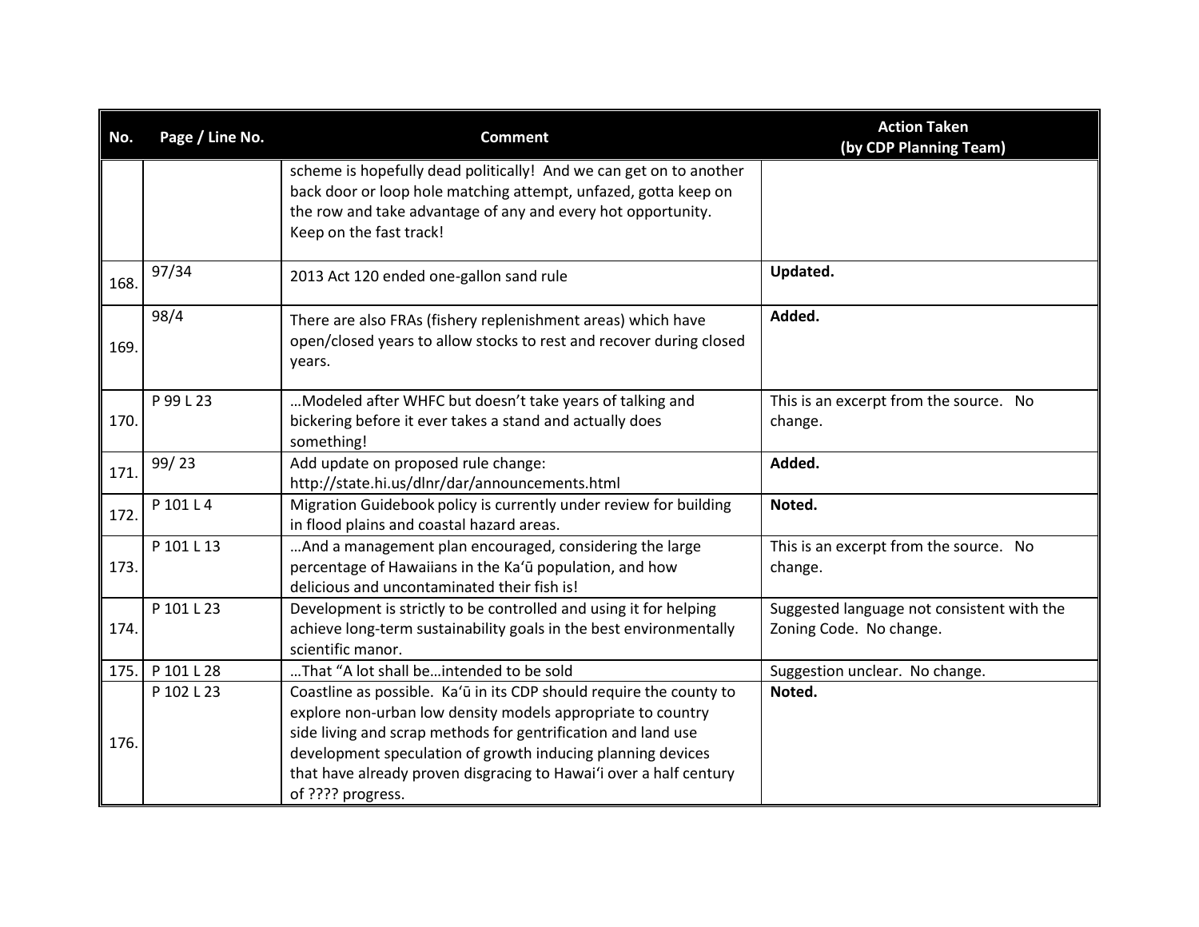| No. | Page / Line No. | Comment | Action Taken (by CDP Planning Team) |
|---|---|---|---|
| | | scheme is hopefully dead politically! And we can get on to another back door or loop hole matching attempt, unfazed, gotta keep on the row and take advantage of any and every hot opportunity. Keep on the fast track! | |
| 168. | 97/34 | 2013 Act 120 ended one-gallon sand rule | **Updated.** |
| 169. | 98/4 | There are also FRAs (fishery replenishment areas) which have open/closed years to allow stocks to rest and recover during closed years. | **Added.** |
| 170. | P 99 L 23 | …Modeled after WHFC but doesn't take years of talking and bickering before it ever takes a stand and actually does something! | This is an excerpt from the source. No change. |
| 171. | 99/ 23 | Add update on proposed rule change: http://state.hi.us/dlnr/dar/announcements.html | **Added.** |
| 172. | P 101 L 4 | Migration Guidebook policy is currently under review for building in flood plains and coastal hazard areas. | **Noted.** |
| 173. | P 101 L 13 | …And a management plan encouraged, considering the large percentage of Hawaiians in the Ka'ū population, and how delicious and uncontaminated their fish is! | This is an excerpt from the source. No change. |
| 174. | P 101 L 23 | Development is strictly to be controlled and using it for helping achieve long-term sustainability goals in the best environmentally scientific manor. | Suggested language not consistent with the Zoning Code. No change. |
| 175. | P 101 L 28 | …That "A lot shall be…intended to be sold | Suggestion unclear. No change. |
| 176. | P 102 L 23 | Coastline as possible. Ka'ū in its CDP should require the county to explore non-urban low density models appropriate to country side living and scrap methods for gentrification and land use development speculation of growth inducing planning devices that have already proven disgracing to Hawai'i over a half century of ???? progress. | **Noted.** |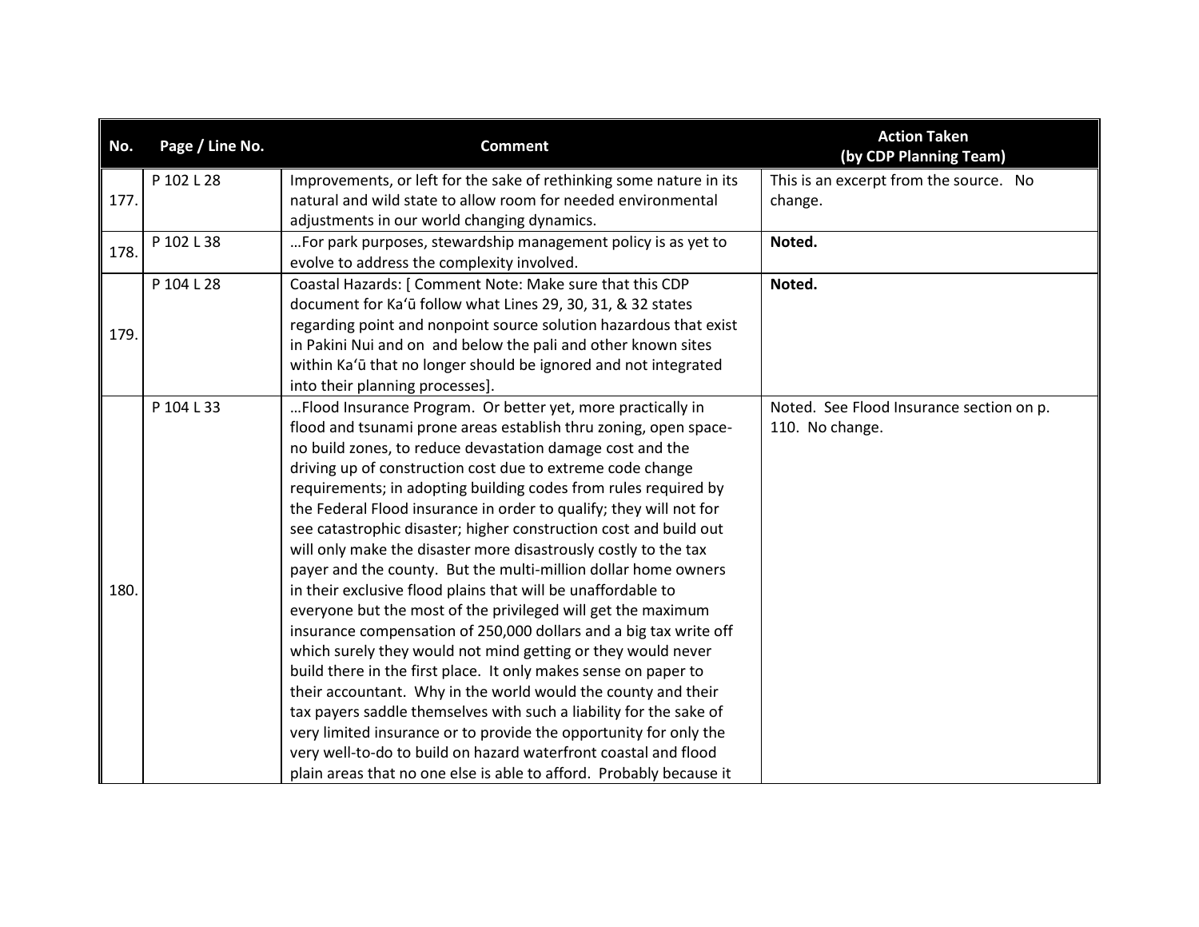| No. | Page / Line No. | Comment | Action Taken (by CDP Planning Team) |
|---|---|---|---|
| 177. | P 102 L 28 | Improvements, or left for the sake of rethinking some nature in its natural and wild state to allow room for needed environmental adjustments in our world changing dynamics. | This is an excerpt from the source. No change. |
| 178. | P 102 L 38 | …For park purposes, stewardship management policy is as yet to evolve to address the complexity involved. | **Noted.** |
| 179. | P 104 L 28 | Coastal Hazards: [ Comment Note: Make sure that this CDP document for Kaʻū follow what Lines 29, 30, 31, & 32 states regarding point and nonpoint source solution hazardous that exist in Pakini Nui and on and below the pali and other known sites within Kaʻū that no longer should be ignored and not integrated into their planning processes]. | **Noted.** |
| 180. | P 104 L 33 | …Flood Insurance Program. Or better yet, more practically in flood and tsunami prone areas establish thru zoning, open space-no build zones, to reduce devastation damage cost and the driving up of construction cost due to extreme code change requirements; in adopting building codes from rules required by the Federal Flood insurance in order to qualify; they will not for see catastrophic disaster; higher construction cost and build out will only make the disaster more disastrously costly to the tax payer and the county. But the multi-million dollar home owners in their exclusive flood plains that will be unaffordable to everyone but the most of the privileged will get the maximum insurance compensation of 250,000 dollars and a big tax write off which surely they would not mind getting or they would never build there in the first place. It only makes sense on paper to their accountant. Why in the world would the county and their tax payers saddle themselves with such a liability for the sake of very limited insurance or to provide the opportunity for only the very well-to-do to build on hazard waterfront coastal and flood plain areas that no one else is able to afford. Probably because it | Noted. See Flood Insurance section on p. 110. No change. |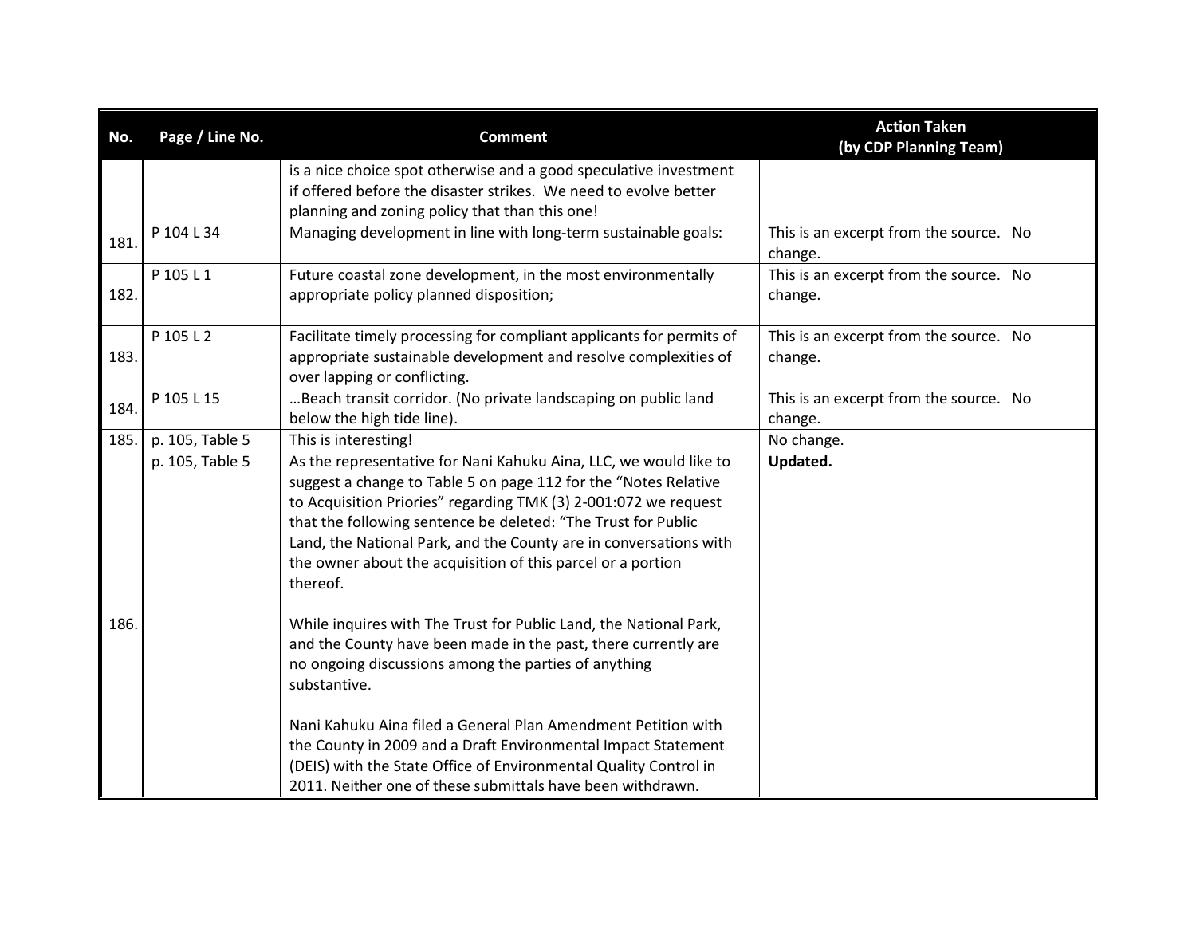| No. | Page / Line No. | Comment | Action Taken (by CDP Planning Team) |
|---|---|---|---|
| | | is a nice choice spot otherwise and a good speculative investment if offered before the disaster strikes. We need to evolve better planning and zoning policy that than this one! | |
| 181. | P 104 L 34 | Managing development in line with long-term sustainable goals: | This is an excerpt from the source. No change. |
| 182. | P 105 L 1 | Future coastal zone development, in the most environmentally appropriate policy planned disposition; | This is an excerpt from the source. No change. |
| 183. | P 105 L 2 | Facilitate timely processing for compliant applicants for permits of appropriate sustainable development and resolve complexities of over lapping or conflicting. | This is an excerpt from the source. No change. |
| 184. | P 105 L 15 | …Beach transit corridor. (No private landscaping on public land below the high tide line). | This is an excerpt from the source. No change. |
| 185. | p. 105, Table 5 | This is interesting! | No change. |
| 186. | p. 105, Table 5 | As the representative for Nani Kahuku Aina, LLC, we would like to suggest a change to Table 5 on page 112 for the "Notes Relative to Acquisition Priories" regarding TMK (3) 2-001:072 we request that the following sentence be deleted: "The Trust for Public Land, the National Park, and the County are in conversations with the owner about the acquisition of this parcel or a portion thereof.<br><br>While inquires with The Trust for Public Land, the National Park, and the County have been made in the past, there currently are no ongoing discussions among the parties of anything substantive.<br><br>Nani Kahuku Aina filed a General Plan Amendment Petition with the County in 2009 and a Draft Environmental Impact Statement (DEIS) with the State Office of Environmental Quality Control in 2011. Neither one of these submittals have been withdrawn. | **Updated.** |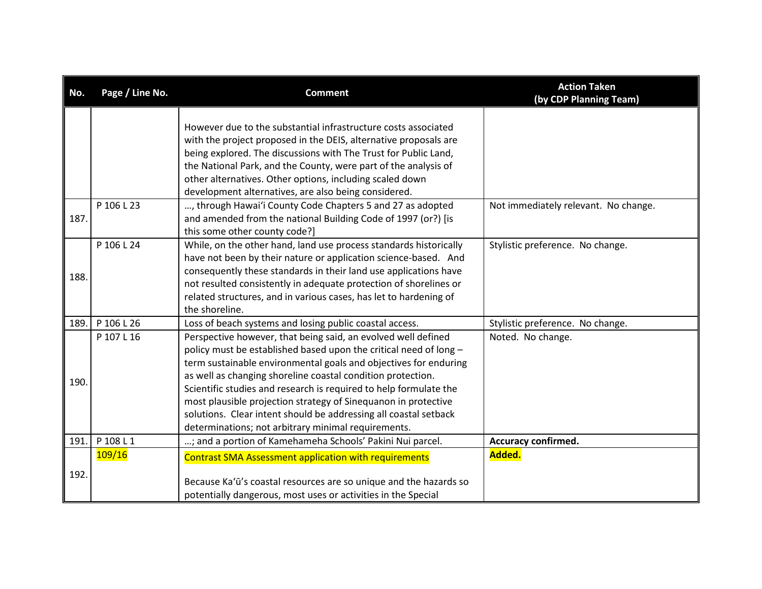| No. | Page / Line No. | Comment | Action Taken (by CDP Planning Team) |
|---|---|---|---|
| | | However due to the substantial infrastructure costs associated with the project proposed in the DEIS, alternative proposals are being explored. The discussions with The Trust for Public Land, the National Park, and the County, were part of the analysis of other alternatives. Other options, including scaled down development alternatives, are also being considered. | |
| 187. | P 106 L 23 | …, through Hawai'i County Code Chapters 5 and 27 as adopted and amended from the national Building Code of 1997 (or?) [is this some other county code?] | Not immediately relevant. No change. |
| 188. | P 106 L 24 | While, on the other hand, land use process standards historically have not been by their nature or application science-based. And consequently these standards in their land use applications have not resulted consistently in adequate protection of shorelines or related structures, and in various cases, has let to hardening of the shoreline. | Stylistic preference. No change. |
| 189. | P 106 L 26 | Loss of beach systems and losing public coastal access. | Stylistic preference. No change. |
| 190. | P 107 L 16 | Perspective however, that being said, an evolved well defined policy must be established based upon the critical need of long – term sustainable environmental goals and objectives for enduring as well as changing shoreline coastal condition protection. Scientific studies and research is required to help formulate the most plausible projection strategy of Sinequanon in protective solutions. Clear intent should be addressing all coastal setback determinations; not arbitrary minimal requirements. | Noted. No change. |
| 191. | P 108 L 1 | …; and a portion of Kamehameha Schools' Pakini Nui parcel. | **Accuracy confirmed.** |
| 192. | 109/16 | Contrast SMA Assessment application with requirements<br><br>Because Ka'ū's coastal resources are so unique and the hazards so potentially dangerous, most uses or activities in the Special | **Added.** |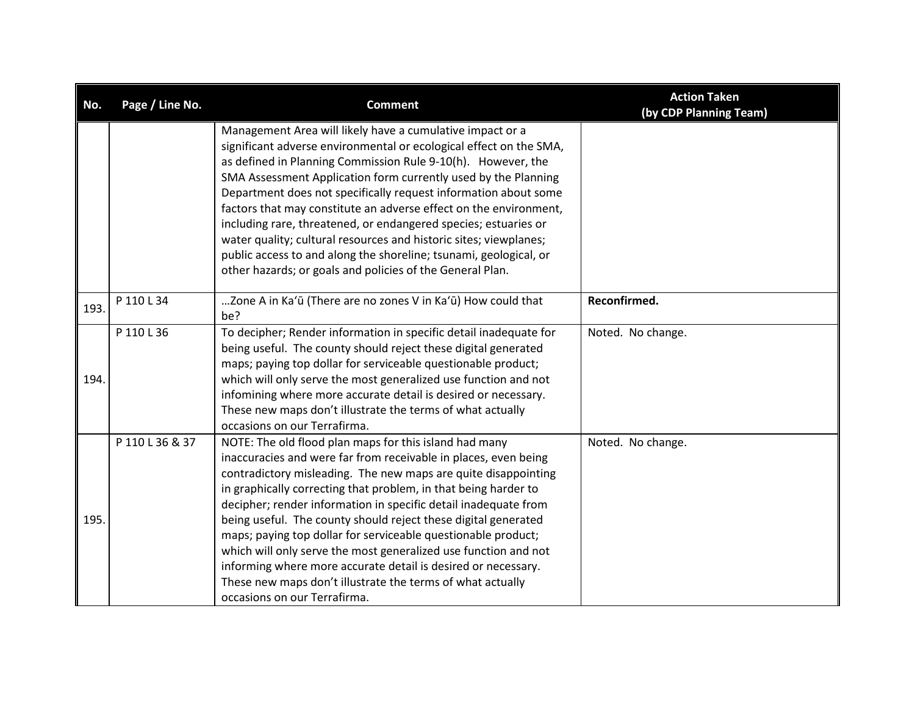| No. | Page / Line No. | Comment | Action Taken (by CDP Planning Team) |
|---|---|---|---|
| | | Management Area will likely have a cumulative impact or a significant adverse environmental or ecological effect on the SMA, as defined in Planning Commission Rule 9-10(h). However, the SMA Assessment Application form currently used by the Planning Department does not specifically request information about some factors that may constitute an adverse effect on the environment, including rare, threatened, or endangered species; estuaries or water quality; cultural resources and historic sites; viewplanes; public access to and along the shoreline; tsunami, geological, or other hazards; or goals and policies of the General Plan. | |
| 193. | P 110 L 34 | …Zone A in Kaʻū (There are no zones V in Kaʻū) How could that be? | **Reconfirmed.** |
| 194. | P 110 L 36 | To decipher; Render information in specific detail inadequate for being useful. The county should reject these digital generated maps; paying top dollar for serviceable questionable product; which will only serve the most generalized use function and not infomining where more accurate detail is desired or necessary. These new maps don't illustrate the terms of what actually occasions on our Terrafirma. | Noted. No change. |
| 195. | P 110 L 36 & 37 | NOTE: The old flood plan maps for this island had many inaccuracies and were far from receivable in places, even being contradictory misleading. The new maps are quite disappointing in graphically correcting that problem, in that being harder to decipher; render information in specific detail inadequate from being useful. The county should reject these digital generated maps; paying top dollar for serviceable questionable product; which will only serve the most generalized use function and not informing where more accurate detail is desired or necessary. These new maps don't illustrate the terms of what actually occasions on our Terrafirma. | Noted. No change. |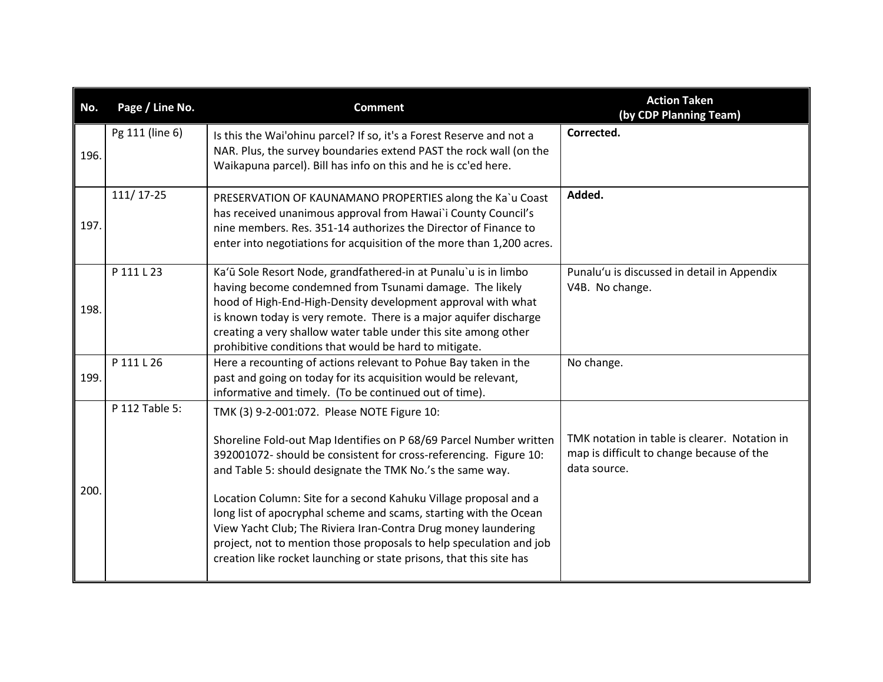| No. | Page / Line No. | Comment | Action Taken (by CDP Planning Team) |
|---|---|---|---|
| 196. | Pg 111 (line 6) | Is this the Wai'ohinu parcel? If so, it's a Forest Reserve and not a NAR. Plus, the survey boundaries extend PAST the rock wall (on the Waikapuna parcel). Bill has info on this and he is cc'ed here. | **Corrected.** |
| 197. | 111/ 17-25 | PRESERVATION OF KAUNAMANO PROPERTIES along the Ka`u Coast has received unanimous approval from Hawai`i County Council's nine members. Res. 351-14 authorizes the Director of Finance to enter into negotiations for acquisition of the more than 1,200 acres. | **Added.** |
| 198. | P 111 L 23 | Kaʻū Sole Resort Node, grandfathered-in at Punalu`u is in limbo having become condemned from Tsunami damage. The likely hood of High-End-High-Density development approval with what is known today is very remote. There is a major aquifer discharge creating a very shallow water table under this site among other prohibitive conditions that would be hard to mitigate. | Punaluʻu is discussed in detail in Appendix V4B. No change. |
| 199. | P 111 L 26 | Here a recounting of actions relevant to Pohue Bay taken in the past and going on today for its acquisition would be relevant, informative and timely. (To be continued out of time). | No change. |
| 200. | P 112 Table 5: | TMK (3) 9-2-001:072. Please NOTE Figure 10:<br><br>Shoreline Fold-out Map Identifies on P 68/69 Parcel Number written 392001072- should be consistent for cross-referencing. Figure 10: and Table 5: should designate the TMK No.'s the same way.<br><br>Location Column: Site for a second Kahuku Village proposal and a long list of apocryphal scheme and scams, starting with the Ocean View Yacht Club; The Riviera Iran-Contra Drug money laundering project, not to mention those proposals to help speculation and job creation like rocket launching or state prisons, that this site has | TMK notation in table is clearer. Notation in map is difficult to change because of the data source. |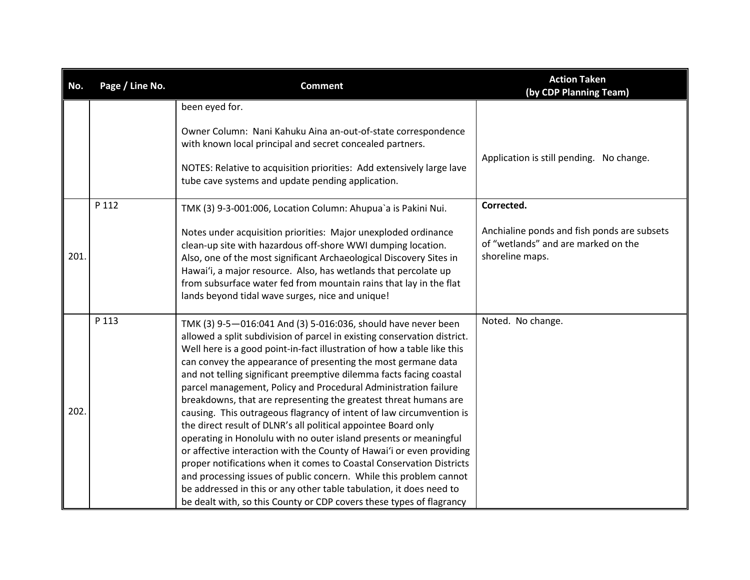| No. | Page / Line No. | Comment | Action Taken (by CDP Planning Team) |
|---|---|---|---|
| | | been eyed for.<br><br>Owner Column: Nani Kahuku Aina an-out-of-state correspondence with known local principal and secret concealed partners.<br><br>NOTES: Relative to acquisition priorities: Add extensively large lave tube cave systems and update pending application. | Application is still pending. No change. |
| 201. | P 112 | TMK (3) 9-3-001:006, Location Column: Ahupua`a is Pakini Nui.<br><br>Notes under acquisition priorities: Major unexploded ordinance clean-up site with hazardous off-shore WWI dumping location. Also, one of the most significant Archaeological Discovery Sites in Hawaiʻi, a major resource. Also, has wetlands that percolate up from subsurface water fed from mountain rains that lay in the flat lands beyond tidal wave surges, nice and unique! | **Corrected.**<br><br>Anchialine ponds and fish ponds are subsets of "wetlands" and are marked on the shoreline maps. |
| 202. | P 113 | TMK (3) 9-5—016:041 And (3) 5-016:036, should have never been allowed a split subdivision of parcel in existing conservation district. Well here is a good point-in-fact illustration of how a table like this can convey the appearance of presenting the most germane data and not telling significant preemptive dilemma facts facing coastal parcel management, Policy and Procedural Administration failure breakdowns, that are representing the greatest threat humans are causing. This outrageous flagrancy of intent of law circumvention is the direct result of DLNR's all political appointee Board only operating in Honolulu with no outer island presents or meaningful or affective interaction with the County of Hawaiʻi or even providing proper notifications when it comes to Coastal Conservation Districts and processing issues of public concern. While this problem cannot be addressed in this or any other table tabulation, it does need to be dealt with, so this County or CDP covers these types of flagrancy | Noted. No change. |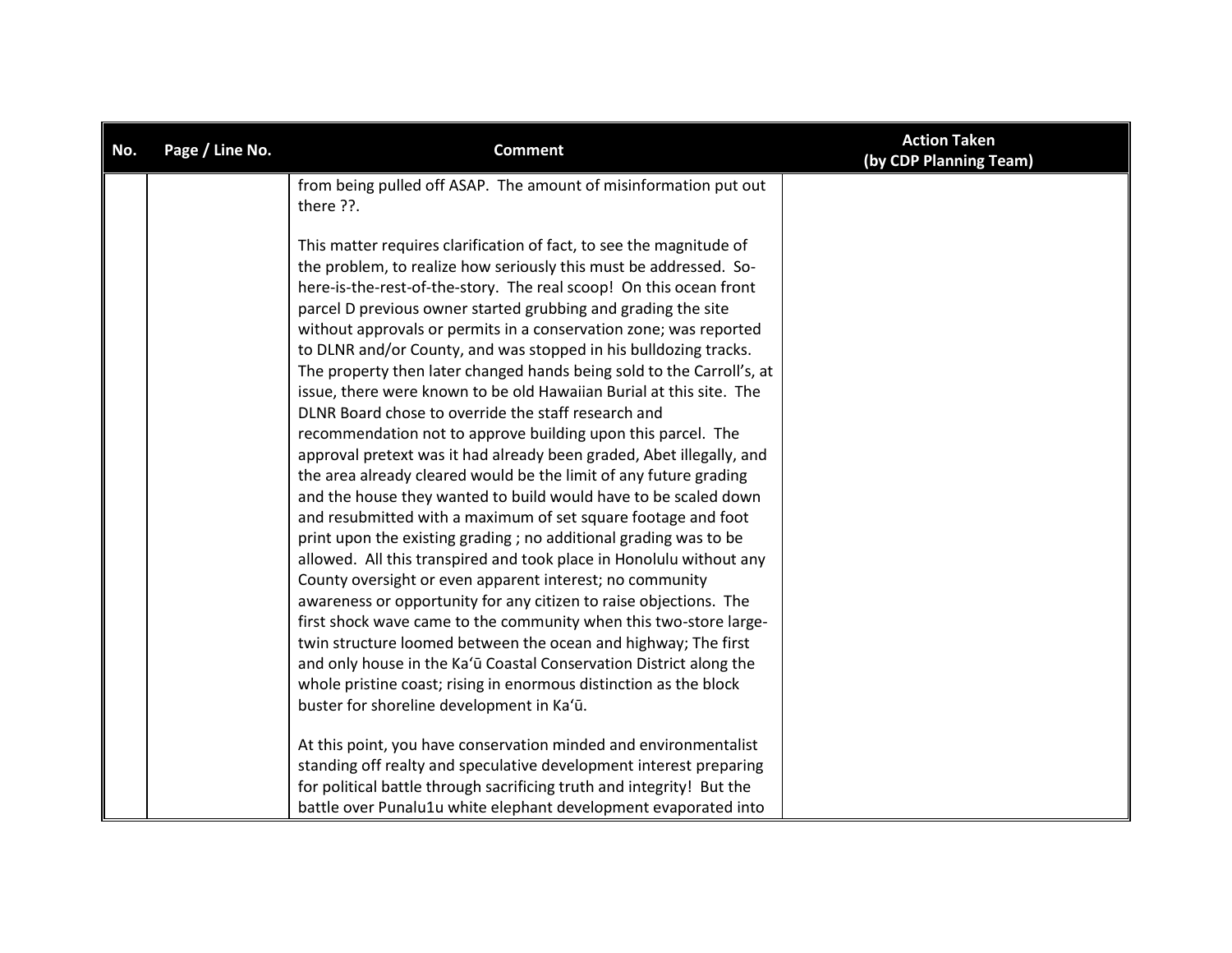| No. | Page / Line No. | Comment | Action Taken (by CDP Planning Team) |
|---|---|---|---|
| | | from being pulled off ASAP. The amount of misinformation put out there ??.<br><br>This matter requires clarification of fact, to see the magnitude of the problem, to realize how seriously this must be addressed. So-here-is-the-rest-of-the-story. The real scoop! On this ocean front parcel D previous owner started grubbing and grading the site without approvals or permits in a conservation zone; was reported to DLNR and/or County, and was stopped in his bulldozing tracks. The property then later changed hands being sold to the Carroll's, at issue, there were known to be old Hawaiian Burial at this site. The DLNR Board chose to override the staff research and recommendation not to approve building upon this parcel. The approval pretext was it had already been graded, Abet illegally, and the area already cleared would be the limit of any future grading and the house they wanted to build would have to be scaled down and resubmitted with a maximum of set square footage and foot print upon the existing grading ; no additional grading was to be allowed. All this transpired and took place in Honolulu without any County oversight or even apparent interest; no community awareness or opportunity for any citizen to raise objections. The first shock wave came to the community when this two-store large-twin structure loomed between the ocean and highway; The first and only house in the Kaʻū Coastal Conservation District along the whole pristine coast; rising in enormous distinction as the block buster for shoreline development in Kaʻū.<br><br>At this point, you have conservation minded and environmentalist standing off realty and speculative development interest preparing for political battle through sacrificing truth and integrity! But the battle over Punalu1u white elephant development evaporated into | |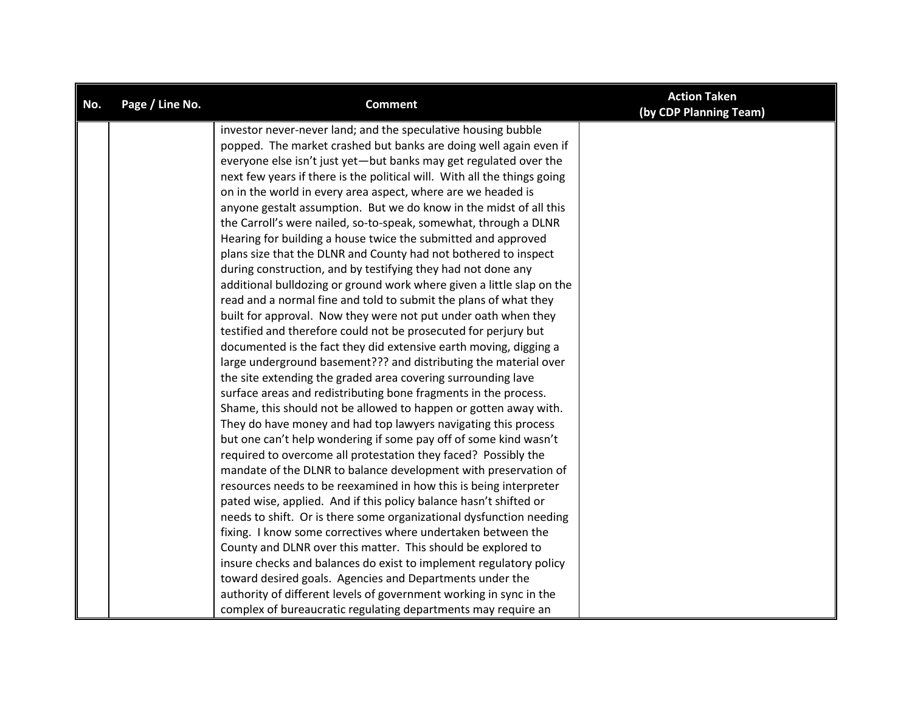| No. | Page / Line No. | Comment | Action Taken (by CDP Planning Team) |
|---|---|---|---|
| | | investor never-never land; and the speculative housing bubble popped. The market crashed but banks are doing well again even if everyone else isn't just yet—but banks may get regulated over the next few years if there is the political will. With all the things going on in the world in every area aspect, where are we headed is anyone gestalt assumption. But we do know in the midst of all this the Carroll's were nailed, so-to-speak, somewhat, through a DLNR Hearing for building a house twice the submitted and approved plans size that the DLNR and County had not bothered to inspect during construction, and by testifying they had not done any additional bulldozing or ground work where given a little slap on the read and a normal fine and told to submit the plans of what they built for approval. Now they were not put under oath when they testified and therefore could not be prosecuted for perjury but documented is the fact they did extensive earth moving, digging a large underground basement??? and distributing the material over the site extending the graded area covering surrounding lave surface areas and redistributing bone fragments in the process. Shame, this should not be allowed to happen or gotten away with. They do have money and had top lawyers navigating this process but one can't help wondering if some pay off of some kind wasn't required to overcome all protestation they faced? Possibly the mandate of the DLNR to balance development with preservation of resources needs to be reexamined in how this is being interpreter pated wise, applied. And if this policy balance hasn't shifted or needs to shift. Or is there some organizational dysfunction needing fixing. I know some correctives where undertaken between the County and DLNR over this matter. This should be explored to insure checks and balances do exist to implement regulatory policy toward desired goals. Agencies and Departments under the authority of different levels of government working in sync in the complex of bureaucratic regulating departments may require an | |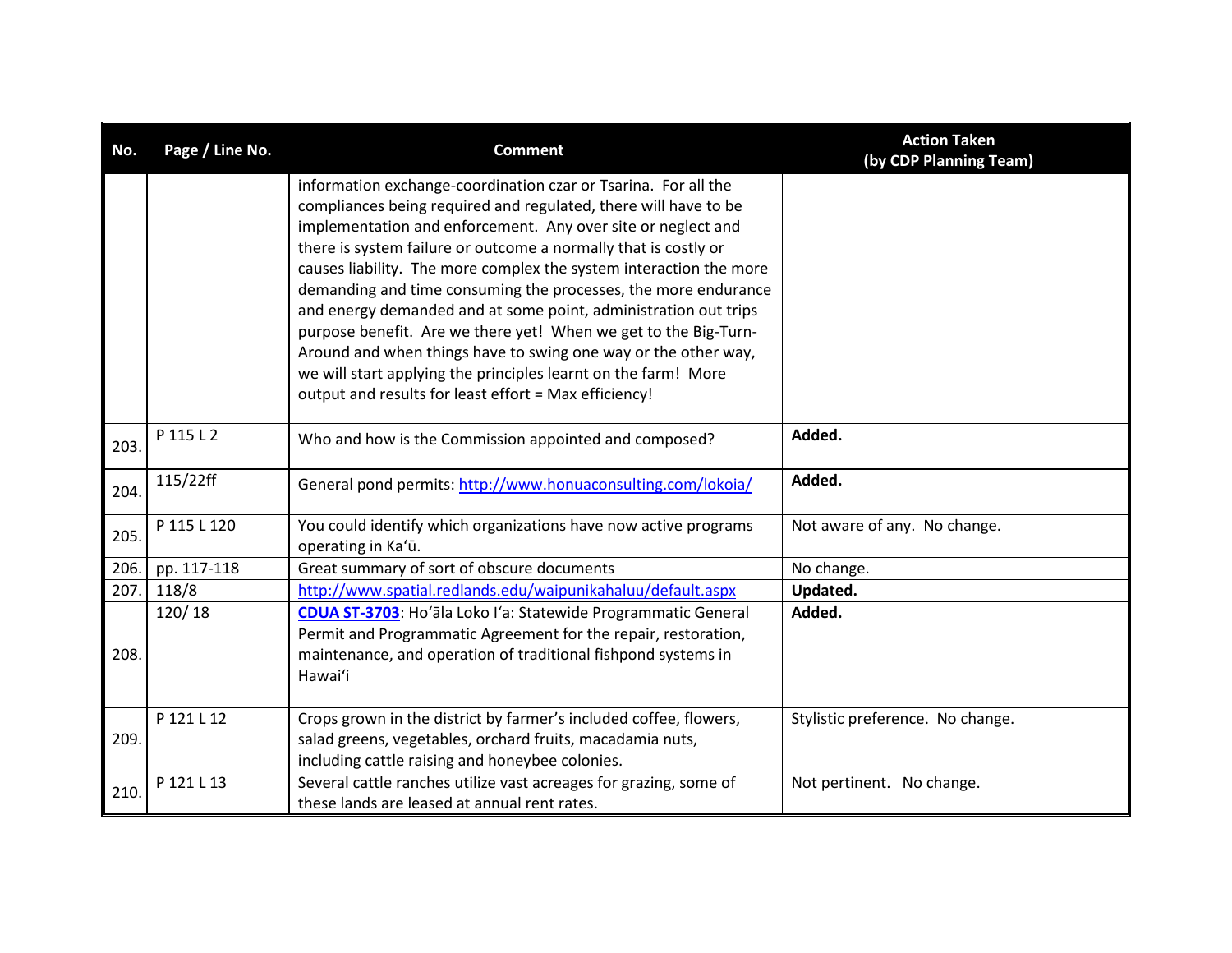| No. | Page / Line No. | Comment | Action Taken (by CDP Planning Team) |
|---|---|---|---|
| | | information exchange-coordination czar or Tsarina. For all the compliances being required and regulated, there will have to be implementation and enforcement. Any over site or neglect and there is system failure or outcome a normally that is costly or causes liability. The more complex the system interaction the more demanding and time consuming the processes, the more endurance and energy demanded and at some point, administration out trips purpose benefit. Are we there yet! When we get to the Big-Turn-Around and when things have to swing one way or the other way, we will start applying the principles learnt on the farm! More output and results for least effort = Max efficiency! | |
| 203. | P 115 L 2 | Who and how is the Commission appointed and composed? | **Added.** |
| 204. | 115/22ff | General pond permits: http://www.honuaconsulting.com/lokoia/ | **Added.** |
| 205. | P 115 L 120 | You could identify which organizations have now active programs operating in Kaʻū. | Not aware of any. No change. |
| 206. | pp. 117-118 | Great summary of sort of obscure documents | No change. |
| 207. | 118/8 | http://www.spatial.redlands.edu/waipunikahaluu/default.aspx | **Updated.** |
| 208. | 120/ 18 | **CDUA ST-3703**: Hoʻāla Loko Iʻa: Statewide Programmatic General Permit and Programmatic Agreement for the repair, restoration, maintenance, and operation of traditional fishpond systems in Hawaiʻi | **Added.** |
| 209. | P 121 L 12 | Crops grown in the district by farmer's included coffee, flowers, salad greens, vegetables, orchard fruits, macadamia nuts, including cattle raising and honeybee colonies. | Stylistic preference. No change. |
| 210. | P 121 L 13 | Several cattle ranches utilize vast acreages for grazing, some of these lands are leased at annual rent rates. | Not pertinent. No change. |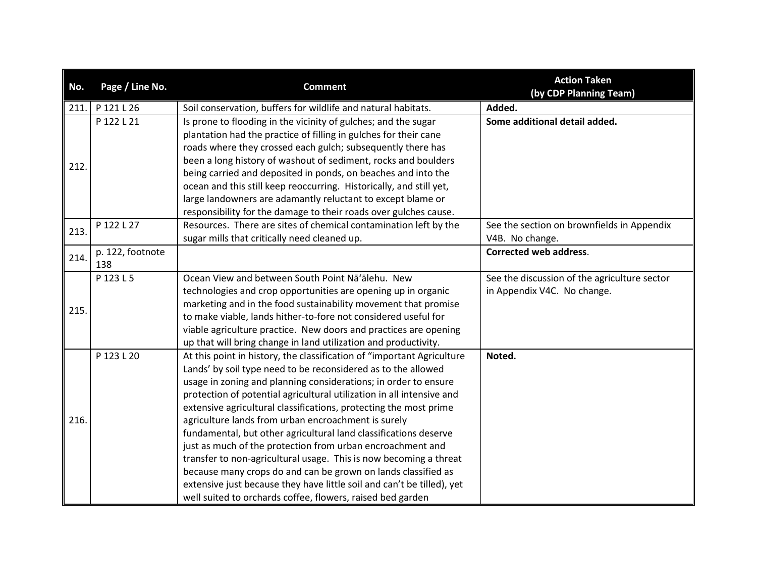| No. | Page / Line No. | Comment | Action Taken (by CDP Planning Team) |
|---|---|---|---|
| 211. | P 121 L 26 | Soil conservation, buffers for wildlife and natural habitats. | **Added.** |
| 212. | P 122 L 21 | Is prone to flooding in the vicinity of gulches; and the sugar plantation had the practice of filling in gulches for their cane roads where they crossed each gulch; subsequently there has been a long history of washout of sediment, rocks and boulders being carried and deposited in ponds, on beaches and into the ocean and this still keep reoccurring. Historically, and still yet, large landowners are adamantly reluctant to except blame or responsibility for the damage to their roads over gulches cause. | **Some additional detail added.** |
| 213. | P 122 L 27 | Resources. There are sites of chemical contamination left by the sugar mills that critically need cleaned up. | See the section on brownfields in Appendix V4B. No change. |
| 214. | p. 122, footnote 138 | | **Corrected web address**. |
| 215. | P 123 L 5 | Ocean View and between South Point Nāʻālehu. New technologies and crop opportunities are opening up in organic marketing and in the food sustainability movement that promise to make viable, lands hither-to-fore not considered useful for viable agriculture practice. New doors and practices are opening up that will bring change in land utilization and productivity. | See the discussion of the agriculture sector in Appendix V4C. No change. |
| 216. | P 123 L 20 | At this point in history, the classification of "important Agriculture Lands' by soil type need to be reconsidered as to the allowed usage in zoning and planning considerations; in order to ensure protection of potential agricultural utilization in all intensive and extensive agricultural classifications, protecting the most prime agriculture lands from urban encroachment is surely fundamental, but other agricultural land classifications deserve just as much of the protection from urban encroachment and transfer to non-agricultural usage. This is now becoming a threat because many crops do and can be grown on lands classified as extensive just because they have little soil and can't be tilled), yet well suited to orchards coffee, flowers, raised bed garden | **Noted.** |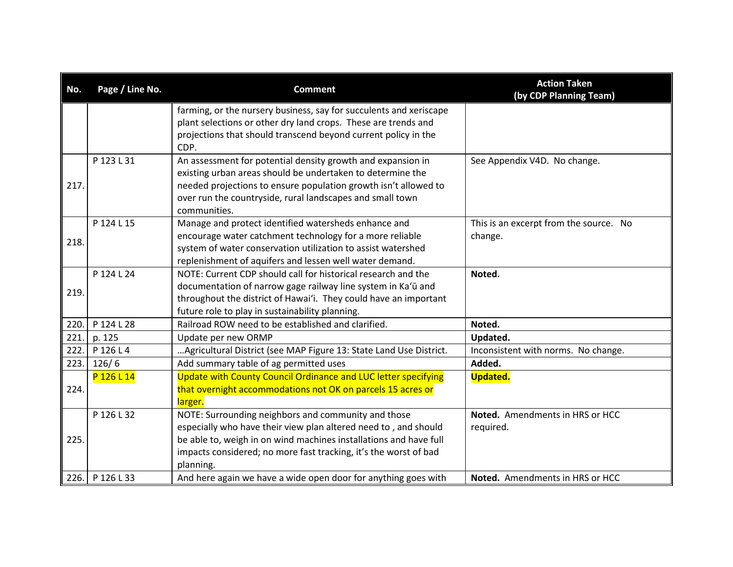| No. | Page / Line No. | Comment | Action Taken (by CDP Planning Team) |
|---|---|---|---|
| | | farming, or the nursery business, say for succulents and xeriscape plant selections or other dry land crops. These are trends and projections that should transcend beyond current policy in the CDP. | |
| 217. | P 123 L 31 | An assessment for potential density growth and expansion in existing urban areas should be undertaken to determine the needed projections to ensure population growth isn't allowed to over run the countryside, rural landscapes and small town communities. | See Appendix V4D. No change. |
| 218. | P 124 L 15 | Manage and protect identified watersheds enhance and encourage water catchment technology for a more reliable system of water conservation utilization to assist watershed replenishment of aquifers and lessen well water demand. | This is an excerpt from the source. No change. |
| 219. | P 124 L 24 | NOTE: Current CDP should call for historical research and the documentation of narrow gage railway line system in Ka'ū and throughout the district of Hawai'i. They could have an important future role to play in sustainability planning. | **Noted.** |
| 220. | P 124 L 28 | Railroad ROW need to be established and clarified. | **Noted.** |
| 221. | p. 125 | Update per new ORMP | **Updated.** |
| 222. | P 126 L 4 | …Agricultural District (see MAP Figure 13: State Land Use District. | Inconsistent with norms. No change. |
| 223. | 126/ 6 | Add summary table of ag permitted uses | **Added.** |
| 224. | P 126 L 14 | Update with County Council Ordinance and LUC letter specifying that overnight accommodations not OK on parcels 15 acres or larger. | **Updated.** |
| 225. | P 126 L 32 | NOTE: Surrounding neighbors and community and those especially who have their view plan altered need to , and should be able to, weigh in on wind machines installations and have full impacts considered; no more fast tracking, it's the worst of bad planning. | **Noted.** Amendments in HRS or HCC required. |
| 226. | P 126 L 33 | And here again we have a wide open door for anything goes with | **Noted.** Amendments in HRS or HCC |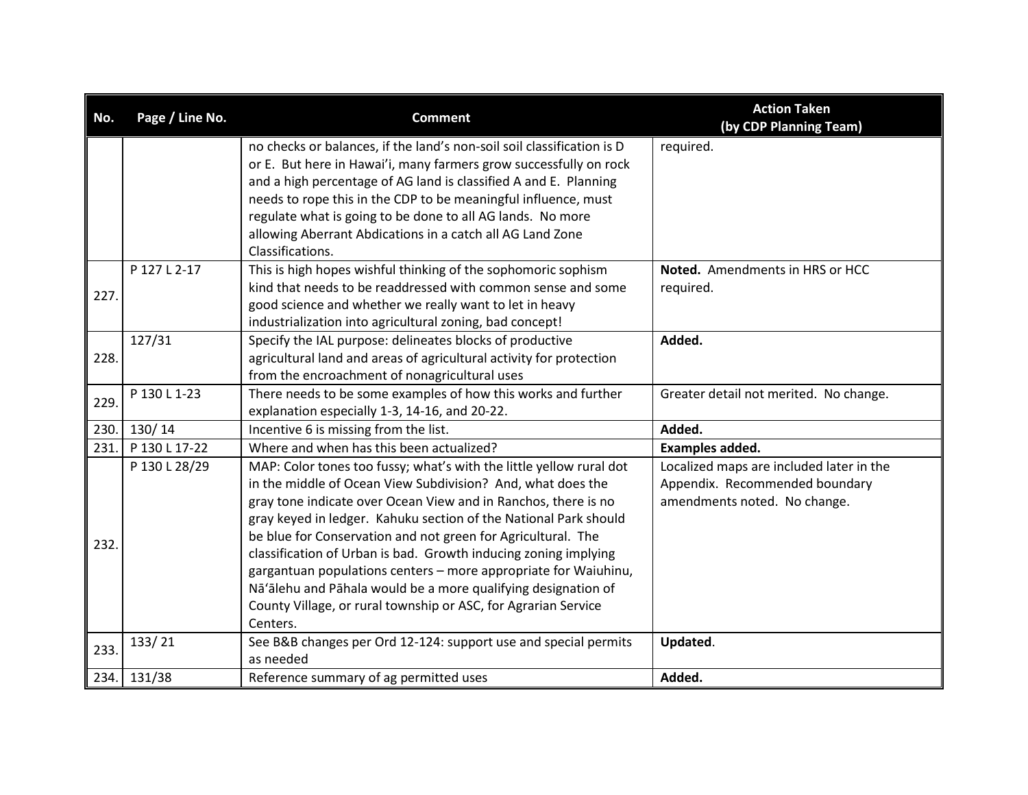| No. | Page / Line No. | Comment | Action Taken (by CDP Planning Team) |
|---|---|---|---|
| | | no checks or balances, if the land's non-soil soil classification is D or E. But here in Hawai'i, many farmers grow successfully on rock and a high percentage of AG land is classified A and E. Planning needs to rope this in the CDP to be meaningful influence, must regulate what is going to be done to all AG lands. No more allowing Aberrant Abdications in a catch all AG Land Zone Classifications. | required. |
| 227. | P 127 L 2-17 | This is high hopes wishful thinking of the sophomoric sophism kind that needs to be readdressed with common sense and some good science and whether we really want to let in heavy industrialization into agricultural zoning, bad concept! | **Noted.** Amendments in HRS or HCC required. |
| 228. | 127/31 | Specify the IAL purpose: delineates blocks of productive agricultural land and areas of agricultural activity for protection from the encroachment of nonagricultural uses | **Added.** |
| 229. | P 130 L 1-23 | There needs to be some examples of how this works and further explanation especially 1-3, 14-16, and 20-22. | Greater detail not merited. No change. |
| 230. | 130/ 14 | Incentive 6 is missing from the list. | **Added.** |
| 231. | P 130 L 17-22 | Where and when has this been actualized? | **Examples added.** |
| 232. | P 130 L 28/29 | MAP: Color tones too fussy; what's with the little yellow rural dot in the middle of Ocean View Subdivision? And, what does the gray tone indicate over Ocean View and in Ranchos, there is no gray keyed in ledger. Kahuku section of the National Park should be blue for Conservation and not green for Agricultural. The classification of Urban is bad. Growth inducing zoning implying gargantuan populations centers – more appropriate for Waiuhinu, Nā'ālehu and Pāhala would be a more qualifying designation of County Village, or rural township or ASC, for Agrarian Service Centers. | Localized maps are included later in the Appendix. Recommended boundary amendments noted. No change. |
| 233. | 133/ 21 | See B&B changes per Ord 12-124: support use and special permits as needed | **Updated**. |
| 234. | 131/38 | Reference summary of ag permitted uses | **Added.** |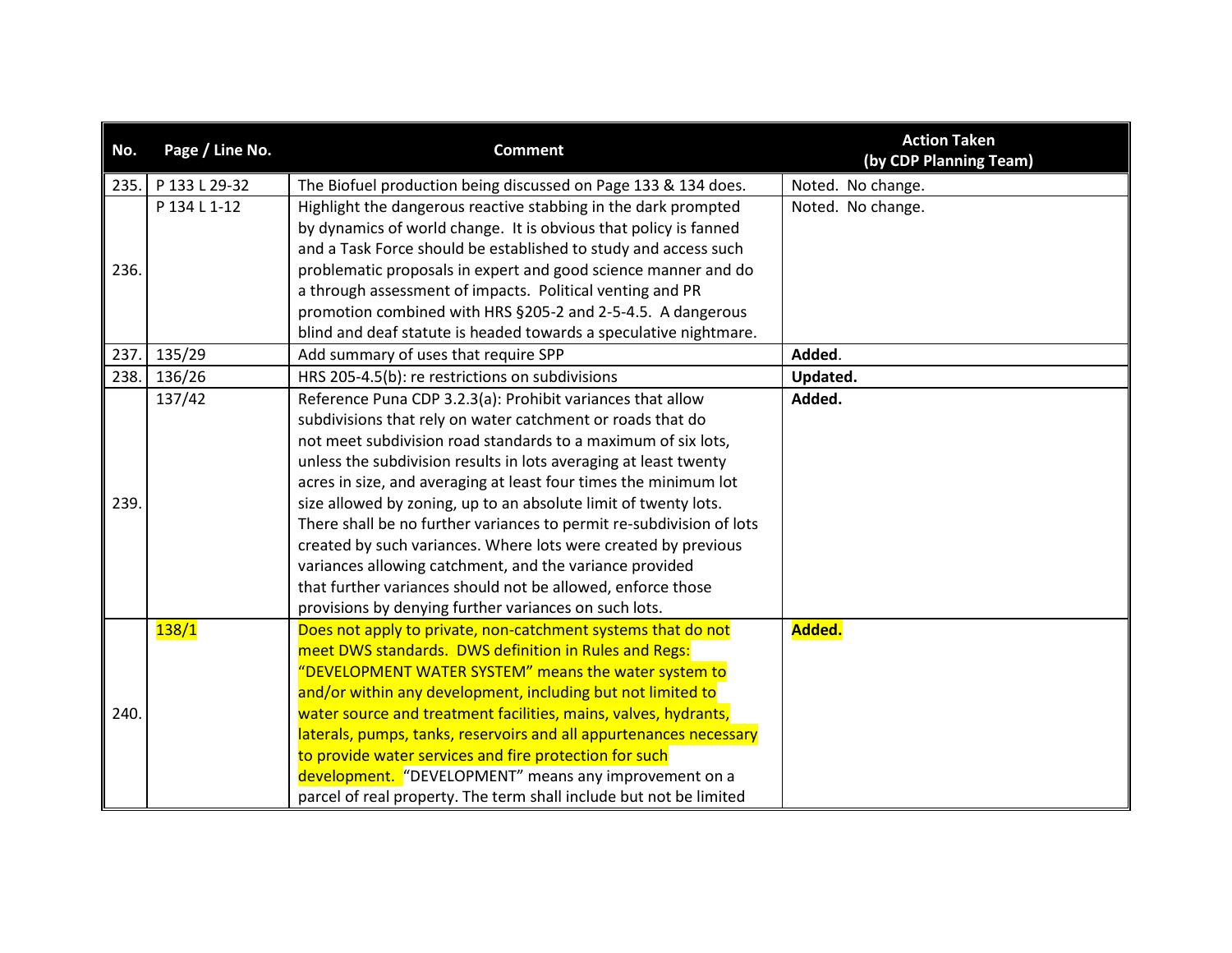| No. | Page / Line No. | Comment | Action Taken (by CDP Planning Team) |
|---|---|---|---|
| 235. | P 133 L 29-32 | The Biofuel production being discussed on Page 133 & 134 does. | Noted. No change. |
| 236. | P 134 L 1-12 | Highlight the dangerous reactive stabbing in the dark prompted by dynamics of world change. It is obvious that policy is fanned and a Task Force should be established to study and access such problematic proposals in expert and good science manner and do a through assessment of impacts. Political venting and PR promotion combined with HRS §205-2 and 2-5-4.5. A dangerous blind and deaf statute is headed towards a speculative nightmare. | Noted. No change. |
| 237. | 135/29 | Add summary of uses that require SPP | **Added**. |
| 238. | 136/26 | HRS 205-4.5(b): re restrictions on subdivisions | **Updated.** |
| 239. | 137/42 | Reference Puna CDP 3.2.3(a): Prohibit variances that allow subdivisions that rely on water catchment or roads that do not meet subdivision road standards to a maximum of six lots, unless the subdivision results in lots averaging at least twenty acres in size, and averaging at least four times the minimum lot size allowed by zoning, up to an absolute limit of twenty lots. There shall be no further variances to permit re-subdivision of lots created by such variances. Where lots were created by previous variances allowing catchment, and the variance provided that further variances should not be allowed, enforce those provisions by denying further variances on such lots. | **Added.** |
| 240. | 138/1 | Does not apply to private, non-catchment systems that do not meet DWS standards. DWS definition in Rules and Regs: "DEVELOPMENT WATER SYSTEM" means the water system to and/or within any development, including but not limited to water source and treatment facilities, mains, valves, hydrants, laterals, pumps, tanks, reservoirs and all appurtenances necessary to provide water services and fire protection for such development. "DEVELOPMENT" means any improvement on a parcel of real property. The term shall include but not be limited | **Added.** |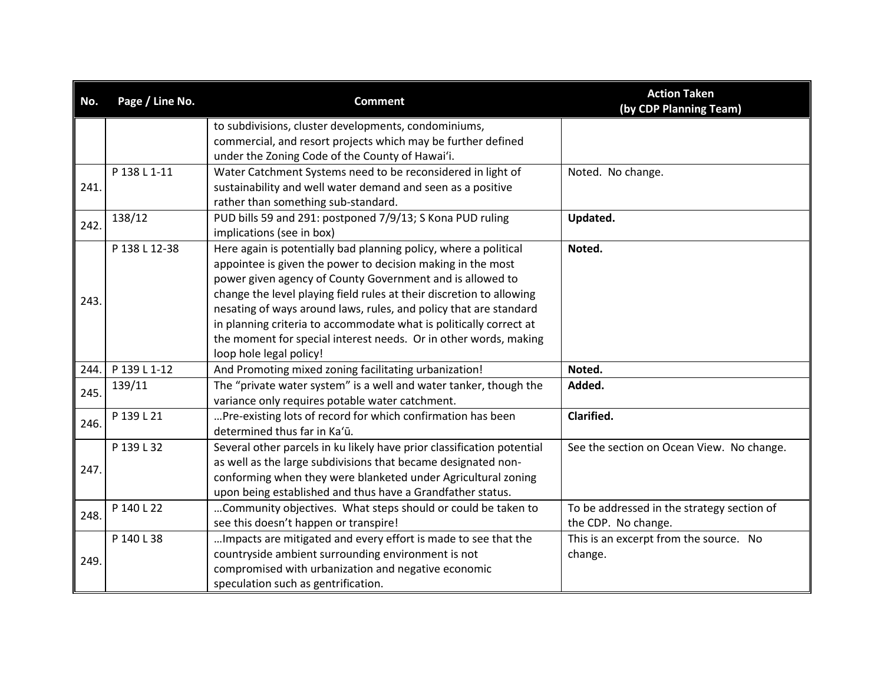| No. | Page / Line No. | Comment | Action Taken (by CDP Planning Team) |
|---|---|---|---|
| | | to subdivisions, cluster developments, condominiums, commercial, and resort projects which may be further defined under the Zoning Code of the County of Hawaiʻi. | |
| 241. | P 138 L 1-11 | Water Catchment Systems need to be reconsidered in light of sustainability and well water demand and seen as a positive rather than something sub-standard. | Noted. No change. |
| 242. | 138/12 | PUD bills 59 and 291: postponed 7/9/13; S Kona PUD ruling implications (see in box) | **Updated.** |
| 243. | P 138 L 12-38 | Here again is potentially bad planning policy, where a political appointee is given the power to decision making in the most power given agency of County Government and is allowed to change the level playing field rules at their discretion to allowing nesating of ways around laws, rules, and policy that are standard in planning criteria to accommodate what is politically correct at the moment for special interest needs. Or in other words, making loop hole legal policy! | **Noted.** |
| 244. | P 139 L 1-12 | And Promoting mixed zoning facilitating urbanization! | **Noted.** |
| 245. | 139/11 | The "private water system" is a well and water tanker, though the variance only requires potable water catchment. | **Added.** |
| 246. | P 139 L 21 | …Pre-existing lots of record for which confirmation has been determined thus far in Kaʻū. | **Clarified.** |
| 247. | P 139 L 32 | Several other parcels in ku likely have prior classification potential as well as the large subdivisions that became designated non-conforming when they were blanketed under Agricultural zoning upon being established and thus have a Grandfather status. | See the section on Ocean View. No change. |
| 248. | P 140 L 22 | …Community objectives. What steps should or could be taken to see this doesn't happen or transpire! | To be addressed in the strategy section of the CDP. No change. |
| 249. | P 140 L 38 | …Impacts are mitigated and every effort is made to see that the countryside ambient surrounding environment is not compromised with urbanization and negative economic speculation such as gentrification. | This is an excerpt from the source. No change. |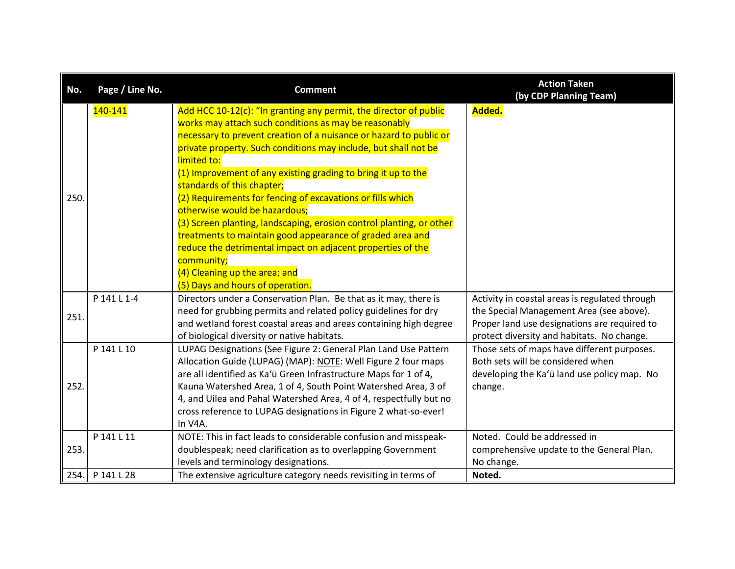| No. | Page / Line No. | Comment | Action Taken (by CDP Planning Team) |
|---|---|---|---|
| 250. | 140-141 | Add HCC 10-12(c): "In granting any permit, the director of public works may attach such conditions as may be reasonably necessary to prevent creation of a nuisance or hazard to public or private property. Such conditions may include, but shall not be limited to:<br>(1) Improvement of any existing grading to bring it up to the standards of this chapter;<br>(2) Requirements for fencing of excavations or fills which otherwise would be hazardous;<br>(3) Screen planting, landscaping, erosion control planting, or other treatments to maintain good appearance of graded area and reduce the detrimental impact on adjacent properties of the community;<br>(4) Cleaning up the area; and<br>(5) Days and hours of operation. | **Added.** |
| 251. | P 141 L 1-4 | Directors under a Conservation Plan. Be that as it may, there is need for grubbing permits and related policy guidelines for dry and wetland forest coastal areas and areas containing high degree of biological diversity or native habitats. | Activity in coastal areas is regulated through the Special Management Area (see above). Proper land use designations are required to protect diversity and habitats. No change. |
| 252. | P 141 L 10 | LUPAG Designations (See Figure 2: General Plan Land Use Pattern Allocation Guide (LUPAG) (MAP): NOTE: Well Figure 2 four maps are all identified as Kaʻū Green Infrastructure Maps for 1 of 4, Kauna Watershed Area, 1 of 4, South Point Watershed Area, 3 of 4, and Uilea and Pahal Watershed Area, 4 of 4, respectfully but no cross reference to LUPAG designations in Figure 2 what-so-ever! In V4A. | Those sets of maps have different purposes. Both sets will be considered when developing the Kaʻū land use policy map. No change. |
| 253. | P 141 L 11 | NOTE: This in fact leads to considerable confusion and misspeak-doublespeak; need clarification as to overlapping Government levels and terminology designations. | Noted. Could be addressed in comprehensive update to the General Plan. No change. |
| 254. | P 141 L 28 | The extensive agriculture category needs revisiting in terms of | **Noted.** |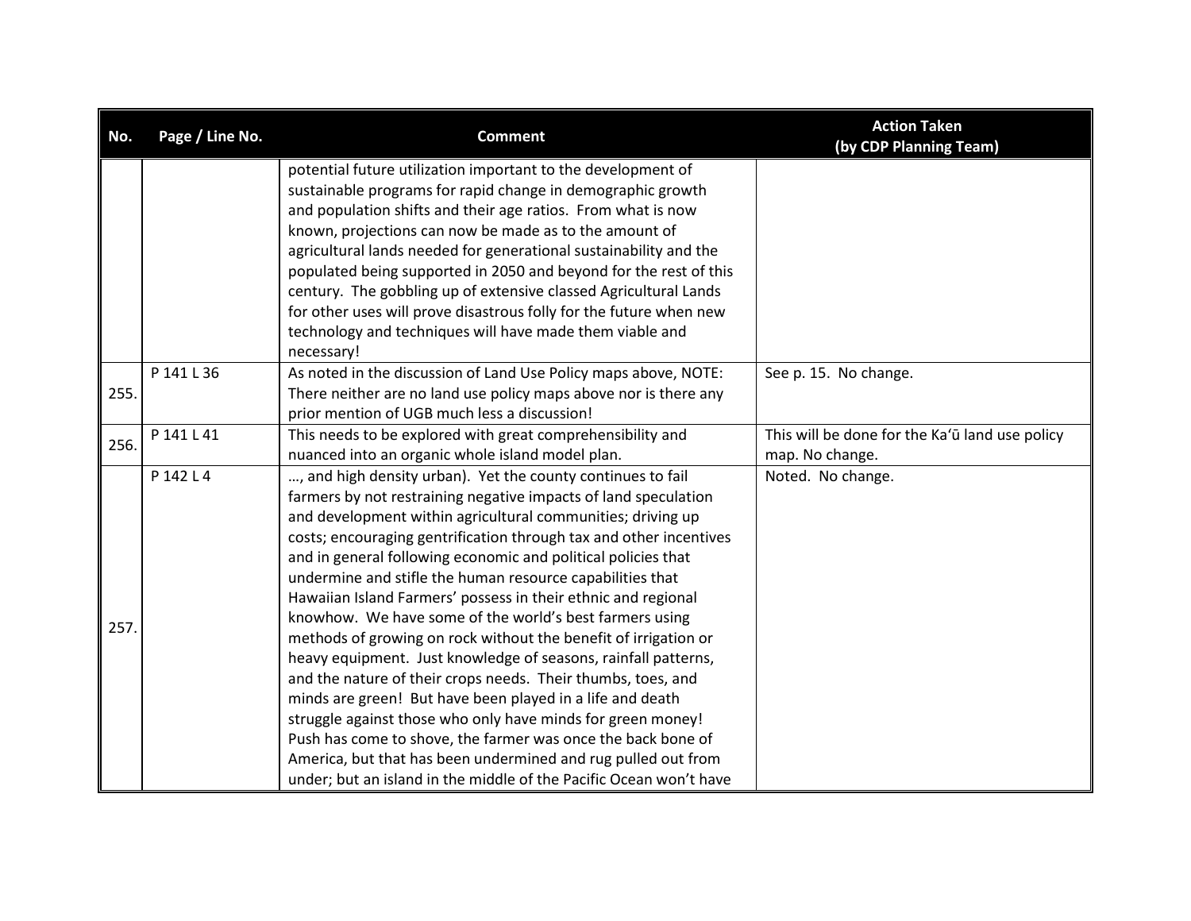| No. | Page / Line No. | Comment | Action Taken (by CDP Planning Team) |
|---|---|---|---|
| | | potential future utilization important to the development of sustainable programs for rapid change in demographic growth and population shifts and their age ratios. From what is now known, projections can now be made as to the amount of agricultural lands needed for generational sustainability and the populated being supported in 2050 and beyond for the rest of this century. The gobbling up of extensive classed Agricultural Lands for other uses will prove disastrous folly for the future when new technology and techniques will have made them viable and necessary! | |
| 255. | P 141 L 36 | As noted in the discussion of Land Use Policy maps above, NOTE: There neither are no land use policy maps above nor is there any prior mention of UGB much less a discussion! | See p. 15. No change. |
| 256. | P 141 L 41 | This needs to be explored with great comprehensibility and nuanced into an organic whole island model plan. | This will be done for the Kaʻū land use policy map. No change. |
| 257. | P 142 L 4 | …, and high density urban). Yet the county continues to fail farmers by not restraining negative impacts of land speculation and development within agricultural communities; driving up costs; encouraging gentrification through tax and other incentives and in general following economic and political policies that undermine and stifle the human resource capabilities that Hawaiian Island Farmers' possess in their ethnic and regional knowhow. We have some of the world's best farmers using methods of growing on rock without the benefit of irrigation or heavy equipment. Just knowledge of seasons, rainfall patterns, and the nature of their crops needs. Their thumbs, toes, and minds are green! But have been played in a life and death struggle against those who only have minds for green money! Push has come to shove, the farmer was once the back bone of America, but that has been undermined and rug pulled out from under; but an island in the middle of the Pacific Ocean won't have | Noted. No change. |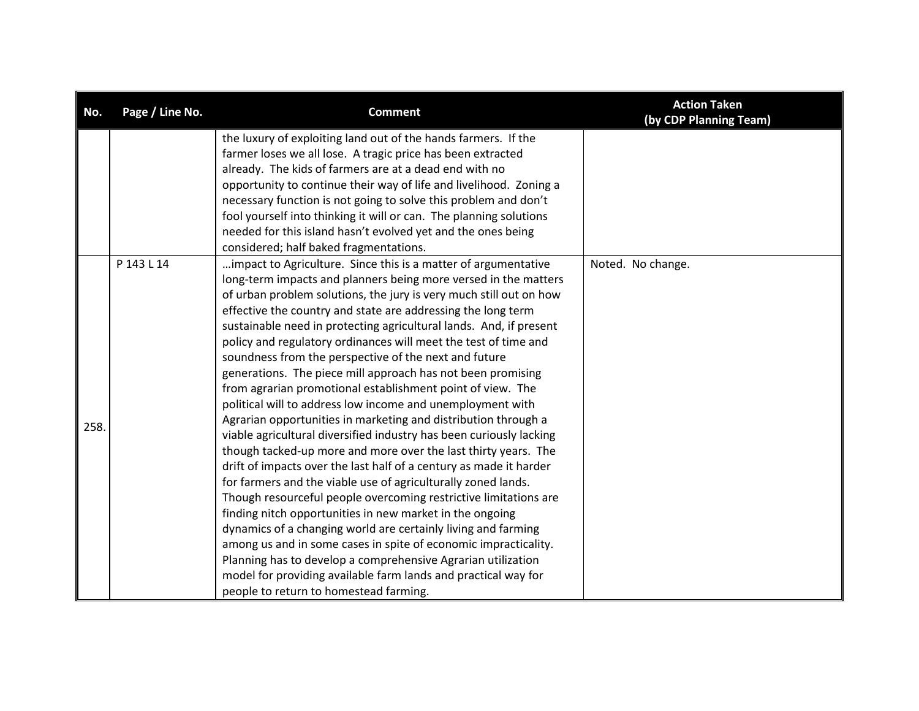| No. | Page / Line No. | Comment | Action Taken (by CDP Planning Team) |
|---|---|---|---|
| | | the luxury of exploiting land out of the hands farmers. If the farmer loses we all lose. A tragic price has been extracted already. The kids of farmers are at a dead end with no opportunity to continue their way of life and livelihood. Zoning a necessary function is not going to solve this problem and don't fool yourself into thinking it will or can. The planning solutions needed for this island hasn't evolved yet and the ones being considered; half baked fragmentations. | |
| 258. | P 143 L 14 | …impact to Agriculture. Since this is a matter of argumentative long-term impacts and planners being more versed in the matters of urban problem solutions, the jury is very much still out on how effective the country and state are addressing the long term sustainable need in protecting agricultural lands. And, if present policy and regulatory ordinances will meet the test of time and soundness from the perspective of the next and future generations. The piece mill approach has not been promising from agrarian promotional establishment point of view. The political will to address low income and unemployment with Agrarian opportunities in marketing and distribution through a viable agricultural diversified industry has been curiously lacking though tacked-up more and more over the last thirty years. The drift of impacts over the last half of a century as made it harder for farmers and the viable use of agriculturally zoned lands. Though resourceful people overcoming restrictive limitations are finding nitch opportunities in new market in the ongoing dynamics of a changing world are certainly living and farming among us and in some cases in spite of economic impracticality. Planning has to develop a comprehensive Agrarian utilization model for providing available farm lands and practical way for people to return to homestead farming. | Noted. No change. |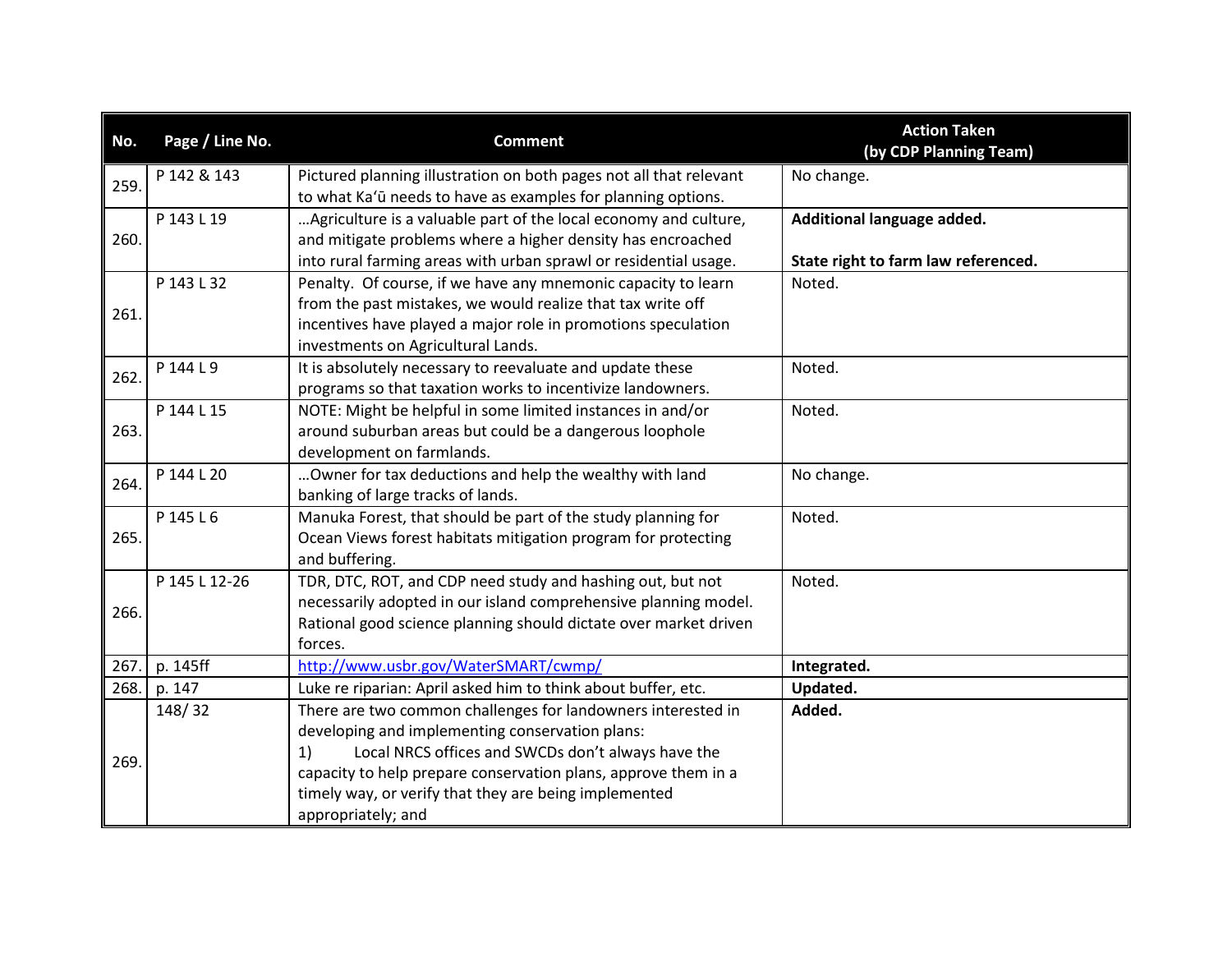| No. | Page / Line No. | Comment | Action Taken (by CDP Planning Team) |
|---|---|---|---|
| 259. | P 142 & 143 | Pictured planning illustration on both pages not all that relevant to what Kaʻū needs to have as examples for planning options. | No change. |
| 260. | P 143 L 19 | …Agriculture is a valuable part of the local economy and culture, and mitigate problems where a higher density has encroached into rural farming areas with urban sprawl or residential usage. | **Additional language added.** <br><br> **State right to farm law referenced.** |
| 261. | P 143 L 32 | Penalty. Of course, if we have any mnemonic capacity to learn from the past mistakes, we would realize that tax write off incentives have played a major role in promotions speculation investments on Agricultural Lands. | Noted. |
| 262. | P 144 L 9 | It is absolutely necessary to reevaluate and update these programs so that taxation works to incentivize landowners. | Noted. |
| 263. | P 144 L 15 | NOTE: Might be helpful in some limited instances in and/or around suburban areas but could be a dangerous loophole development on farmlands. | Noted. |
| 264. | P 144 L 20 | …Owner for tax deductions and help the wealthy with land banking of large tracks of lands. | No change. |
| 265. | P 145 L 6 | Manuka Forest, that should be part of the study planning for Ocean Views forest habitats mitigation program for protecting and buffering. | Noted. |
| 266. | P 145 L 12-26 | TDR, DTC, ROT, and CDP need study and hashing out, but not necessarily adopted in our island comprehensive planning model. Rational good science planning should dictate over market driven forces. | Noted. |
| 267. | p. 145ff | [http://www.usbr.gov/WaterSMART/cwmp/](http://www.usbr.gov/WaterSMART/cwmp/) | **Integrated.** |
| 268. | p. 147 | Luke re riparian: April asked him to think about buffer, etc. | **Updated.** |
| 269. | 148/ 32 | There are two common challenges for landowners interested in developing and implementing conservation plans: <br> 1) Local NRCS offices and SWCDs don't always have the capacity to help prepare conservation plans, approve them in a timely way, or verify that they are being implemented appropriately; and | **Added.** |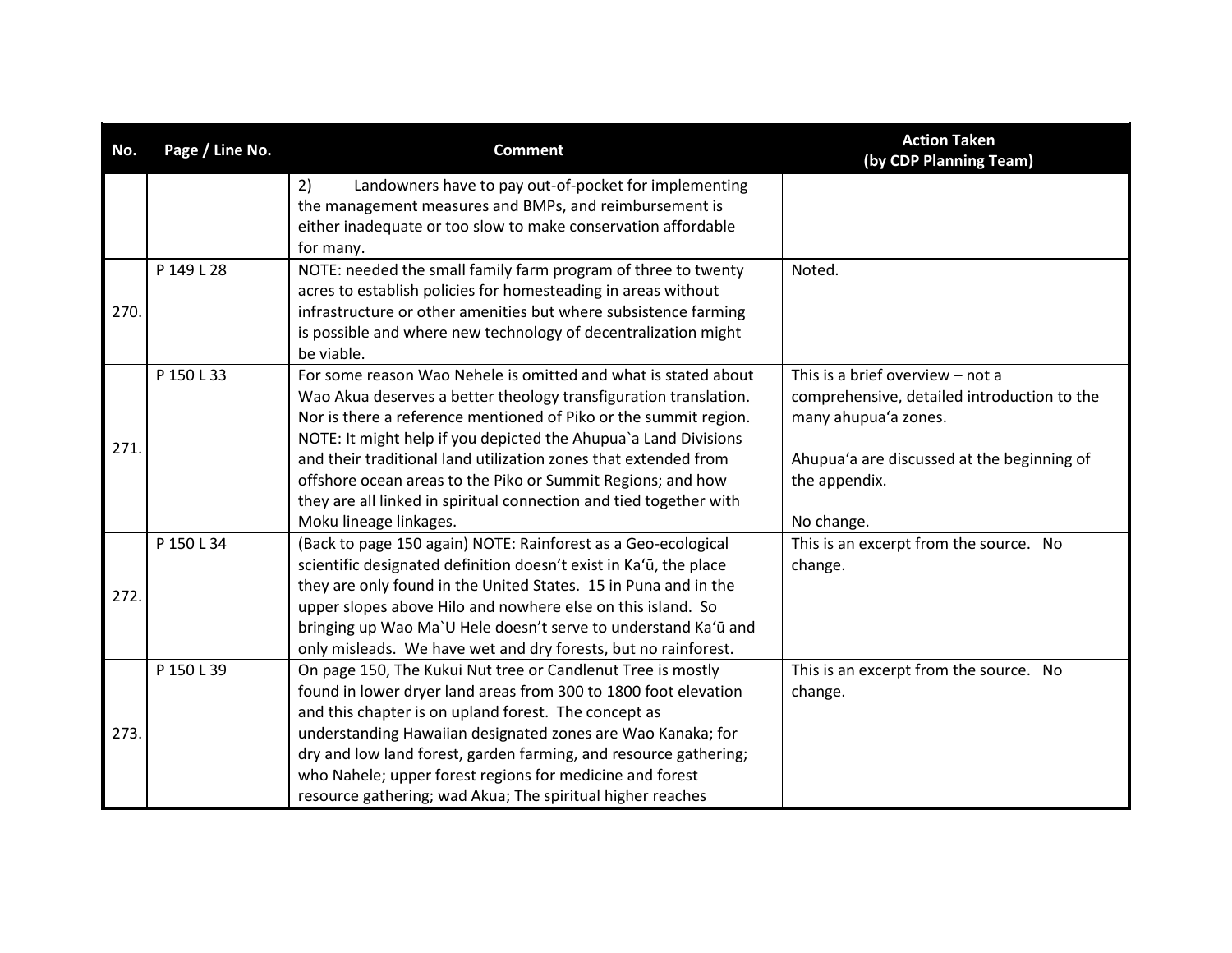| No. | Page / Line No. | Comment | Action Taken (by CDP Planning Team) |
|---|---|---|---|
| | | 2) Landowners have to pay out-of-pocket for implementing the management measures and BMPs, and reimbursement is either inadequate or too slow to make conservation affordable for many. | |
| 270. | P 149 L 28 | NOTE: needed the small family farm program of three to twenty acres to establish policies for homesteading in areas without infrastructure or other amenities but where subsistence farming is possible and where new technology of decentralization might be viable. | Noted. |
| 271. | P 150 L 33 | For some reason Wao Nehele is omitted and what is stated about Wao Akua deserves a better theology transfiguration translation. Nor is there a reference mentioned of Piko or the summit region. NOTE: It might help if you depicted the Ahupua`a Land Divisions and their traditional land utilization zones that extended from offshore ocean areas to the Piko or Summit Regions; and how they are all linked in spiritual connection and tied together with Moku lineage linkages. | This is a brief overview – not a comprehensive, detailed introduction to the many ahupuaʻa zones.<br><br>Ahupuaʻa are discussed at the beginning of the appendix.<br><br>No change. |
| 272. | P 150 L 34 | (Back to page 150 again) NOTE: Rainforest as a Geo-ecological scientific designated definition doesn't exist in Kaʻū, the place they are only found in the United States. 15 in Puna and in the upper slopes above Hilo and nowhere else on this island. So bringing up Wao Ma`U Hele doesn't serve to understand Kaʻū and only misleads. We have wet and dry forests, but no rainforest. | This is an excerpt from the source. No change. |
| 273. | P 150 L 39 | On page 150, The Kukui Nut tree or Candlenut Tree is mostly found in lower dryer land areas from 300 to 1800 foot elevation and this chapter is on upland forest. The concept as understanding Hawaiian designated zones are Wao Kanaka; for dry and low land forest, garden farming, and resource gathering; who Nahele; upper forest regions for medicine and forest resource gathering; wad Akua; The spiritual higher reaches | This is an excerpt from the source. No change. |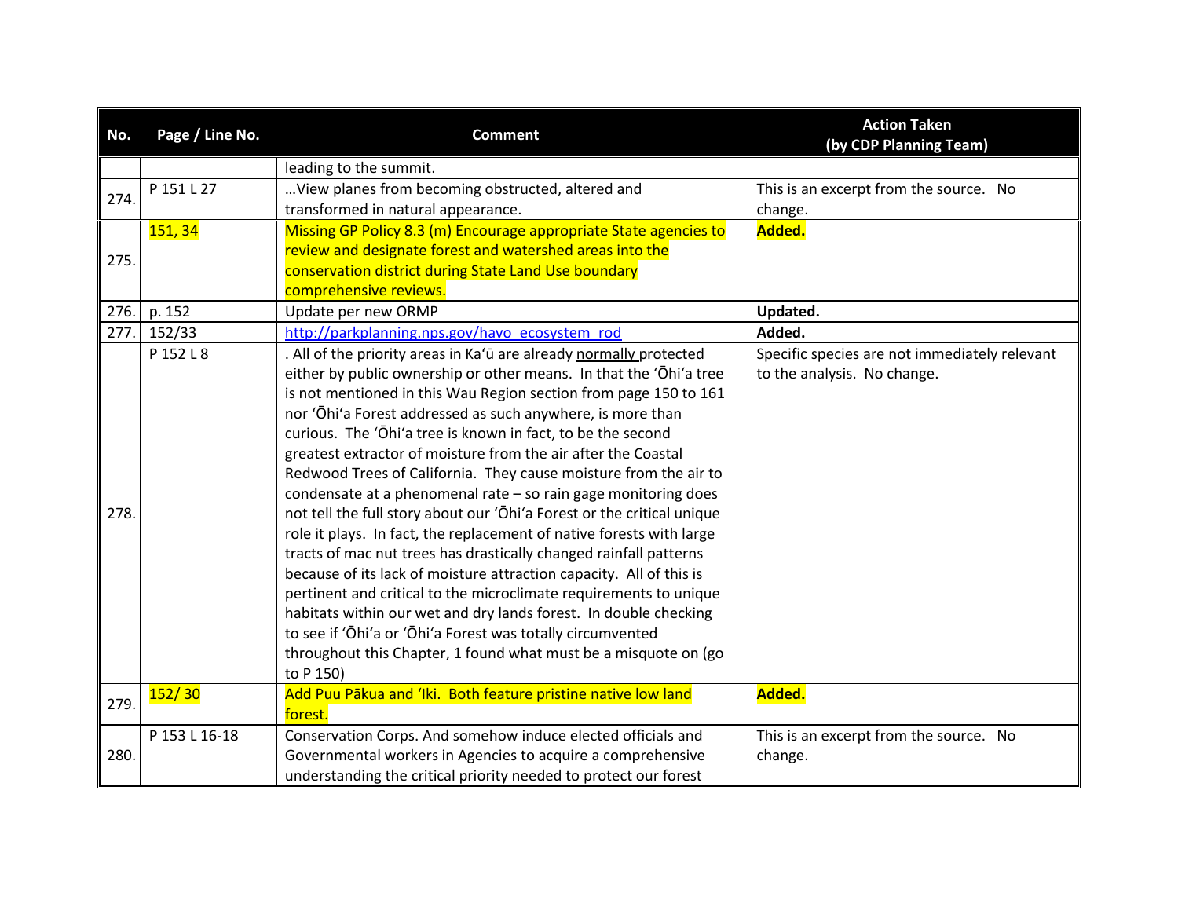| No. | Page / Line No. | Comment | Action Taken (by CDP Planning Team) |
|---|---|---|---|
| | | leading to the summit. | |
| 274. | P 151 L 27 | …View planes from becoming obstructed, altered and transformed in natural appearance. | This is an excerpt from the source. No change. |
| 275. | 151, 34 | Missing GP Policy 8.3 (m) Encourage appropriate State agencies to review and designate forest and watershed areas into the conservation district during State Land Use boundary comprehensive reviews. | **Added.** |
| 276. | p. 152 | Update per new ORMP | **Updated.** |
| 277. | 152/33 | http://parkplanning.nps.gov/havo_ecosystem_rod | **Added.** |
| 278. | P 152 L 8 | . All of the priority areas in Ka'ū are already normally protected either by public ownership or other means. In that the 'Ōhi'a tree is not mentioned in this Wau Region section from page 150 to 161 nor 'Ōhi'a Forest addressed as such anywhere, is more than curious. The 'Ōhi'a tree is known in fact, to be the second greatest extractor of moisture from the air after the Coastal Redwood Trees of California. They cause moisture from the air to condensate at a phenomenal rate – so rain gage monitoring does not tell the full story about our 'Ōhi'a Forest or the critical unique role it plays. In fact, the replacement of native forests with large tracts of mac nut trees has drastically changed rainfall patterns because of its lack of moisture attraction capacity. All of this is pertinent and critical to the microclimate requirements to unique habitats within our wet and dry lands forest. In double checking to see if 'Ōhi'a or 'Ōhi'a Forest was totally circumvented throughout this Chapter, 1 found what must be a misquote on (go to P 150) | Specific species are not immediately relevant to the analysis. No change. |
| 279. | 152/ 30 | Add Puu Pākua and 'Iki. Both feature pristine native low land forest. | **Added.** |
| 280. | P 153 L 16-18 | Conservation Corps. And somehow induce elected officials and Governmental workers in Agencies to acquire a comprehensive understanding the critical priority needed to protect our forest | This is an excerpt from the source. No change. |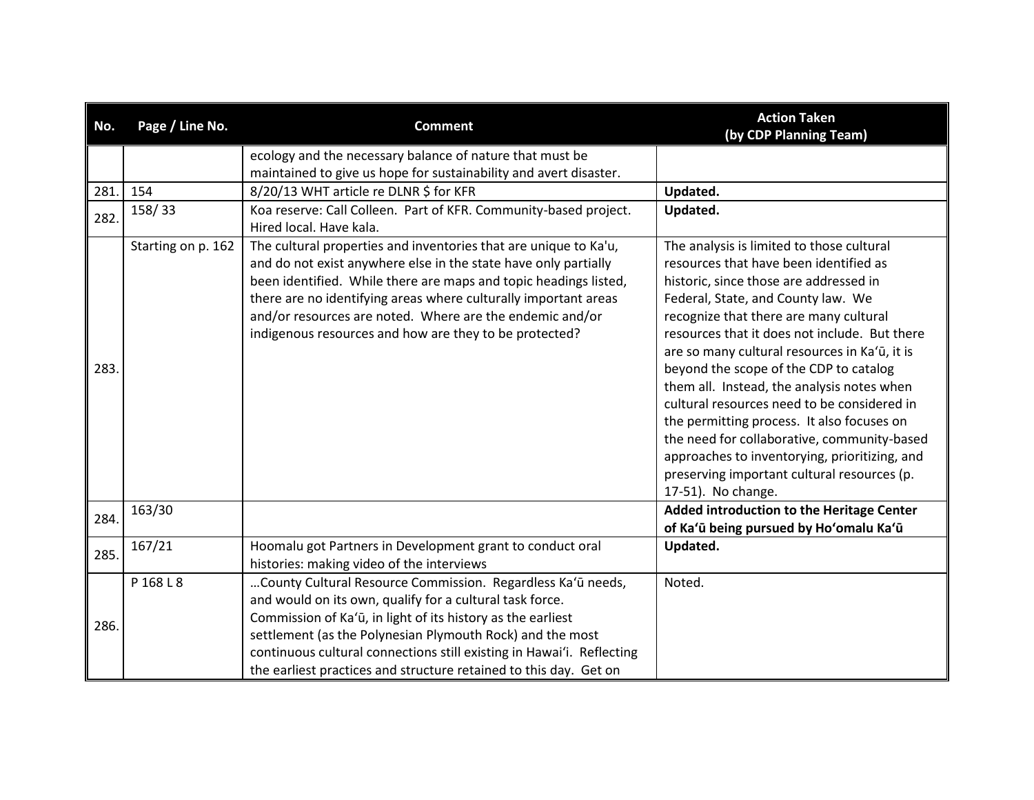| No. | Page / Line No. | Comment | Action Taken (by CDP Planning Team) |
|---|---|---|---|
| | | ecology and the necessary balance of nature that must be maintained to give us hope for sustainability and avert disaster. | |
| 281. | 154 | 8/20/13 WHT article re DLNR $ for KFR | **Updated.** |
| 282. | 158/ 33 | Koa reserve: Call Colleen. Part of KFR. Community-based project. Hired local. Have kala. | **Updated.** |
| 283. | Starting on p. 162 | The cultural properties and inventories that are unique to Ka'u, and do not exist anywhere else in the state have only partially been identified. While there are maps and topic headings listed, there are no identifying areas where culturally important areas and/or resources are noted. Where are the endemic and/or indigenous resources and how are they to be protected? | The analysis is limited to those cultural resources that have been identified as historic, since those are addressed in Federal, State, and County law. We recognize that there are many cultural resources that it does not include. But there are so many cultural resources in Ka'ū, it is beyond the scope of the CDP to catalog them all. Instead, the analysis notes when cultural resources need to be considered in the permitting process. It also focuses on the need for collaborative, community-based approaches to inventorying, prioritizing, and preserving important cultural resources (p. 17-51). No change. |
| 284. | 163/30 | | **Added introduction to the Heritage Center of Ka'ū being pursued by Ho'omalu Ka'ū** |
| 285. | 167/21 | Hoomalu got Partners in Development grant to conduct oral histories: making video of the interviews | **Updated.** |
| 286. | P 168 L 8 | …County Cultural Resource Commission. Regardless Ka'ū needs, and would on its own, qualify for a cultural task force. Commission of Ka'ū, in light of its history as the earliest settlement (as the Polynesian Plymouth Rock) and the most continuous cultural connections still existing in Hawai'i. Reflecting the earliest practices and structure retained to this day. Get on | Noted. |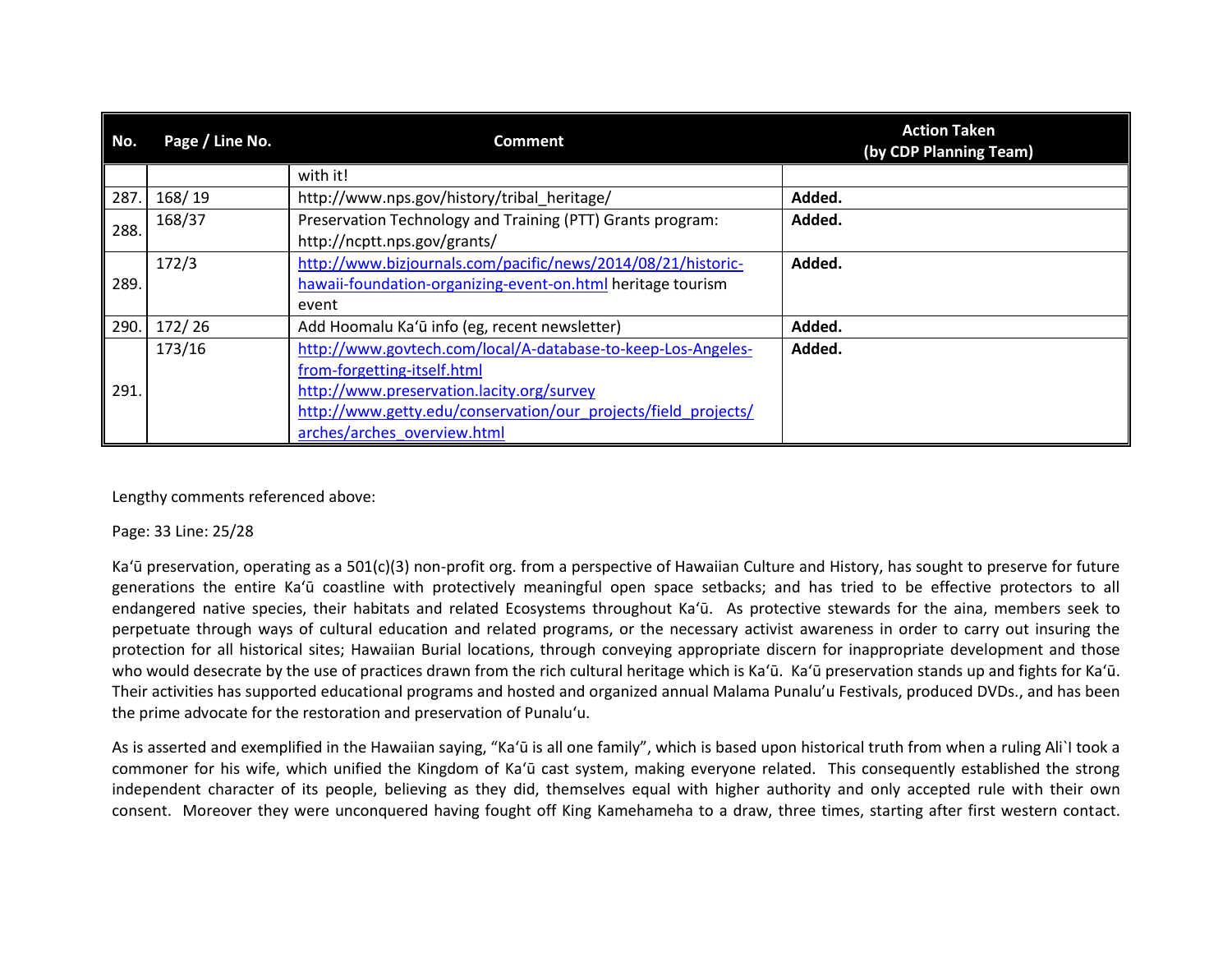| No. | Page / Line No. | Comment | Action Taken (by CDP Planning Team) |
|---|---|---|---|
| | | with it! | |
| 287. | 168/ 19 | http://www.nps.gov/history/tribal_heritage/ | **Added.** |
| 288. | 168/37 | Preservation Technology and Training (PTT) Grants program: http://ncptt.nps.gov/grants/ | **Added.** |
| 289. | 172/3 | http://www.bizjournals.com/pacific/news/2014/08/21/historic-hawaii-foundation-organizing-event-on.html heritage tourism event | **Added.** |
| 290. | 172/ 26 | Add Hoomalu Kaʻū info (eg, recent newsletter) | **Added.** |
| 291. | 173/16 | http://www.govtech.com/local/A-database-to-keep-Los-Angeles-from-forgetting-itself.html http://www.preservation.lacity.org/survey http://www.getty.edu/conservation/our_projects/field_projects/arches/arches_overview.html | **Added.** |

Lengthy comments referenced above:

Page: 33 Line: 25/28

Kaʻū preservation, operating as a 501(c)(3) non-profit org. from a perspective of Hawaiian Culture and History, has sought to preserve for future generations the entire Kaʻū coastline with protectively meaningful open space setbacks; and has tried to be effective protectors to all endangered native species, their habitats and related Ecosystems throughout Kaʻū. As protective stewards for the aina, members seek to perpetuate through ways of cultural education and related programs, or the necessary activist awareness in order to carry out insuring the protection for all historical sites; Hawaiian Burial locations, through conveying appropriate discern for inappropriate development and those who would desecrate by the use of practices drawn from the rich cultural heritage which is Kaʻū. Kaʻū preservation stands up and fights for Kaʻū. Their activities has supported educational programs and hosted and organized annual Malama Punalu'u Festivals, produced DVDs., and has been the prime advocate for the restoration and preservation of Punaluʻu.

As is asserted and exemplified in the Hawaiian saying, "Kaʻū is all one family", which is based upon historical truth from when a ruling Ali`I took a commoner for his wife, which unified the Kingdom of Kaʻū cast system, making everyone related. This consequently established the strong independent character of its people, believing as they did, themselves equal with higher authority and only accepted rule with their own consent. Moreover they were unconquered having fought off King Kamehameha to a draw, three times, starting after first western contact.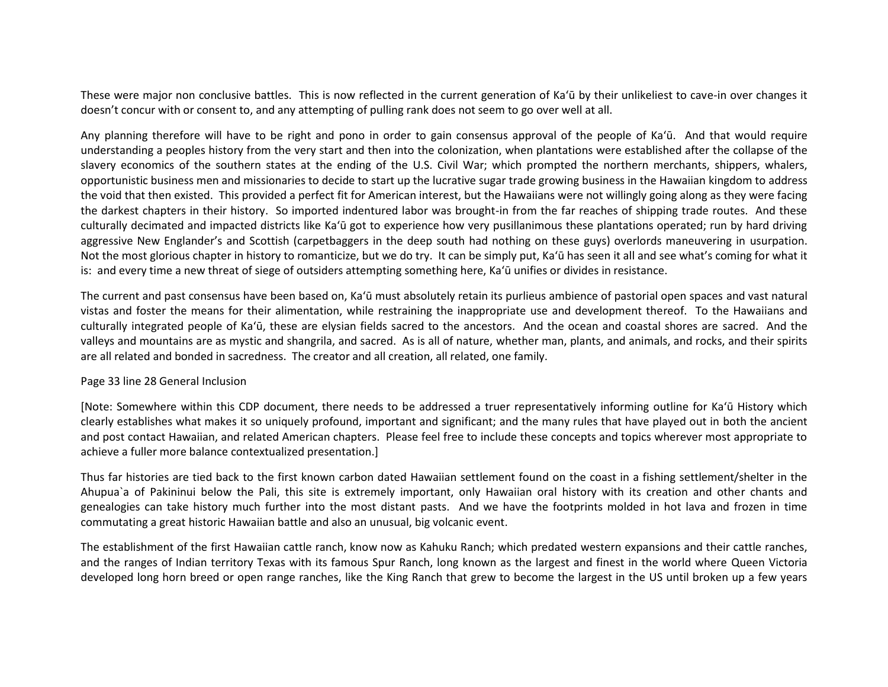These were major non conclusive battles. This is now reflected in the current generation of Kaʻū by their unlikeliest to cave-in over changes it doesn't concur with or consent to, and any attempting of pulling rank does not seem to go over well at all.

Any planning therefore will have to be right and pono in order to gain consensus approval of the people of Kaʻū. And that would require understanding a peoples history from the very start and then into the colonization, when plantations were established after the collapse of the slavery economics of the southern states at the ending of the U.S. Civil War; which prompted the northern merchants, shippers, whalers, opportunistic business men and missionaries to decide to start up the lucrative sugar trade growing business in the Hawaiian kingdom to address the void that then existed. This provided a perfect fit for American interest, but the Hawaiians were not willingly going along as they were facing the darkest chapters in their history. So imported indentured labor was brought-in from the far reaches of shipping trade routes. And these culturally decimated and impacted districts like Kaʻū got to experience how very pusillanimous these plantations operated; run by hard driving aggressive New Englander's and Scottish (carpetbaggers in the deep south had nothing on these guys) overlords maneuvering in usurpation. Not the most glorious chapter in history to romanticize, but we do try. It can be simply put, Kaʻū has seen it all and see what's coming for what it is: and every time a new threat of siege of outsiders attempting something here, Kaʻū unifies or divides in resistance.

The current and past consensus have been based on, Kaʻū must absolutely retain its purlieus ambience of pastorial open spaces and vast natural vistas and foster the means for their alimentation, while restraining the inappropriate use and development thereof. To the Hawaiians and culturally integrated people of Kaʻū, these are elysian fields sacred to the ancestors. And the ocean and coastal shores are sacred. And the valleys and mountains are as mystic and shangrila, and sacred. As is all of nature, whether man, plants, and animals, and rocks, and their spirits are all related and bonded in sacredness. The creator and all creation, all related, one family.

Page 33 line 28 General Inclusion

[Note: Somewhere within this CDP document, there needs to be addressed a truer representatively informing outline for Kaʻū History which clearly establishes what makes it so uniquely profound, important and significant; and the many rules that have played out in both the ancient and post contact Hawaiian, and related American chapters. Please feel free to include these concepts and topics wherever most appropriate to achieve a fuller more balance contextualized presentation.]

Thus far histories are tied back to the first known carbon dated Hawaiian settlement found on the coast in a fishing settlement/shelter in the Ahupua`a of Pakininui below the Pali, this site is extremely important, only Hawaiian oral history with its creation and other chants and genealogies can take history much further into the most distant pasts. And we have the footprints molded in hot lava and frozen in time commutating a great historic Hawaiian battle and also an unusual, big volcanic event.

The establishment of the first Hawaiian cattle ranch, know now as Kahuku Ranch; which predated western expansions and their cattle ranches, and the ranges of Indian territory Texas with its famous Spur Ranch, long known as the largest and finest in the world where Queen Victoria developed long horn breed or open range ranches, like the King Ranch that grew to become the largest in the US until broken up a few years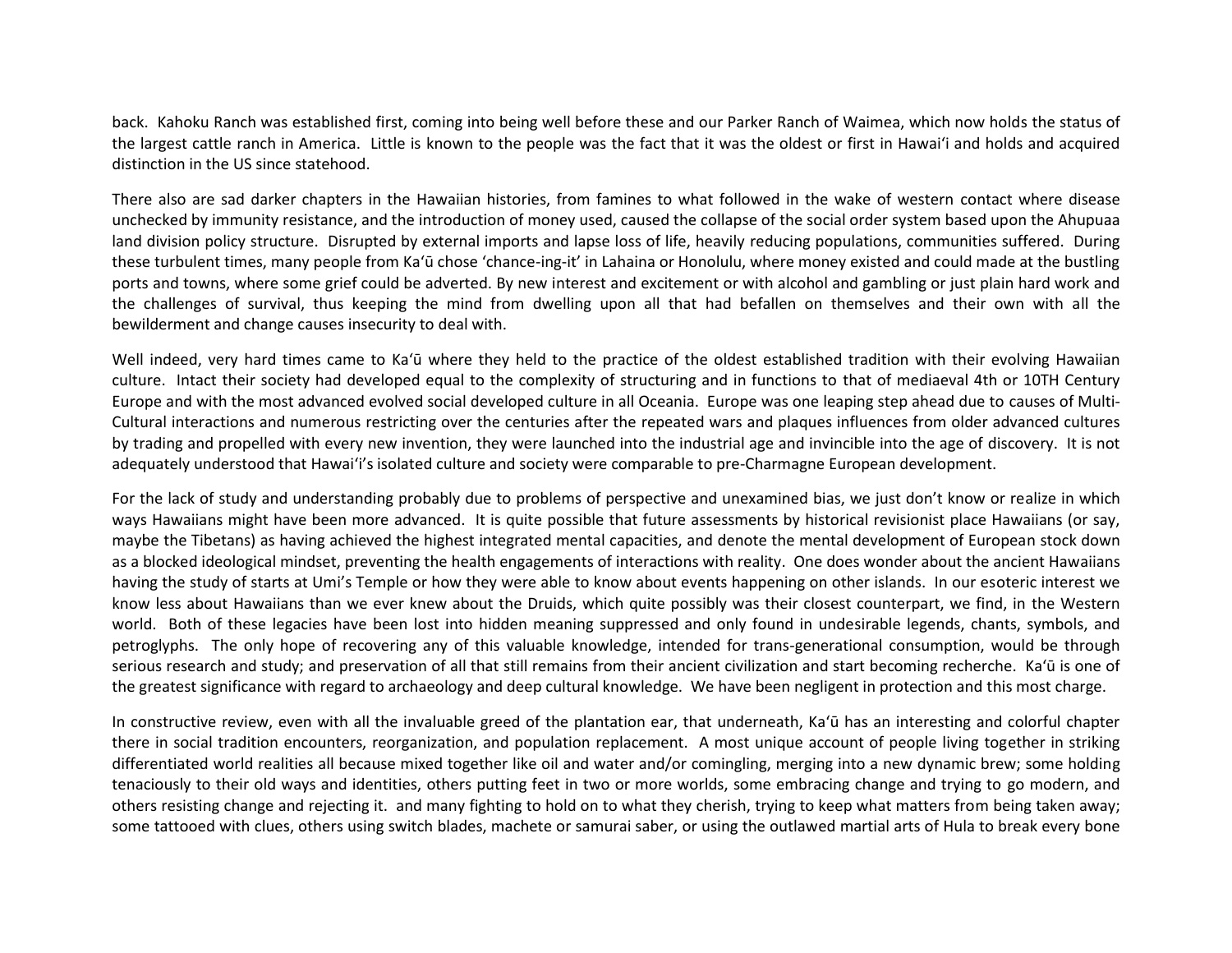back. Kahoku Ranch was established first, coming into being well before these and our Parker Ranch of Waimea, which now holds the status of the largest cattle ranch in America. Little is known to the people was the fact that it was the oldest or first in Hawaiʻi and holds and acquired distinction in the US since statehood.

There also are sad darker chapters in the Hawaiian histories, from famines to what followed in the wake of western contact where disease unchecked by immunity resistance, and the introduction of money used, caused the collapse of the social order system based upon the Ahupuaa land division policy structure. Disrupted by external imports and lapse loss of life, heavily reducing populations, communities suffered. During these turbulent times, many people from Kaʻū chose 'chance-ing-it' in Lahaina or Honolulu, where money existed and could made at the bustling ports and towns, where some grief could be adverted. By new interest and excitement or with alcohol and gambling or just plain hard work and the challenges of survival, thus keeping the mind from dwelling upon all that had befallen on themselves and their own with all the bewilderment and change causes insecurity to deal with.

Well indeed, very hard times came to Kaʻū where they held to the practice of the oldest established tradition with their evolving Hawaiian culture. Intact their society had developed equal to the complexity of structuring and in functions to that of mediaeval 4th or 10TH Century Europe and with the most advanced evolved social developed culture in all Oceania. Europe was one leaping step ahead due to causes of Multi-Cultural interactions and numerous restricting over the centuries after the repeated wars and plaques influences from older advanced cultures by trading and propelled with every new invention, they were launched into the industrial age and invincible into the age of discovery. It is not adequately understood that Hawaiʻi's isolated culture and society were comparable to pre-Charmagne European development.

For the lack of study and understanding probably due to problems of perspective and unexamined bias, we just don't know or realize in which ways Hawaiians might have been more advanced. It is quite possible that future assessments by historical revisionist place Hawaiians (or say, maybe the Tibetans) as having achieved the highest integrated mental capacities, and denote the mental development of European stock down as a blocked ideological mindset, preventing the health engagements of interactions with reality. One does wonder about the ancient Hawaiians having the study of starts at Umi's Temple or how they were able to know about events happening on other islands. In our esoteric interest we know less about Hawaiians than we ever knew about the Druids, which quite possibly was their closest counterpart, we find, in the Western world. Both of these legacies have been lost into hidden meaning suppressed and only found in undesirable legends, chants, symbols, and petroglyphs. The only hope of recovering any of this valuable knowledge, intended for trans-generational consumption, would be through serious research and study; and preservation of all that still remains from their ancient civilization and start becoming recherche. Kaʻū is one of the greatest significance with regard to archaeology and deep cultural knowledge. We have been negligent in protection and this most charge.

In constructive review, even with all the invaluable greed of the plantation ear, that underneath, Kaʻū has an interesting and colorful chapter there in social tradition encounters, reorganization, and population replacement. A most unique account of people living together in striking differentiated world realities all because mixed together like oil and water and/or comingling, merging into a new dynamic brew; some holding tenaciously to their old ways and identities, others putting feet in two or more worlds, some embracing change and trying to go modern, and others resisting change and rejecting it. and many fighting to hold on to what they cherish, trying to keep what matters from being taken away; some tattooed with clues, others using switch blades, machete or samurai saber, or using the outlawed martial arts of Hula to break every bone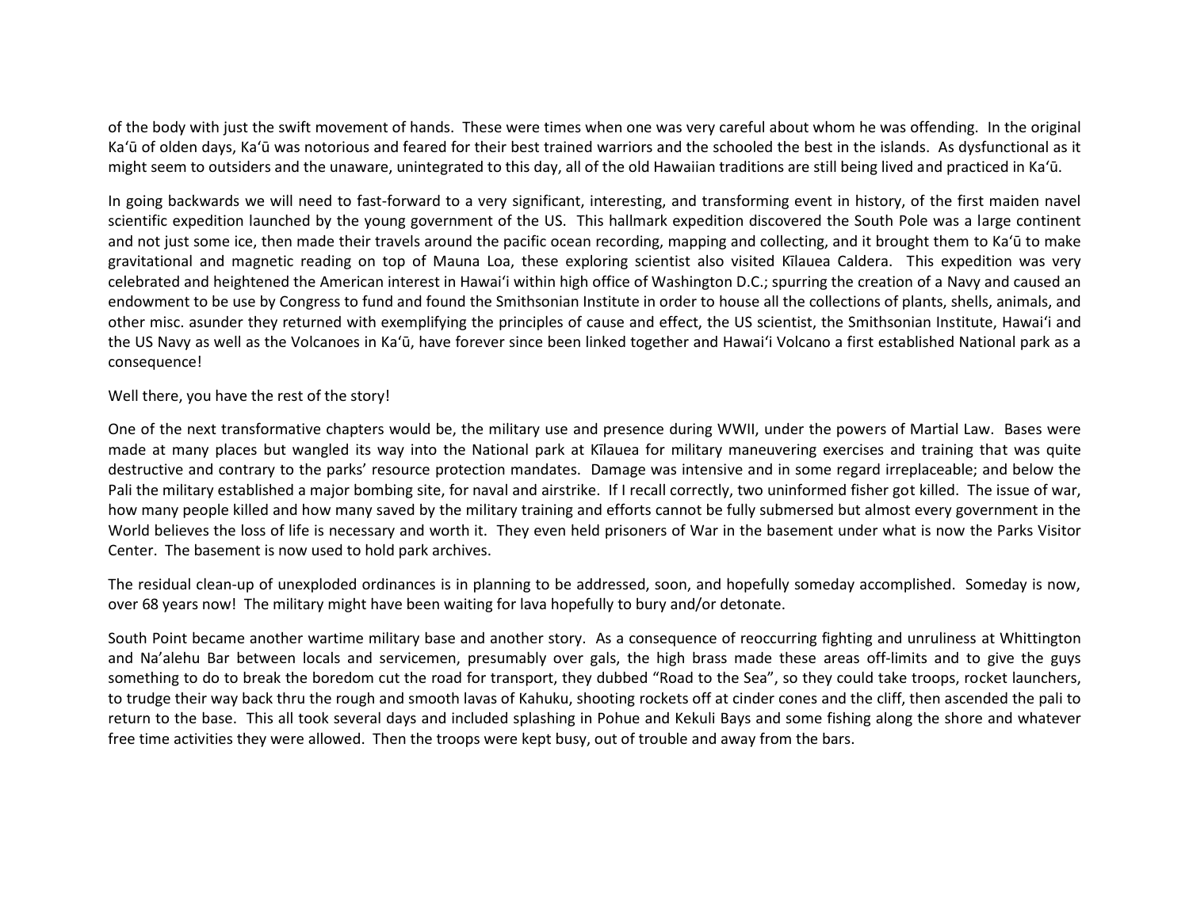of the body with just the swift movement of hands. These were times when one was very careful about whom he was offending. In the original Kaʻū of olden days, Kaʻū was notorious and feared for their best trained warriors and the schooled the best in the islands. As dysfunctional as it might seem to outsiders and the unaware, unintegrated to this day, all of the old Hawaiian traditions are still being lived and practiced in Kaʻū.

In going backwards we will need to fast-forward to a very significant, interesting, and transforming event in history, of the first maiden navel scientific expedition launched by the young government of the US. This hallmark expedition discovered the South Pole was a large continent and not just some ice, then made their travels around the pacific ocean recording, mapping and collecting, and it brought them to Kaʻū to make gravitational and magnetic reading on top of Mauna Loa, these exploring scientist also visited Kīlauea Caldera. This expedition was very celebrated and heightened the American interest in Hawaiʻi within high office of Washington D.C.; spurring the creation of a Navy and caused an endowment to be use by Congress to fund and found the Smithsonian Institute in order to house all the collections of plants, shells, animals, and other misc. asunder they returned with exemplifying the principles of cause and effect, the US scientist, the Smithsonian Institute, Hawaiʻi and the US Navy as well as the Volcanoes in Kaʻū, have forever since been linked together and Hawaiʻi Volcano a first established National park as a consequence!

Well there, you have the rest of the story!

One of the next transformative chapters would be, the military use and presence during WWII, under the powers of Martial Law. Bases were made at many places but wangled its way into the National park at Kīlauea for military maneuvering exercises and training that was quite destructive and contrary to the parks' resource protection mandates. Damage was intensive and in some regard irreplaceable; and below the Pali the military established a major bombing site, for naval and airstrike. If I recall correctly, two uninformed fisher got killed. The issue of war, how many people killed and how many saved by the military training and efforts cannot be fully submersed but almost every government in the World believes the loss of life is necessary and worth it. They even held prisoners of War in the basement under what is now the Parks Visitor Center. The basement is now used to hold park archives.

The residual clean-up of unexploded ordinances is in planning to be addressed, soon, and hopefully someday accomplished. Someday is now, over 68 years now! The military might have been waiting for lava hopefully to bury and/or detonate.

South Point became another wartime military base and another story. As a consequence of reoccurring fighting and unruliness at Whittington and Na'alehu Bar between locals and servicemen, presumably over gals, the high brass made these areas off-limits and to give the guys something to do to break the boredom cut the road for transport, they dubbed "Road to the Sea", so they could take troops, rocket launchers, to trudge their way back thru the rough and smooth lavas of Kahuku, shooting rockets off at cinder cones and the cliff, then ascended the pali to return to the base. This all took several days and included splashing in Pohue and Kekuli Bays and some fishing along the shore and whatever free time activities they were allowed. Then the troops were kept busy, out of trouble and away from the bars.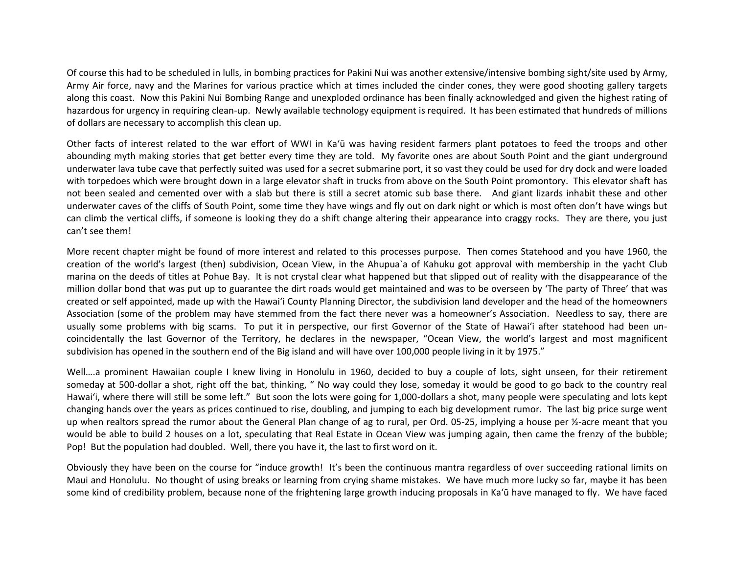Of course this had to be scheduled in lulls, in bombing practices for Pakini Nui was another extensive/intensive bombing sight/site used by Army, Army Air force, navy and the Marines for various practice which at times included the cinder cones, they were good shooting gallery targets along this coast. Now this Pakini Nui Bombing Range and unexploded ordinance has been finally acknowledged and given the highest rating of hazardous for urgency in requiring clean-up. Newly available technology equipment is required. It has been estimated that hundreds of millions of dollars are necessary to accomplish this clean up.

Other facts of interest related to the war effort of WWI in Kaʻū was having resident farmers plant potatoes to feed the troops and other abounding myth making stories that get better every time they are told. My favorite ones are about South Point and the giant underground underwater lava tube cave that perfectly suited was used for a secret submarine port, it so vast they could be used for dry dock and were loaded with torpedoes which were brought down in a large elevator shaft in trucks from above on the South Point promontory. This elevator shaft has not been sealed and cemented over with a slab but there is still a secret atomic sub base there. And giant lizards inhabit these and other underwater caves of the cliffs of South Point, some time they have wings and fly out on dark night or which is most often don't have wings but can climb the vertical cliffs, if someone is looking they do a shift change altering their appearance into craggy rocks. They are there, you just can't see them!

More recent chapter might be found of more interest and related to this processes purpose. Then comes Statehood and you have 1960, the creation of the world's largest (then) subdivision, Ocean View, in the Ahupua`a of Kahuku got approval with membership in the yacht Club marina on the deeds of titles at Pohue Bay. It is not crystal clear what happened but that slipped out of reality with the disappearance of the million dollar bond that was put up to guarantee the dirt roads would get maintained and was to be overseen by 'The party of Three' that was created or self appointed, made up with the Hawaiʻi County Planning Director, the subdivision land developer and the head of the homeowners Association (some of the problem may have stemmed from the fact there never was a homeowner's Association. Needless to say, there are usually some problems with big scams. To put it in perspective, our first Governor of the State of Hawaiʻi after statehood had been un-coincidentally the last Governor of the Territory, he declares in the newspaper, "Ocean View, the world's largest and most magnificent subdivision has opened in the southern end of the Big island and will have over 100,000 people living in it by 1975."

Well….a prominent Hawaiian couple I knew living in Honolulu in 1960, decided to buy a couple of lots, sight unseen, for their retirement someday at 500-dollar a shot, right off the bat, thinking, " No way could they lose, someday it would be good to go back to the country real Hawaiʻi, where there will still be some left." But soon the lots were going for 1,000-dollars a shot, many people were speculating and lots kept changing hands over the years as prices continued to rise, doubling, and jumping to each big development rumor. The last big price surge went up when realtors spread the rumor about the General Plan change of ag to rural, per Ord. 05-25, implying a house per ½-acre meant that you would be able to build 2 houses on a lot, speculating that Real Estate in Ocean View was jumping again, then came the frenzy of the bubble; Pop! But the population had doubled. Well, there you have it, the last to first word on it.

Obviously they have been on the course for "induce growth! It's been the continuous mantra regardless of over succeeding rational limits on Maui and Honolulu. No thought of using breaks or learning from crying shame mistakes. We have much more lucky so far, maybe it has been some kind of credibility problem, because none of the frightening large growth inducing proposals in Kaʻū have managed to fly. We have faced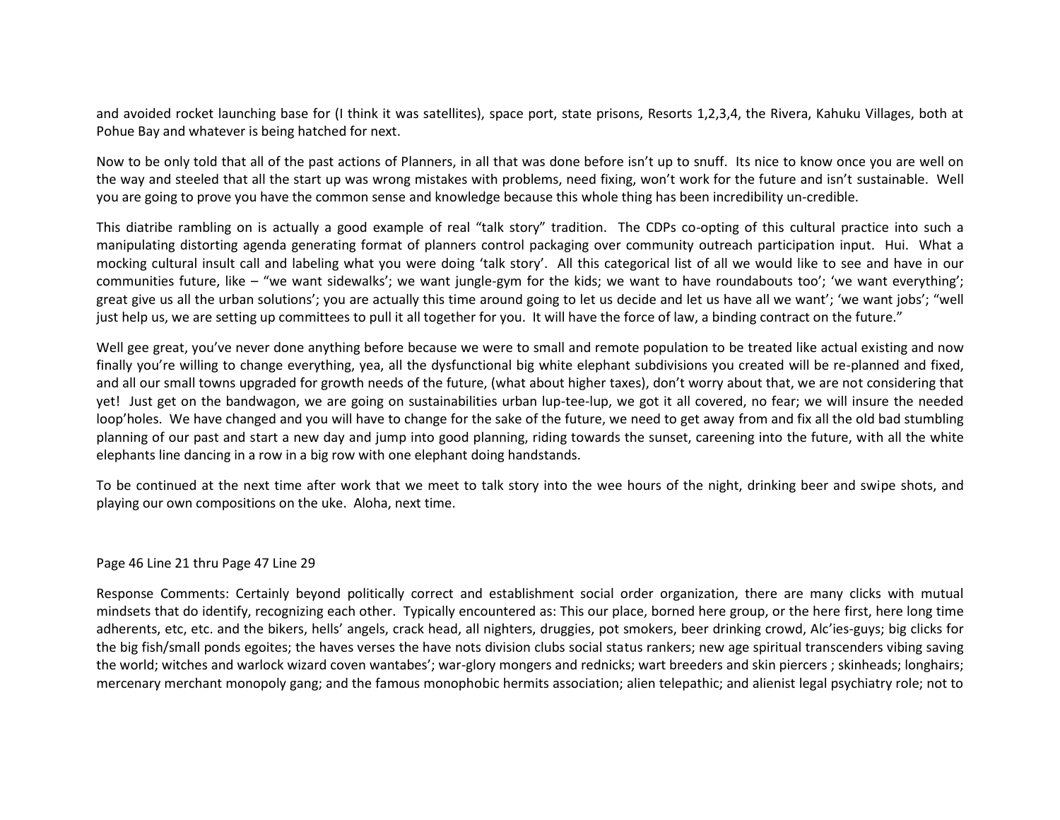and avoided rocket launching base for (I think it was satellites), space port, state prisons, Resorts 1,2,3,4, the Rivera, Kahuku Villages, both at Pohue Bay and whatever is being hatched for next.

Now to be only told that all of the past actions of Planners, in all that was done before isn't up to snuff. Its nice to know once you are well on the way and steeled that all the start up was wrong mistakes with problems, need fixing, won't work for the future and isn't sustainable. Well you are going to prove you have the common sense and knowledge because this whole thing has been incredibility un-credible.

This diatribe rambling on is actually a good example of real "talk story" tradition. The CDPs co-opting of this cultural practice into such a manipulating distorting agenda generating format of planners control packaging over community outreach participation input. Hui. What a mocking cultural insult call and labeling what you were doing 'talk story'. All this categorical list of all we would like to see and have in our communities future, like – "we want sidewalks'; we want jungle-gym for the kids; we want to have roundabouts too'; 'we want everything'; great give us all the urban solutions'; you are actually this time around going to let us decide and let us have all we want'; 'we want jobs'; "well just help us, we are setting up committees to pull it all together for you. It will have the force of law, a binding contract on the future."

Well gee great, you've never done anything before because we were to small and remote population to be treated like actual existing and now finally you're willing to change everything, yea, all the dysfunctional big white elephant subdivisions you created will be re-planned and fixed, and all our small towns upgraded for growth needs of the future, (what about higher taxes), don't worry about that, we are not considering that yet! Just get on the bandwagon, we are going on sustainabilities urban lup-tee-lup, we got it all covered, no fear; we will insure the needed loop'holes. We have changed and you will have to change for the sake of the future, we need to get away from and fix all the old bad stumbling planning of our past and start a new day and jump into good planning, riding towards the sunset, careening into the future, with all the white elephants line dancing in a row in a big row with one elephant doing handstands.

To be continued at the next time after work that we meet to talk story into the wee hours of the night, drinking beer and swipe shots, and playing our own compositions on the uke. Aloha, next time.

Page 46 Line 21 thru Page 47 Line 29

Response Comments: Certainly beyond politically correct and establishment social order organization, there are many clicks with mutual mindsets that do identify, recognizing each other. Typically encountered as: This our place, borned here group, or the here first, here long time adherents, etc, etc. and the bikers, hells' angels, crack head, all nighters, druggies, pot smokers, beer drinking crowd, Alc'ies-guys; big clicks for the big fish/small ponds egoites; the haves verses the have nots division clubs social status rankers; new age spiritual transcenders vibing saving the world; witches and warlock wizard coven wantabes'; war-glory mongers and rednicks; wart breeders and skin piercers ; skinheads; longhairs; mercenary merchant monopoly gang; and the famous monophobic hermits association; alien telepathic; and alienist legal psychiatry role; not to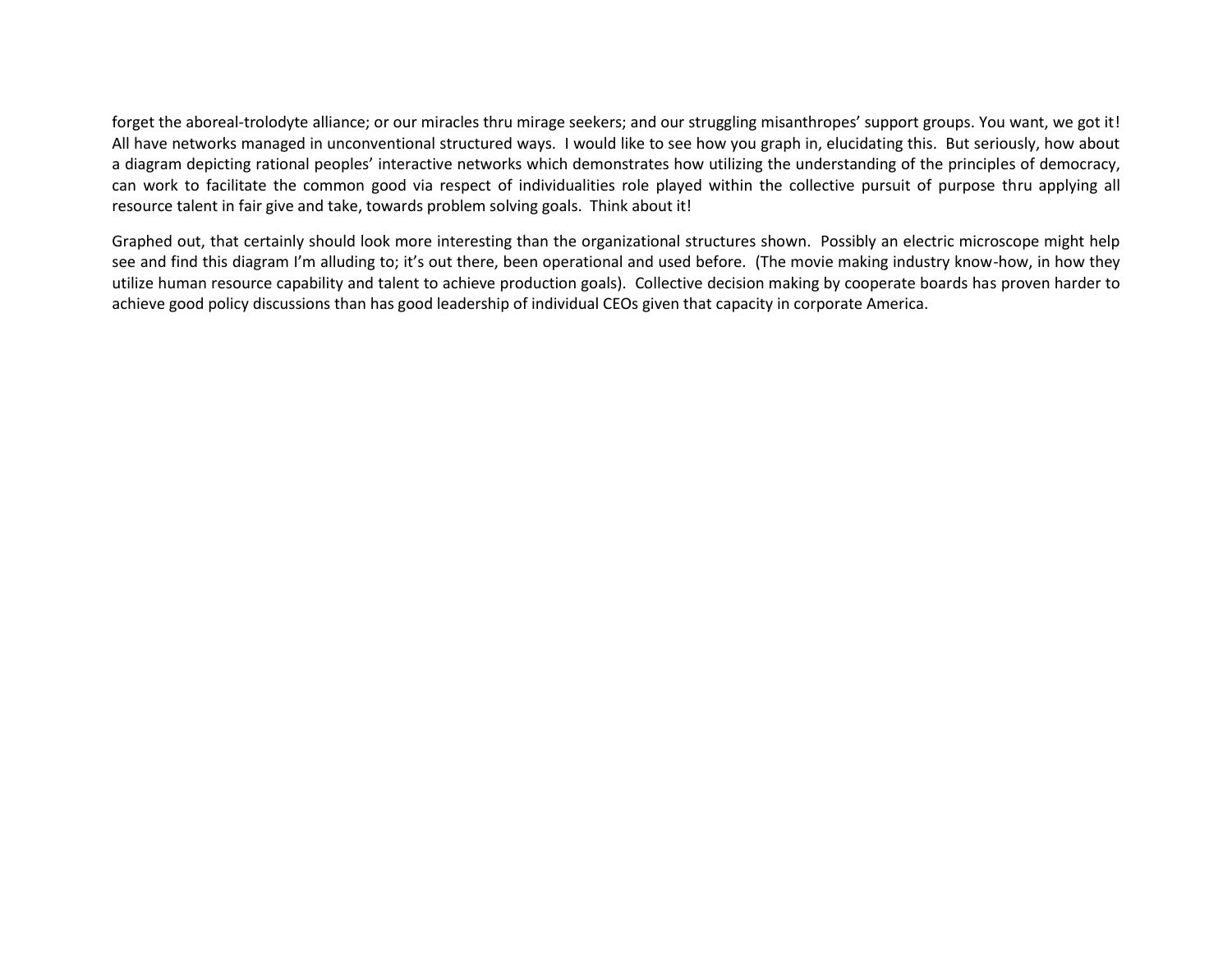forget the aboreal-trolodyte alliance; or our miracles thru mirage seekers; and our struggling misanthropes' support groups. You want, we got it! All have networks managed in unconventional structured ways. I would like to see how you graph in, elucidating this. But seriously, how about a diagram depicting rational peoples' interactive networks which demonstrates how utilizing the understanding of the principles of democracy, can work to facilitate the common good via respect of individualities role played within the collective pursuit of purpose thru applying all resource talent in fair give and take, towards problem solving goals. Think about it!

Graphed out, that certainly should look more interesting than the organizational structures shown. Possibly an electric microscope might help see and find this diagram I'm alluding to; it's out there, been operational and used before. (The movie making industry know-how, in how they utilize human resource capability and talent to achieve production goals). Collective decision making by cooperate boards has proven harder to achieve good policy discussions than has good leadership of individual CEOs given that capacity in corporate America.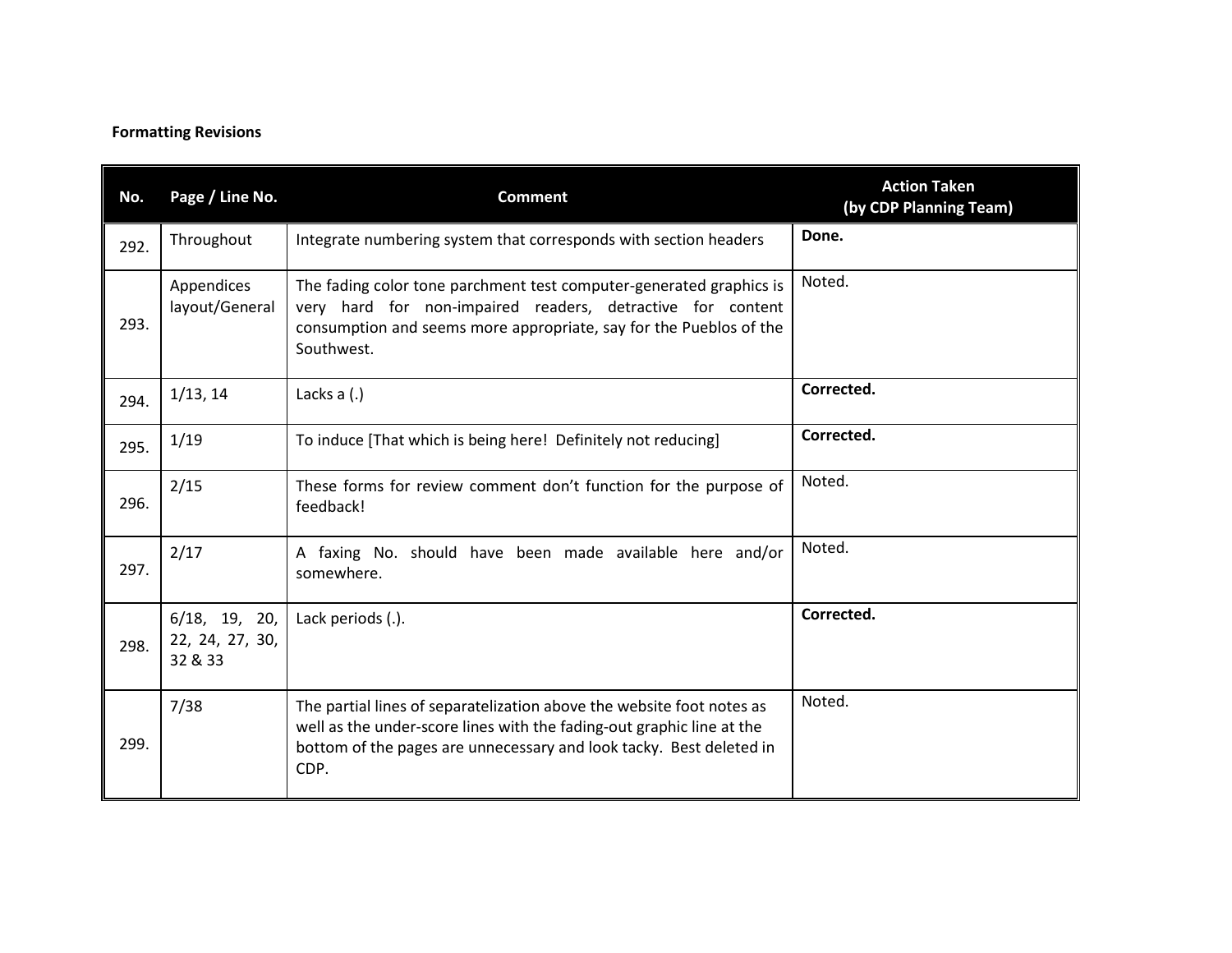**Formatting Revisions**

| No. | Page / Line No. | Comment | Action Taken (by CDP Planning Team) |
|---|---|---|---|
| 292. | Throughout | Integrate numbering system that corresponds with section headers | **Done.** |
| 293. | Appendices layout/General | The fading color tone parchment test computer-generated graphics is very hard for non-impaired readers, detractive for content consumption and seems more appropriate, say for the Pueblos of the Southwest. | Noted. |
| 294. | 1/13, 14 | Lacks a (.) | **Corrected.** |
| 295. | 1/19 | To induce [That which is being here!  Definitely not reducing] | **Corrected.** |
| 296. | 2/15 | These forms for review comment don't function for the purpose of feedback! | Noted. |
| 297. | 2/17 | A faxing No. should have been made available here and/or somewhere. | Noted. |
| 298. | 6/18, 19, 20, 22, 24, 27, 30, 32 & 33 | Lack periods (.). | **Corrected.** |
| 299. | 7/38 | The partial lines of separatelization above the website foot notes as well as the under-score lines with the fading-out graphic line at the bottom of the pages are unnecessary and look tacky.  Best deleted in CDP. | Noted. |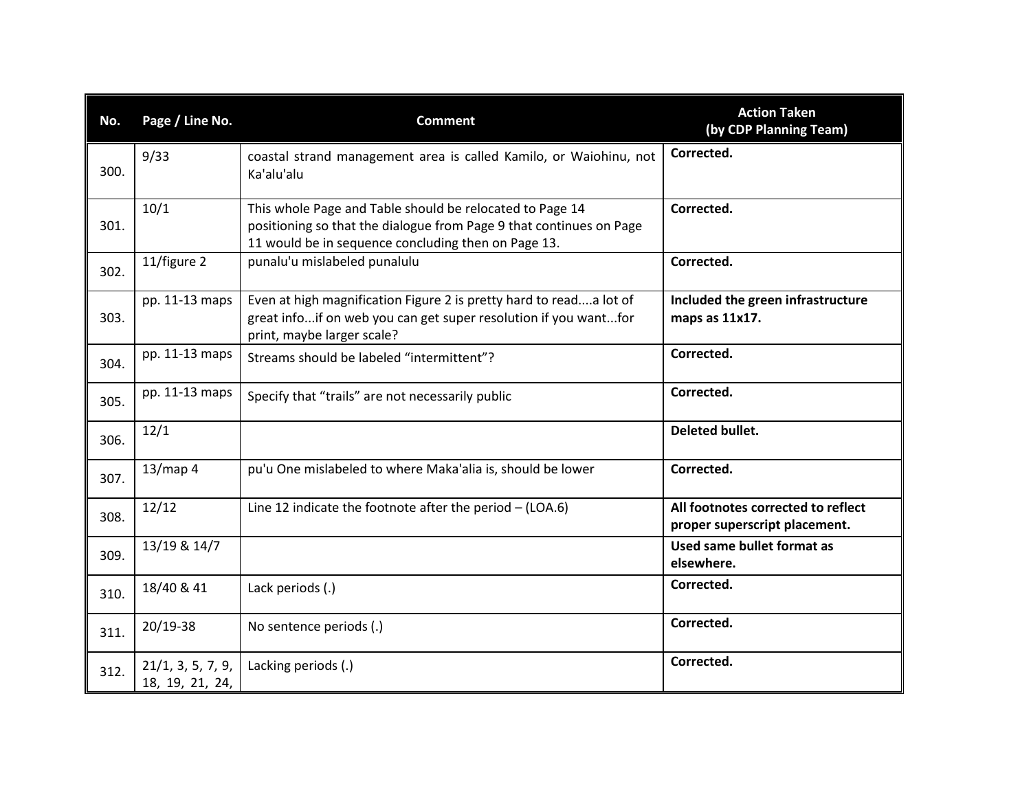| No. | Page / Line No. | Comment | Action Taken (by CDP Planning Team) |
|---|---|---|---|
| 300. | 9/33 | coastal strand management area is called Kamilo, or Waiohinu, not Ka'alu'alu | **Corrected.** |
| 301. | 10/1 | This whole Page and Table should be relocated to Page 14 positioning so that the dialogue from Page 9 that continues on Page 11 would be in sequence concluding then on Page 13. | **Corrected.** |
| 302. | 11/figure 2 | punalu'u mislabeled punalulu | **Corrected.** |
| 303. | pp. 11-13 maps | Even at high magnification Figure 2 is pretty hard to read....a lot of great info...if on web you can get super resolution if you want...for print, maybe larger scale? | **Included the green infrastructure maps as 11x17.** |
| 304. | pp. 11-13 maps | Streams should be labeled "intermittent"? | **Corrected.** |
| 305. | pp. 11-13 maps | Specify that "trails" are not necessarily public | **Corrected.** |
| 306. | 12/1 | | **Deleted bullet.** |
| 307. | 13/map 4 | pu'u One mislabeled to where Maka'alia is, should be lower | **Corrected.** |
| 308. | 12/12 | Line 12 indicate the footnote after the period – (LOA.6) | **All footnotes corrected to reflect proper superscript placement.** |
| 309. | 13/19 & 14/7 | | **Used same bullet format as elsewhere.** |
| 310. | 18/40 & 41 | Lack periods (.) | **Corrected.** |
| 311. | 20/19-38 | No sentence periods (.) | **Corrected.** |
| 312. | 21/1, 3, 5, 7, 9, 18, 19, 21, 24, | Lacking periods (.) | **Corrected.** |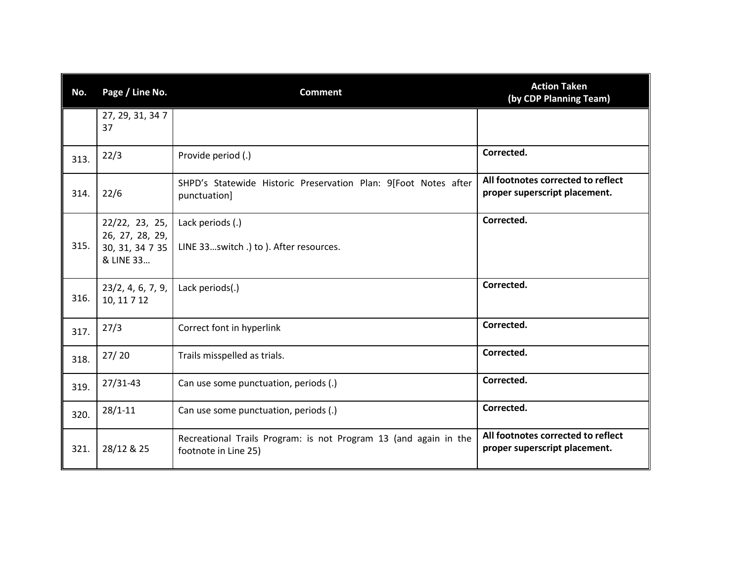| No. | Page / Line No. | Comment | Action Taken (by CDP Planning Team) |
|---|---|---|---|
| | 27, 29, 31, 34 7 37 | | |
| 313. | 22/3 | Provide period (.) | **Corrected.** |
| 314. | 22/6 | SHPD's Statewide Historic Preservation Plan: 9[Foot Notes after punctuation] | **All footnotes corrected to reflect proper superscript placement.** |
| 315. | 22/22, 23, 25, 26, 27, 28, 29, 30, 31, 34 7 35 & LINE 33… | Lack periods (.)<br><br>LINE 33…switch .) to ). After resources. | **Corrected.** |
| 316. | 23/2, 4, 6, 7, 9, 10, 11 7 12 | Lack periods(.) | **Corrected.** |
| 317. | 27/3 | Correct font in hyperlink | **Corrected.** |
| 318. | 27/ 20 | Trails misspelled as trials. | **Corrected.** |
| 319. | 27/31-43 | Can use some punctuation, periods (.) | **Corrected.** |
| 320. | 28/1-11 | Can use some punctuation, periods (.) | **Corrected.** |
| 321. | 28/12 & 25 | Recreational Trails Program: is not Program 13 (and again in the footnote in Line 25) | **All footnotes corrected to reflect proper superscript placement.** |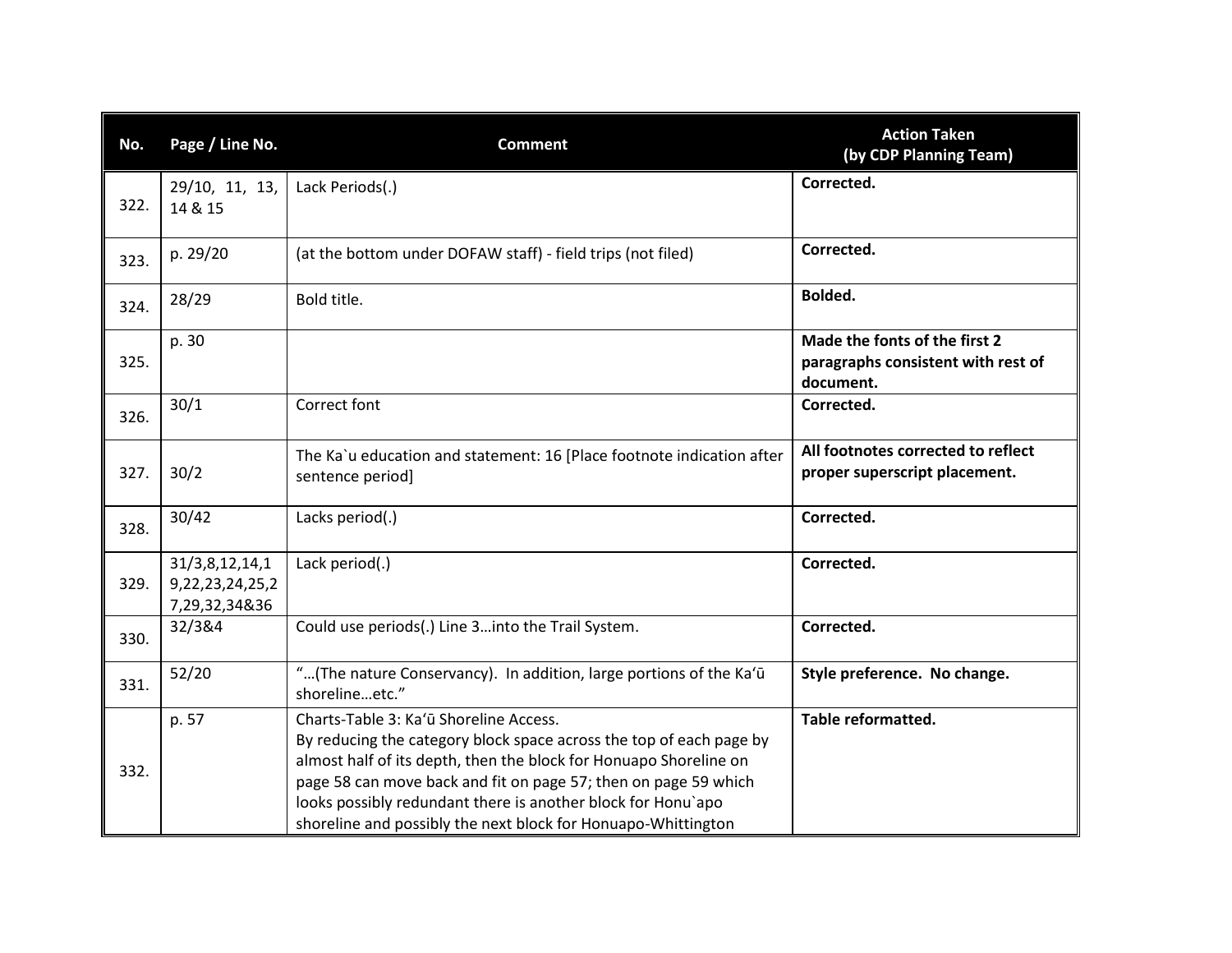| No. | Page / Line No. | Comment | Action Taken (by CDP Planning Team) |
|---|---|---|---|
| 322. | 29/10, 11, 13, 14 & 15 | Lack Periods(.) | **Corrected.** |
| 323. | p. 29/20 | (at the bottom under DOFAW staff) - field trips (not filed) | **Corrected.** |
| 324. | 28/29 | Bold title. | **Bolded.** |
| 325. | p. 30 | | **Made the fonts of the first 2 paragraphs consistent with rest of document.** |
| 326. | 30/1 | Correct font | **Corrected.** |
| 327. | 30/2 | The Ka`u education and statement: 16 [Place footnote indication after sentence period] | **All footnotes corrected to reflect proper superscript placement.** |
| 328. | 30/42 | Lacks period(.) | **Corrected.** |
| 329. | 31/3,8,12,14,19,22,23,24,25,27,29,32,34&36 | Lack period(.) | **Corrected.** |
| 330. | 32/3&4 | Could use periods(.) Line 3…into the Trail System. | **Corrected.** |
| 331. | 52/20 | "…(The nature Conservancy). In addition, large portions of the Kaʻū shoreline…etc." | **Style preference. No change.** |
| 332. | p. 57 | Charts-Table 3: Kaʻū Shoreline Access. By reducing the category block space across the top of each page by almost half of its depth, then the block for Honuapo Shoreline on page 58 can move back and fit on page 57; then on page 59 which looks possibly redundant there is another block for Honu`apo shoreline and possibly the next block for Honuapo-Whittington | **Table reformatted.** |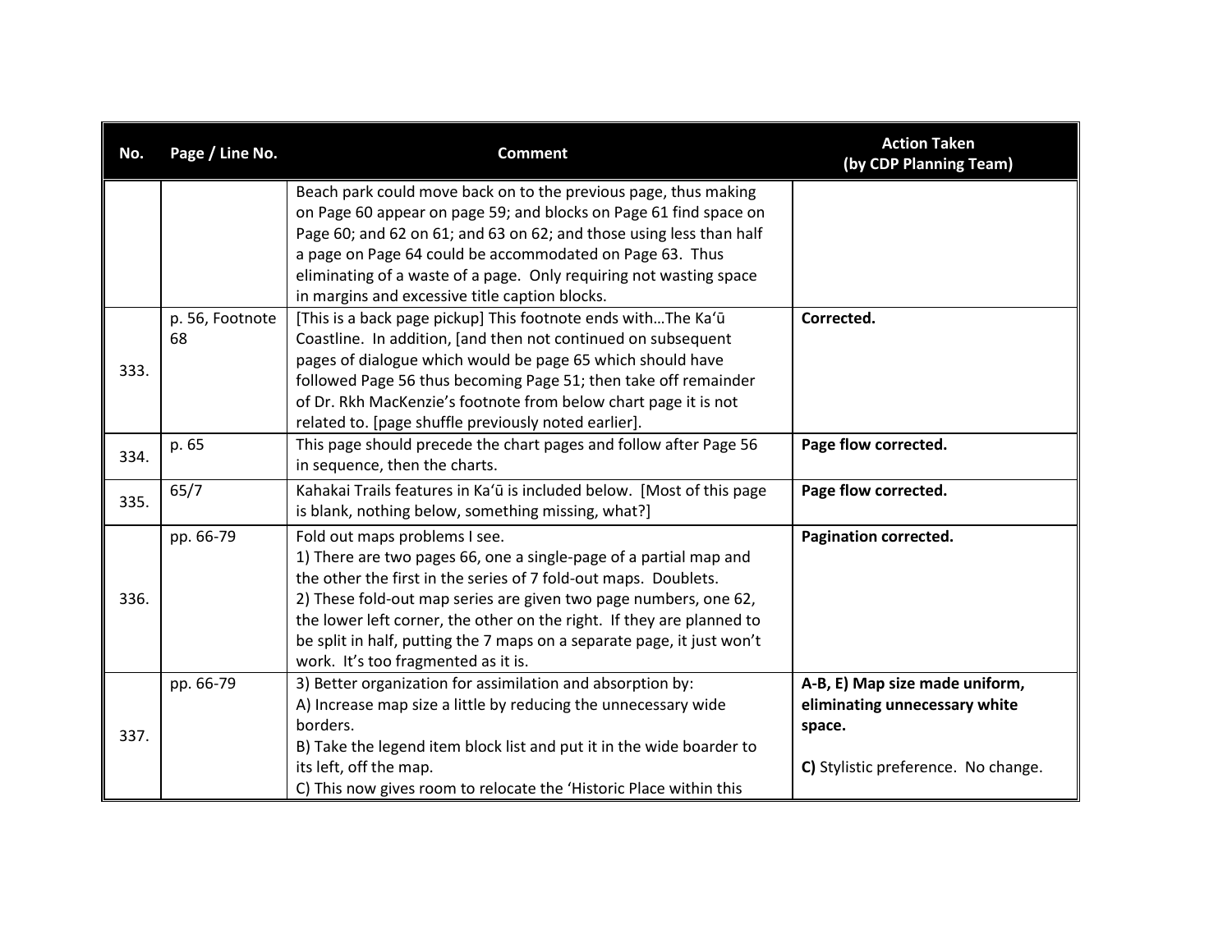| No. | Page / Line No. | Comment | Action Taken (by CDP Planning Team) |
|---|---|---|---|
| | | Beach park could move back on to the previous page, thus making on Page 60 appear on page 59; and blocks on Page 61 find space on Page 60; and 62 on 61; and 63 on 62; and those using less than half a page on Page 64 could be accommodated on Page 63. Thus eliminating of a waste of a page. Only requiring not wasting space in margins and excessive title caption blocks. | |
| 333. | p. 56, Footnote 68 | [This is a back page pickup] This footnote ends with…The Kaʻū Coastline. In addition, [and then not continued on subsequent pages of dialogue which would be page 65 which should have followed Page 56 thus becoming Page 51; then take off remainder of Dr. Rkh MacKenzie's footnote from below chart page it is not related to. [page shuffle previously noted earlier]. | **Corrected.** |
| 334. | p. 65 | This page should precede the chart pages and follow after Page 56 in sequence, then the charts. | **Page flow corrected.** |
| 335. | 65/7 | Kahakai Trails features in Kaʻū is included below. [Most of this page is blank, nothing below, something missing, what?] | **Page flow corrected.** |
| 336. | pp. 66-79 | Fold out maps problems I see.<br>1) There are two pages 66, one a single-page of a partial map and the other the first in the series of 7 fold-out maps. Doublets.<br>2) These fold-out map series are given two page numbers, one 62, the lower left corner, the other on the right. If they are planned to be split in half, putting the 7 maps on a separate page, it just won't work. It's too fragmented as it is. | **Pagination corrected.** |
| 337. | pp. 66-79 | 3) Better organization for assimilation and absorption by:<br>A) Increase map size a little by reducing the unnecessary wide borders.<br>B) Take the legend item block list and put it in the wide boarder to its left, off the map.<br>C) This now gives room to relocate the 'Historic Place within this | **A-B, E) Map size made uniform, eliminating unnecessary white space.**<br><br>**C)** Stylistic preference. No change. |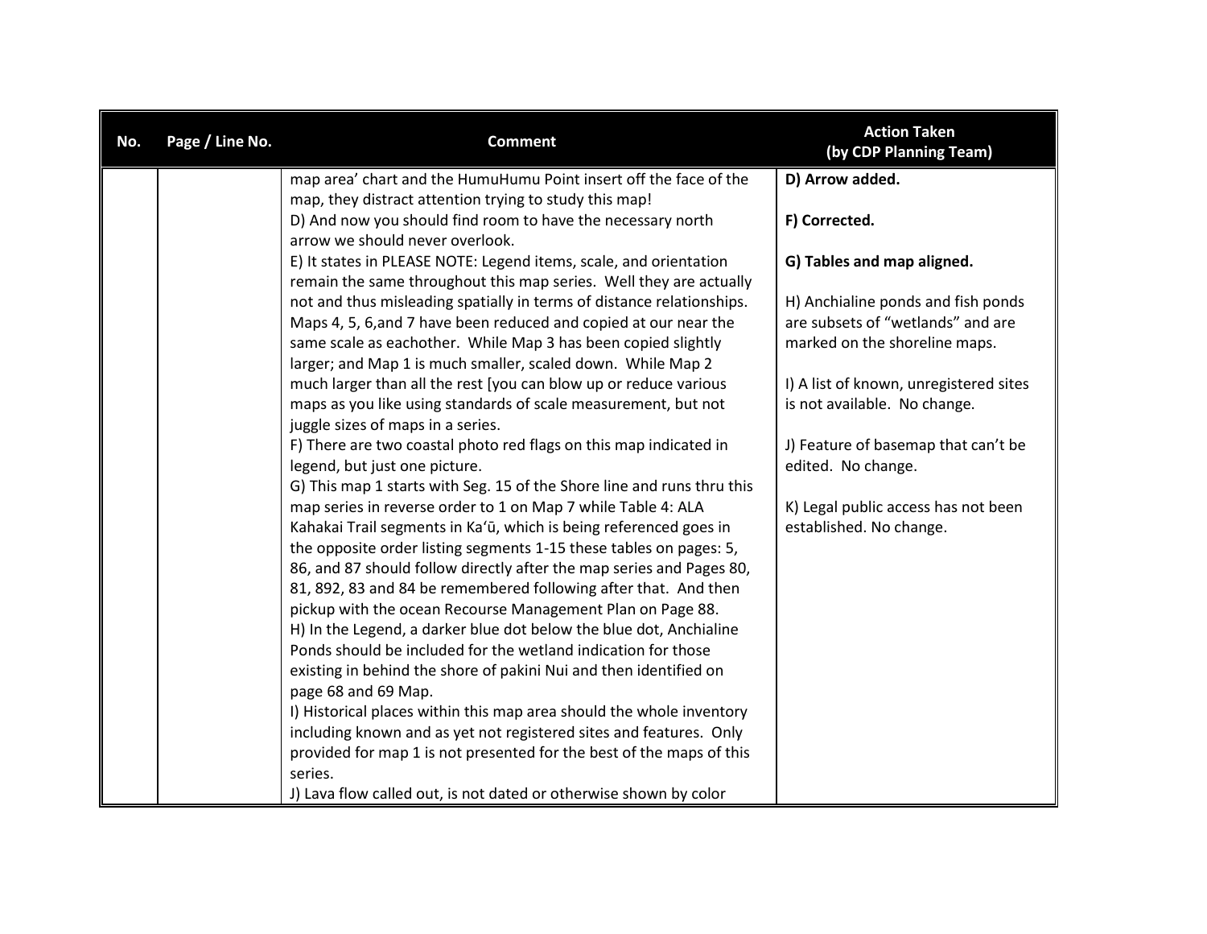| No. | Page / Line No. | Comment | Action Taken (by CDP Planning Team) |
|---|---|---|---|
| | | map area' chart and the HumuHumu Point insert off the face of the map, they distract attention trying to study this map!<br>D) And now you should find room to have the necessary north arrow we should never overlook.<br>E) It states in PLEASE NOTE: Legend items, scale, and orientation remain the same throughout this map series. Well they are actually not and thus misleading spatially in terms of distance relationships. Maps 4, 5, 6,and 7 have been reduced and copied at our near the same scale as eachother. While Map 3 has been copied slightly larger; and Map 1 is much smaller, scaled down. While Map 2 much larger than all the rest [you can blow up or reduce various maps as you like using standards of scale measurement, but not juggle sizes of maps in a series.<br>F) There are two coastal photo red flags on this map indicated in legend, but just one picture.<br>G) This map 1 starts with Seg. 15 of the Shore line and runs thru this map series in reverse order to 1 on Map 7 while Table 4: ALA Kahakai Trail segments in Kaʻū, which is being referenced goes in the opposite order listing segments 1-15 these tables on pages: 5, 86, and 87 should follow directly after the map series and Pages 80, 81, 892, 83 and 84 be remembered following after that. And then pickup with the ocean Recourse Management Plan on Page 88.<br>H) In the Legend, a darker blue dot below the blue dot, Anchialine Ponds should be included for the wetland indication for those existing in behind the shore of pakini Nui and then identified on page 68 and 69 Map.<br>I) Historical places within this map area should the whole inventory including known and as yet not registered sites and features. Only provided for map 1 is not presented for the best of the maps of this series.<br>J) Lava flow called out, is not dated or otherwise shown by color | **D) Arrow added.**<br><br>**F) Corrected.**<br><br>**G) Tables and map aligned.**<br><br>H) Anchialine ponds and fish ponds are subsets of "wetlands" and are marked on the shoreline maps.<br><br>I) A list of known, unregistered sites is not available. No change.<br><br>J) Feature of basemap that can't be edited. No change.<br><br>K) Legal public access has not been established. No change. |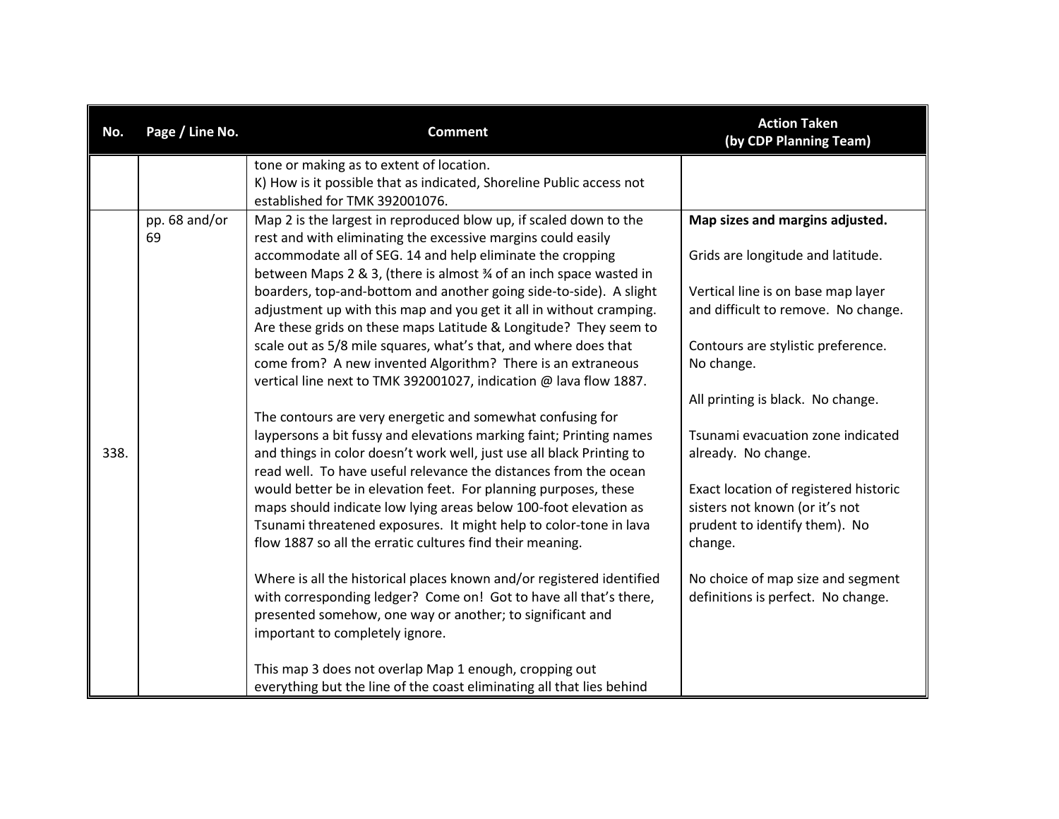| No. | Page / Line No. | Comment | Action Taken (by CDP Planning Team) |
|---|---|---|---|
| | | tone or making as to extent of location.<br>K) How is it possible that as indicated, Shoreline Public access not established for TMK 392001076. | |
| 338. | pp. 68 and/or 69 | Map 2 is the largest in reproduced blow up, if scaled down to the rest and with eliminating the excessive margins could easily accommodate all of SEG. 14 and help eliminate the cropping between Maps 2 & 3, (there is almost ¾ of an inch space wasted in boarders, top-and-bottom and another going side-to-side). A slight adjustment up with this map and you get it all in without cramping. Are these grids on these maps Latitude & Longitude? They seem to scale out as 5/8 mile squares, what's that, and where does that come from? A new invented Algorithm? There is an extraneous vertical line next to TMK 392001027, indication @ lava flow 1887.<br><br>The contours are very energetic and somewhat confusing for laypersons a bit fussy and elevations marking faint; Printing names and things in color doesn't work well, just use all black Printing to read well. To have useful relevance the distances from the ocean would better be in elevation feet. For planning purposes, these maps should indicate low lying areas below 100-foot elevation as Tsunami threatened exposures. It might help to color-tone in lava flow 1887 so all the erratic cultures find their meaning.<br><br>Where is all the historical places known and/or registered identified with corresponding ledger? Come on! Got to have all that's there, presented somehow, one way or another; to significant and important to completely ignore.<br><br>This map 3 does not overlap Map 1 enough, cropping out everything but the line of the coast eliminating all that lies behind | **Map sizes and margins adjusted.**<br><br>Grids are longitude and latitude.<br><br>Vertical line is on base map layer and difficult to remove. No change.<br><br>Contours are stylistic preference. No change.<br><br>All printing is black. No change.<br><br>Tsunami evacuation zone indicated already. No change.<br><br>Exact location of registered historic sisters not known (or it's not prudent to identify them). No change.<br><br>No choice of map size and segment definitions is perfect. No change. |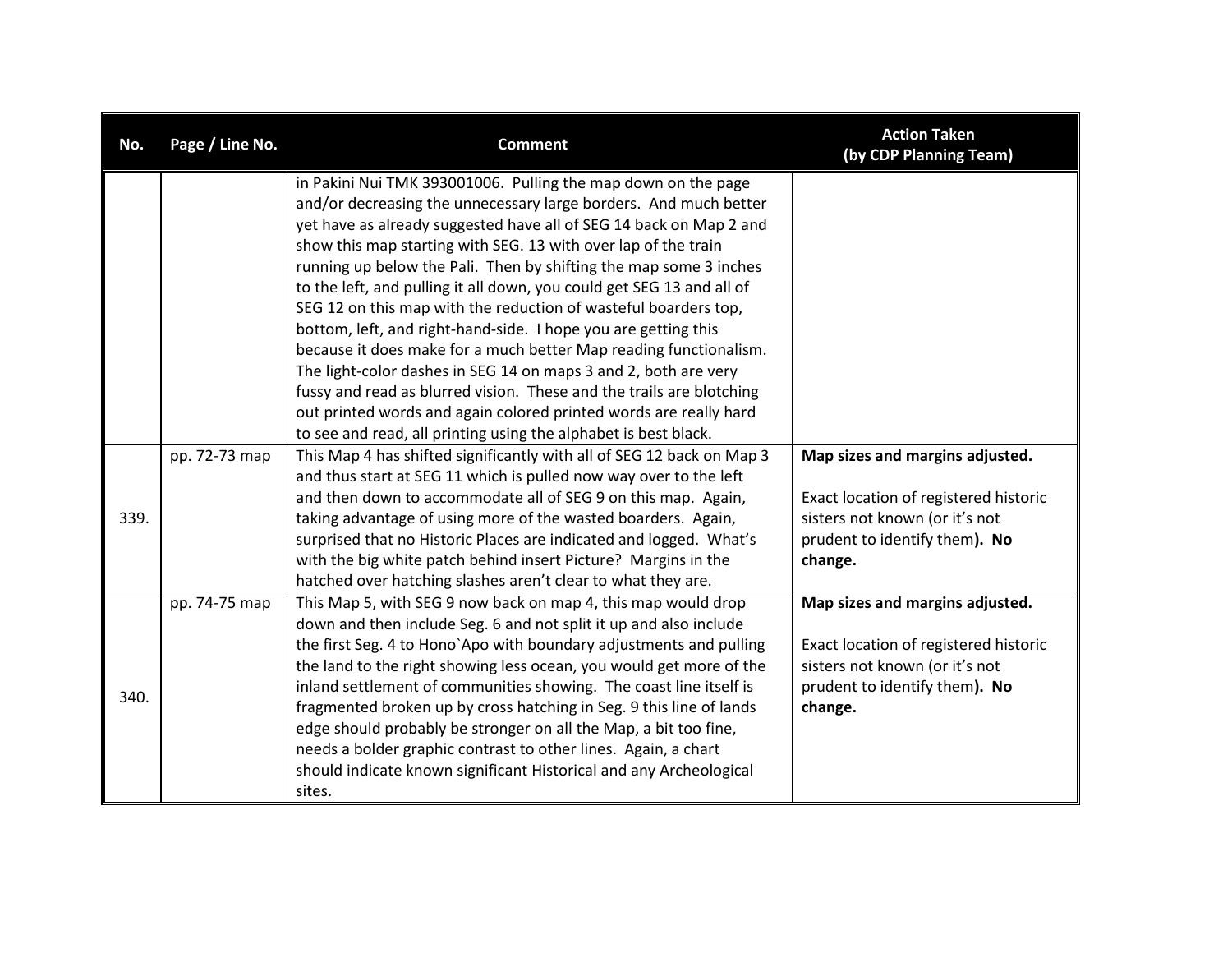| No. | Page / Line No. | Comment | Action Taken (by CDP Planning Team) |
|---|---|---|---|
| | | in Pakini Nui TMK 393001006. Pulling the map down on the page and/or decreasing the unnecessary large borders. And much better yet have as already suggested have all of SEG 14 back on Map 2 and show this map starting with SEG. 13 with over lap of the train running up below the Pali. Then by shifting the map some 3 inches to the left, and pulling it all down, you could get SEG 13 and all of SEG 12 on this map with the reduction of wasteful boarders top, bottom, left, and right-hand-side. I hope you are getting this because it does make for a much better Map reading functionalism. The light-color dashes in SEG 14 on maps 3 and 2, both are very fussy and read as blurred vision. These and the trails are blotching out printed words and again colored printed words are really hard to see and read, all printing using the alphabet is best black. | |
| 339. | pp. 72-73 map | This Map 4 has shifted significantly with all of SEG 12 back on Map 3 and thus start at SEG 11 which is pulled now way over to the left and then down to accommodate all of SEG 9 on this map. Again, taking advantage of using more of the wasted boarders. Again, surprised that no Historic Places are indicated and logged. What's with the big white patch behind insert Picture? Margins in the hatched over hatching slashes aren't clear to what they are. | **Map sizes and margins adjusted.**<br><br>Exact location of registered historic sisters not known (or it's not prudent to identify them**). No change.** |
| 340. | pp. 74-75 map | This Map 5, with SEG 9 now back on map 4, this map would drop down and then include Seg. 6 and not split it up and also include the first Seg. 4 to Hono`Apo with boundary adjustments and pulling the land to the right showing less ocean, you would get more of the inland settlement of communities showing. The coast line itself is fragmented broken up by cross hatching in Seg. 9 this line of lands edge should probably be stronger on all the Map, a bit too fine, needs a bolder graphic contrast to other lines. Again, a chart should indicate known significant Historical and any Archeological sites. | **Map sizes and margins adjusted.**<br><br>Exact location of registered historic sisters not known (or it's not prudent to identify them**). No change.** |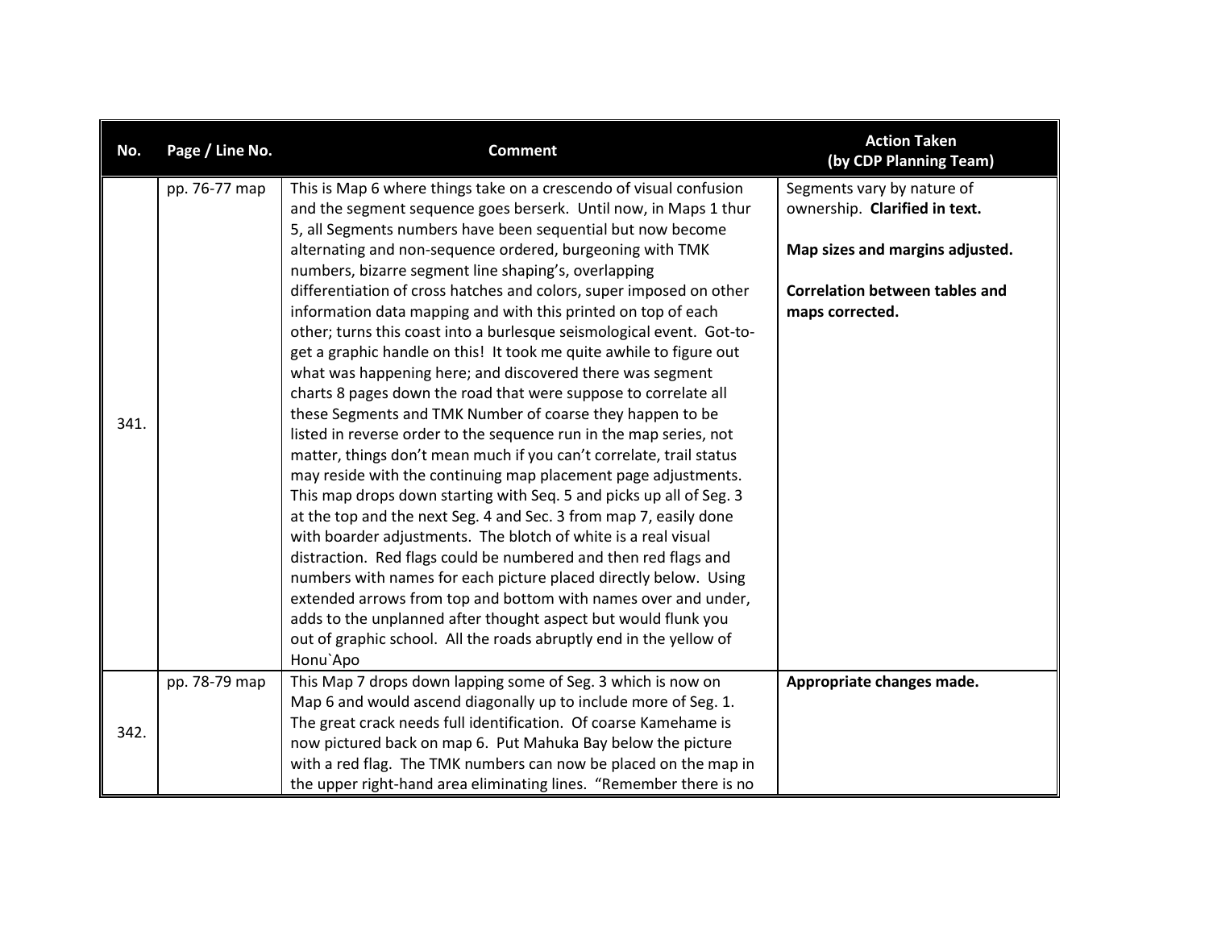| No. | Page / Line No. | Comment | Action Taken (by CDP Planning Team) |
|---|---|---|---|
| 341. | pp. 76-77 map | This is Map 6 where things take on a crescendo of visual confusion and the segment sequence goes berserk. Until now, in Maps 1 thur 5, all Segments numbers have been sequential but now become alternating and non-sequence ordered, burgeoning with TMK numbers, bizarre segment line shaping's, overlapping differentiation of cross hatches and colors, super imposed on other information data mapping and with this printed on top of each other; turns this coast into a burlesque seismological event. Got-to-get a graphic handle on this! It took me quite awhile to figure out what was happening here; and discovered there was segment charts 8 pages down the road that were suppose to correlate all these Segments and TMK Number of coarse they happen to be listed in reverse order to the sequence run in the map series, not matter, things don't mean much if you can't correlate, trail status may reside with the continuing map placement page adjustments. This map drops down starting with Seq. 5 and picks up all of Seg. 3 at the top and the next Seg. 4 and Sec. 3 from map 7, easily done with boarder adjustments. The blotch of white is a real visual distraction. Red flags could be numbered and then red flags and numbers with names for each picture placed directly below. Using extended arrows from top and bottom with names over and under, adds to the unplanned after thought aspect but would flunk you out of graphic school. All the roads abruptly end in the yellow of Honu`Apo | Segments vary by nature of ownership. **Clarified in text.**<br><br>**Map sizes and margins adjusted.**<br><br>**Correlation between tables and maps corrected.** |
| 342. | pp. 78-79 map | This Map 7 drops down lapping some of Seg. 3 which is now on Map 6 and would ascend diagonally up to include more of Seg. 1. The great crack needs full identification. Of coarse Kamehame is now pictured back on map 6. Put Mahuka Bay below the picture with a red flag. The TMK numbers can now be placed on the map in the upper right-hand area eliminating lines. "Remember there is no | **Appropriate changes made.** |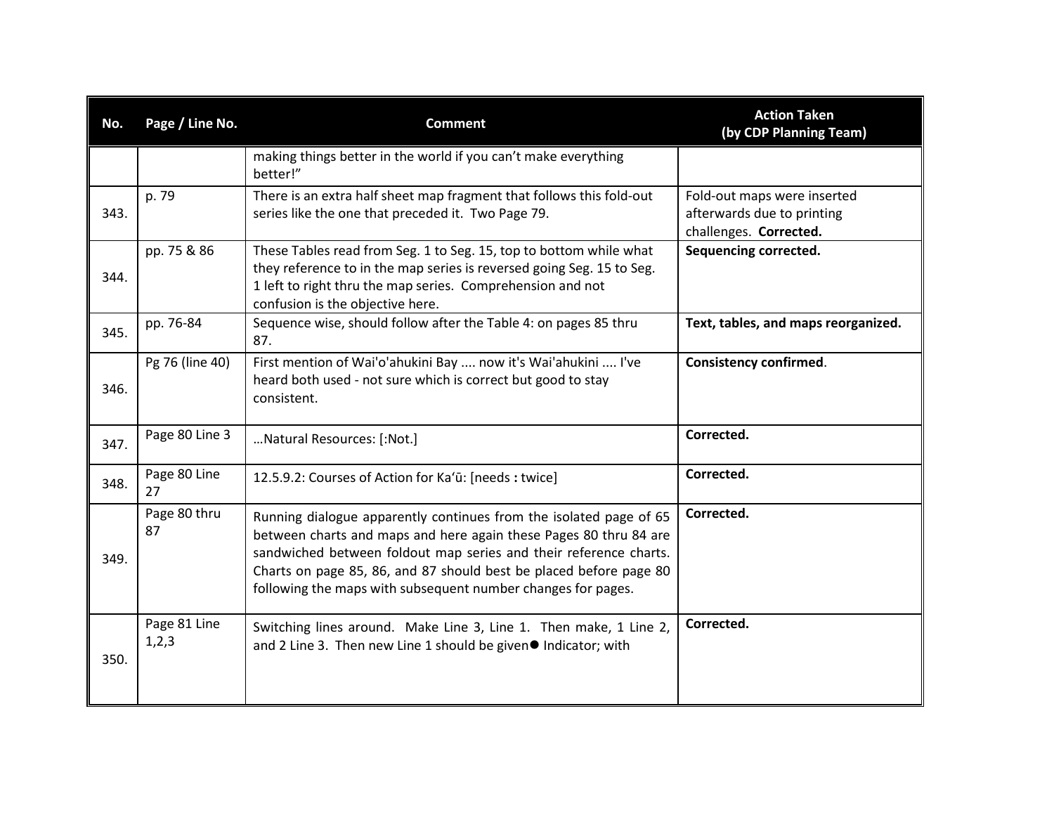| No. | Page / Line No. | Comment | Action Taken (by CDP Planning Team) |
|---|---|---|---|
| | | making things better in the world if you can't make everything better!" | |
| 343. | p. 79 | There is an extra half sheet map fragment that follows this fold-out series like the one that preceded it. Two Page 79. | Fold-out maps were inserted afterwards due to printing challenges. **Corrected.** |
| 344. | pp. 75 & 86 | These Tables read from Seg. 1 to Seg. 15, top to bottom while what they reference to in the map series is reversed going Seg. 15 to Seg. 1 left to right thru the map series. Comprehension and not confusion is the objective here. | **Sequencing corrected.** |
| 345. | pp. 76-84 | Sequence wise, should follow after the Table 4: on pages 85 thru 87. | **Text, tables, and maps reorganized.** |
| 346. | Pg 76 (line 40) | First mention of Wai'o'ahukini Bay .... now it's Wai'ahukini .... I've heard both used - not sure which is correct but good to stay consistent. | **Consistency confirmed**. |
| 347. | Page 80 Line 3 | …Natural Resources: [:Not.] | **Corrected.** |
| 348. | Page 80 Line 27 | 12.5.9.2: Courses of Action for Ka'ū: [needs **:** twice] | **Corrected.** |
| 349. | Page 80 thru 87 | Running dialogue apparently continues from the isolated page of 65 between charts and maps and here again these Pages 80 thru 84 are sandwiched between foldout map series and their reference charts. Charts on page 85, 86, and 87 should best be placed before page 80 following the maps with subsequent number changes for pages. | **Corrected.** |
| 350. | Page 81 Line 1,2,3 | Switching lines around. Make Line 3, Line 1. Then make, 1 Line 2, and 2 Line 3. Then new Line 1 should be given● Indicator; with | **Corrected.** |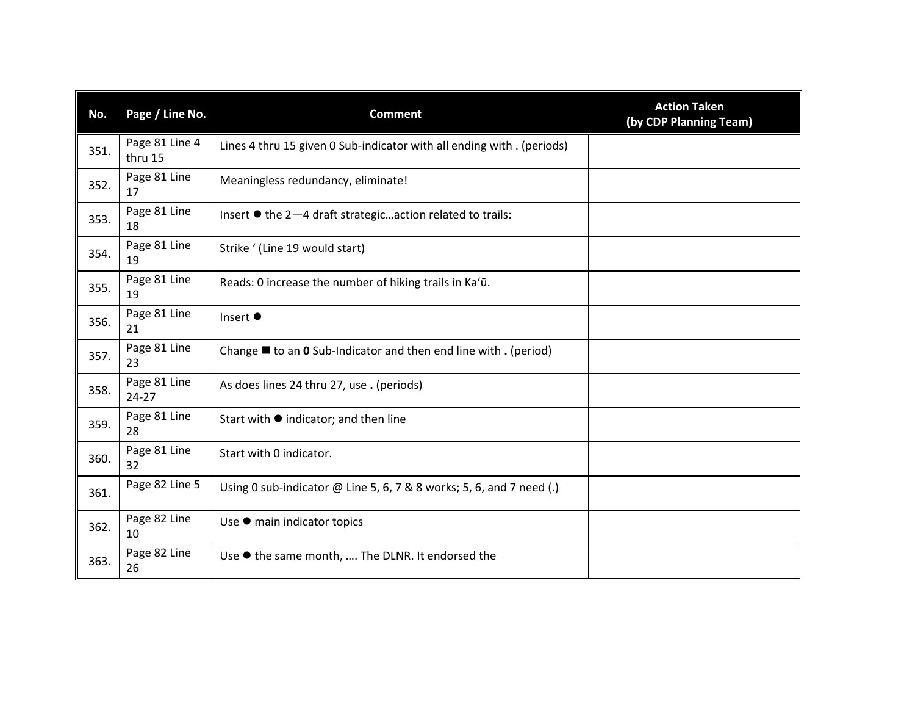| No. | Page / Line No. | Comment | Action Taken (by CDP Planning Team) |
|---|---|---|---|
| 351. | Page 81 Line 4 thru 15 | Lines 4 thru 15 given 0 Sub-indicator with all ending with . (periods) | |
| 352. | Page 81 Line 17 | Meaningless redundancy, eliminate! | |
| 353. | Page 81 Line 18 | Insert ● the 2—4 draft strategic…action related to trails: | |
| 354. | Page 81 Line 19 | Strike ‘ (Line 19 would start) | |
| 355. | Page 81 Line 19 | Reads: 0 increase the number of hiking trails in Ka‘ū. | |
| 356. | Page 81 Line 21 | Insert ● | |
| 357. | Page 81 Line 23 | Change ■ to an **0** Sub-Indicator and then end line with **.** (period) | |
| 358. | Page 81 Line 24-27 | As does lines 24 thru 27, use **.** (periods) | |
| 359. | Page 81 Line 28 | Start with ● indicator; and then line | |
| 360. | Page 81 Line 32 | Start with 0 indicator. | |
| 361. | Page 82 Line 5 | Using 0 sub-indicator @ Line 5, 6, 7 & 8 works; 5, 6, and 7 need (.) | |
| 362. | Page 82 Line 10 | Use ● main indicator topics | |
| 363. | Page 82 Line 26 | Use ● the same month, …. The DLNR. It endorsed the | |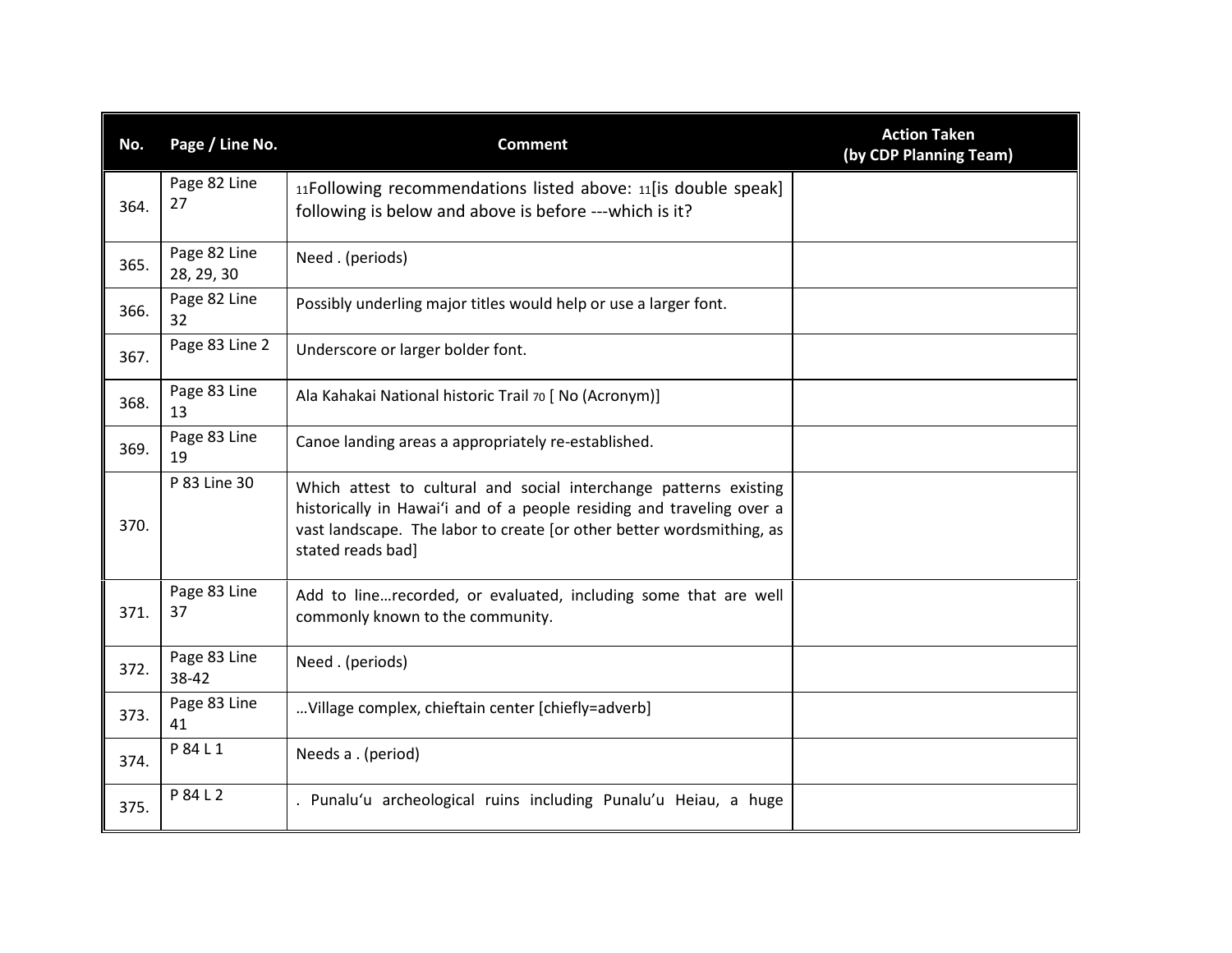| No. | Page / Line No. | Comment | Action Taken (by CDP Planning Team) |
|---|---|---|---|
| 364. | Page 82 Line 27 | 11Following recommendations listed above: 11[is double speak] following is below and above is before ---which is it? | |
| 365. | Page 82 Line 28, 29, 30 | Need . (periods) | |
| 366. | Page 82 Line 32 | Possibly underling major titles would help or use a larger font. | |
| 367. | Page 83 Line 2 | Underscore or larger bolder font. | |
| 368. | Page 83 Line 13 | Ala Kahakai National historic Trail 70 [ No (Acronym)] | |
| 369. | Page 83 Line 19 | Canoe landing areas a appropriately re-established. | |
| 370. | P 83 Line 30 | Which attest to cultural and social interchange patterns existing historically in Hawai'i and of a people residing and traveling over a vast landscape. The labor to create [or other better wordsmithing, as stated reads bad] | |
| 371. | Page 83 Line 37 | Add to line…recorded, or evaluated, including some that are well commonly known to the community. | |
| 372. | Page 83 Line 38-42 | Need . (periods) | |
| 373. | Page 83 Line 41 | …Village complex, chieftain center [chiefly=adverb] | |
| 374. | P 84 L 1 | Needs a . (period) | |
| 375. | P 84 L 2 | . Punalu'u archeological ruins including Punalu'u Heiau, a huge | |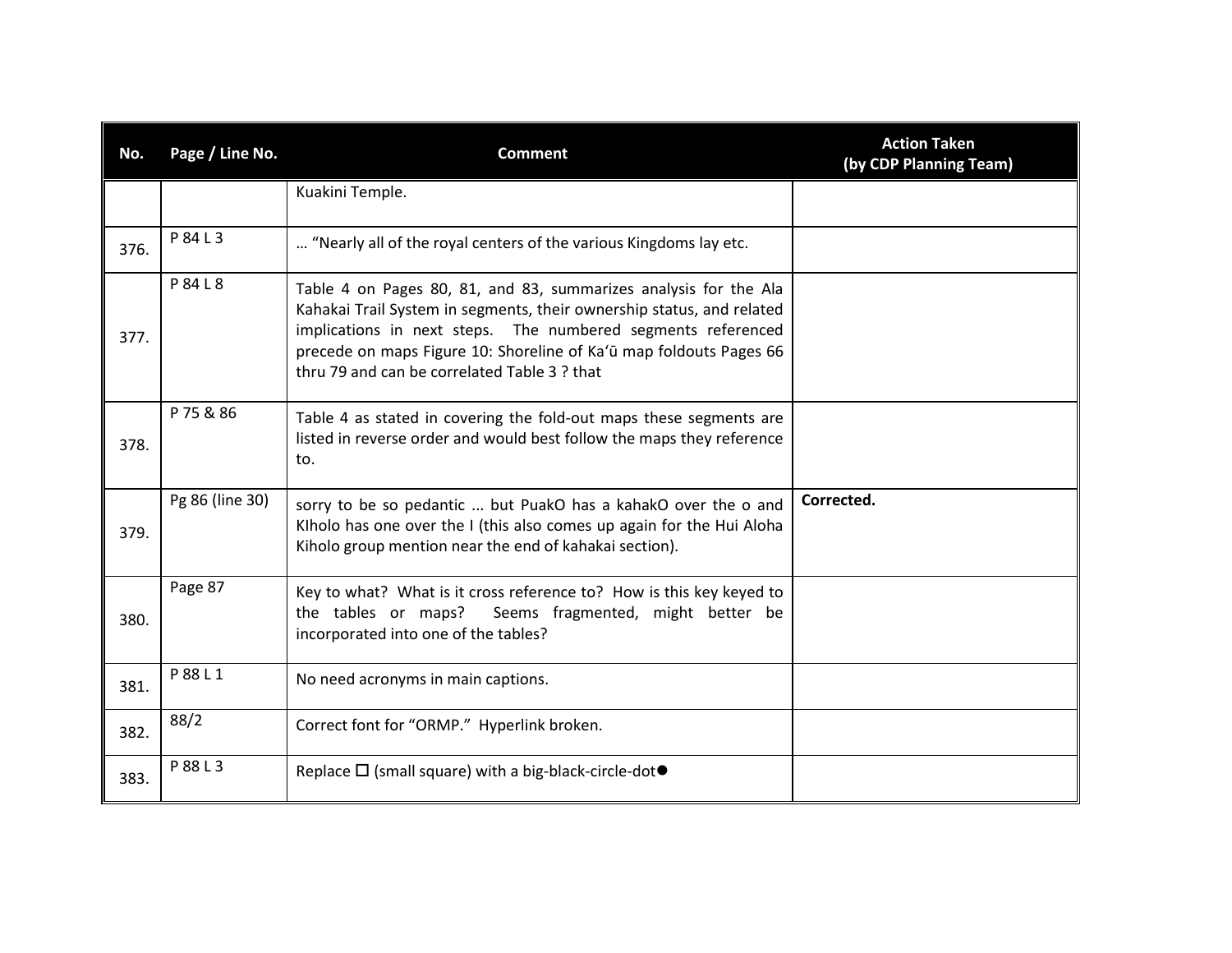| No. | Page / Line No. | Comment | Action Taken (by CDP Planning Team) |
|---|---|---|---|
| | | Kuakini Temple. | |
| 376. | P 84 L 3 | … "Nearly all of the royal centers of the various Kingdoms lay etc. | |
| 377. | P 84 L 8 | Table 4 on Pages 80, 81, and 83, summarizes analysis for the Ala Kahakai Trail System in segments, their ownership status, and related implications in next steps. The numbered segments referenced precede on maps Figure 10: Shoreline of Kaʻū map foldouts Pages 66 thru 79 and can be correlated Table 3 ? that | |
| 378. | P 75 & 86 | Table 4 as stated in covering the fold-out maps these segments are listed in reverse order and would best follow the maps they reference to. | |
| 379. | Pg 86 (line 30) | sorry to be so pedantic ... but PuakO has a kahakO over the o and KIholo has one over the I (this also comes up again for the Hui Aloha Kiholo group mention near the end of kahakai section). | **Corrected.** |
| 380. | Page 87 | Key to what? What is it cross reference to? How is this key keyed to the tables or maps? Seems fragmented, might better be incorporated into one of the tables? | |
| 381. | P 88 L 1 | No need acronyms in main captions. | |
| 382. | 88/2 | Correct font for "ORMP." Hyperlink broken. | |
| 383. | P 88 L 3 | Replace ☐ (small square) with a big-black-circle-dot● | |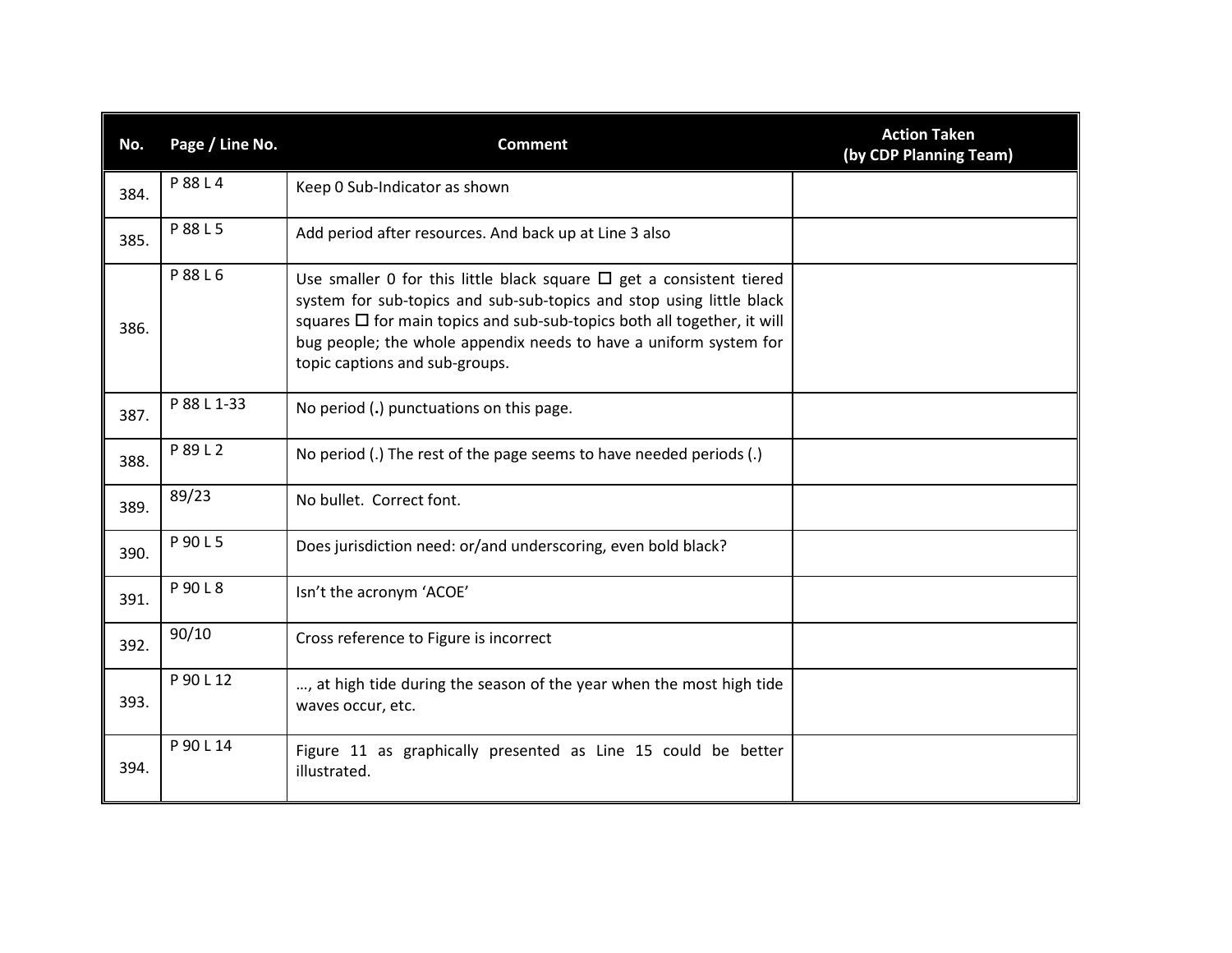| No. | Page / Line No. | Comment | Action Taken (by CDP Planning Team) |
|---|---|---|---|
| 384. | P 88 L 4 | Keep 0 Sub-Indicator as shown | |
| 385. | P 88 L 5 | Add period after resources. And back up at Line 3 also | |
| 386. | P 88 L 6 | Use smaller 0 for this little black square ☐ get a consistent tiered system for sub-topics and sub-sub-topics and stop using little black squares ☐ for main topics and sub-sub-topics both all together, it will bug people; the whole appendix needs to have a uniform system for topic captions and sub-groups. | |
| 387. | P 88 L 1-33 | No period (**.**) punctuations on this page. | |
| 388. | P 89 L 2 | No period (.) The rest of the page seems to have needed periods (.) | |
| 389. | 89/23 | No bullet. Correct font. | |
| 390. | P 90 L 5 | Does jurisdiction need: or/and underscoring, even bold black? | |
| 391. | P 90 L 8 | Isn't the acronym 'ACOE' | |
| 392. | 90/10 | Cross reference to Figure is incorrect | |
| 393. | P 90 L 12 | …, at high tide during the season of the year when the most high tide waves occur, etc. | |
| 394. | P 90 L 14 | Figure 11 as graphically presented as Line 15 could be better illustrated. | |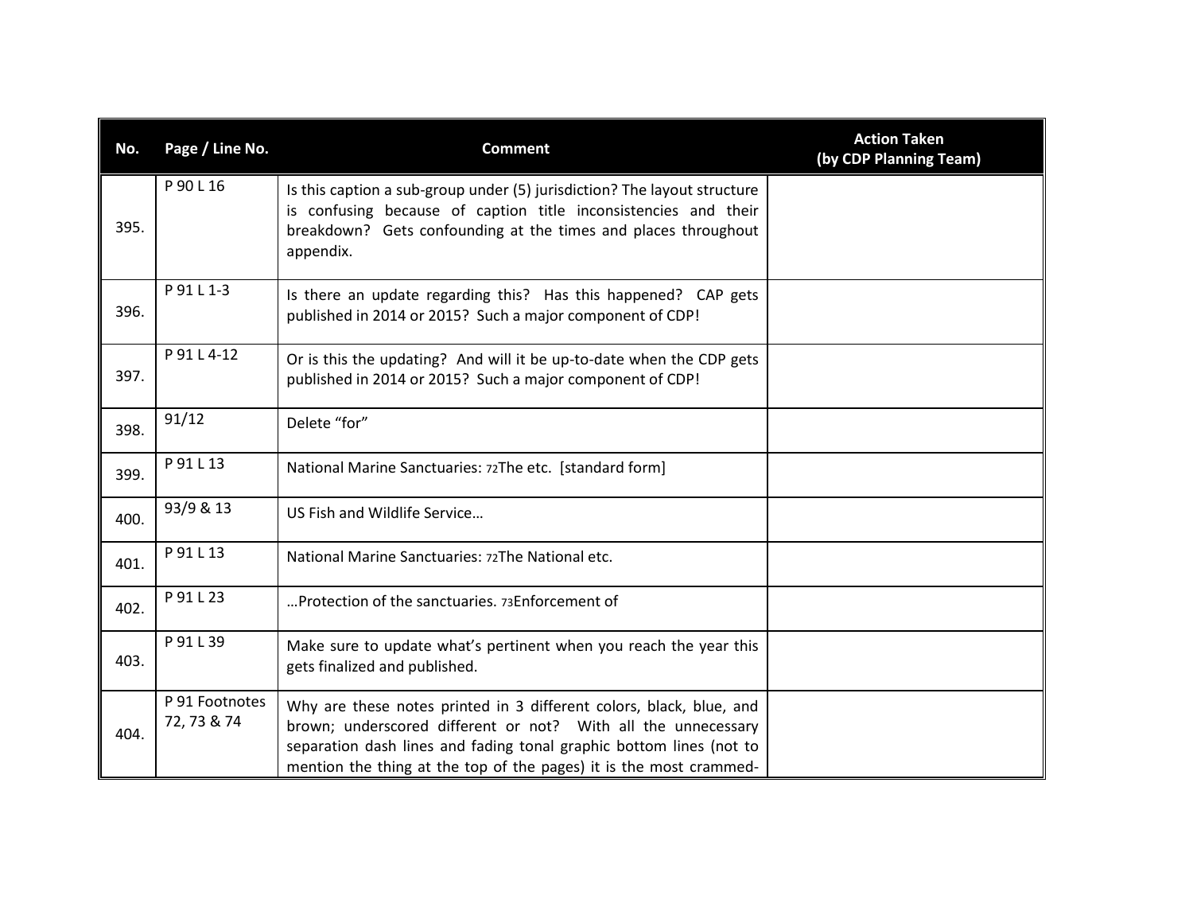| No. | Page / Line No. | Comment | Action Taken (by CDP Planning Team) |
|---|---|---|---|
| 395. | P 90 L 16 | Is this caption a sub-group under (5) jurisdiction? The layout structure is confusing because of caption title inconsistencies and their breakdown? Gets confounding at the times and places throughout appendix. | |
| 396. | P 91 L 1-3 | Is there an update regarding this? Has this happened? CAP gets published in 2014 or 2015? Such a major component of CDP! | |
| 397. | P 91 L 4-12 | Or is this the updating? And will it be up-to-date when the CDP gets published in 2014 or 2015? Such a major component of CDP! | |
| 398. | 91/12 | Delete "for" | |
| 399. | P 91 L 13 | National Marine Sanctuaries: 72The etc. [standard form] | |
| 400. | 93/9 & 13 | US Fish and Wildlife Service… | |
| 401. | P 91 L 13 | National Marine Sanctuaries: 72The National etc. | |
| 402. | P 91 L 23 | …Protection of the sanctuaries. 73Enforcement of | |
| 403. | P 91 L 39 | Make sure to update what's pertinent when you reach the year this gets finalized and published. | |
| 404. | P 91 Footnotes 72, 73 & 74 | Why are these notes printed in 3 different colors, black, blue, and brown; underscored different or not? With all the unnecessary separation dash lines and fading tonal graphic bottom lines (not to mention the thing at the top of the pages) it is the most crammed- | |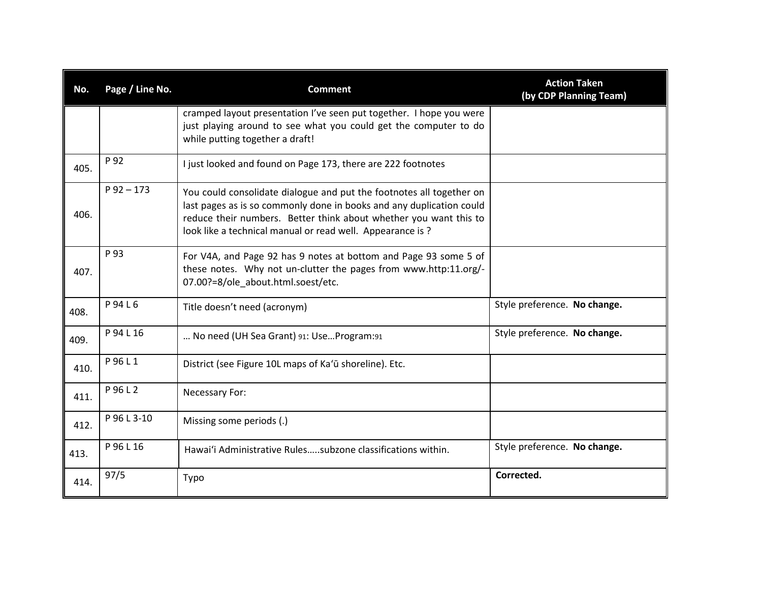| No. | Page / Line No. | Comment | Action Taken (by CDP Planning Team) |
|---|---|---|---|
| | | cramped layout presentation I've seen put together. I hope you were just playing around to see what you could get the computer to do while putting together a draft! | |
| 405. | P 92 | I just looked and found on Page 173, there are 222 footnotes | |
| 406. | P 92 – 173 | You could consolidate dialogue and put the footnotes all together on last pages as is so commonly done in books and any duplication could reduce their numbers. Better think about whether you want this to look like a technical manual or read well. Appearance is ? | |
| 407. | P 93 | For V4A, and Page 92 has 9 notes at bottom and Page 93 some 5 of these notes. Why not un-clutter the pages from www.http:11.org/-07.00?=8/ole_about.html.soest/etc. | |
| 408. | P 94 L 6 | Title doesn't need (acronym) | Style preference. **No change.** |
| 409. | P 94 L 16 | … No need (UH Sea Grant) 91: Use…Program:91 | Style preference. **No change.** |
| 410. | P 96 L 1 | District (see Figure 10L maps of Kaʻū shoreline). Etc. | |
| 411. | P 96 L 2 | Necessary For: | |
| 412. | P 96 L 3-10 | Missing some periods (.) | |
| 413. | P 96 L 16 | Hawaiʻi Administrative Rules…..subzone classifications within. | Style preference. **No change.** |
| 414. | 97/5 | Typo | **Corrected.** |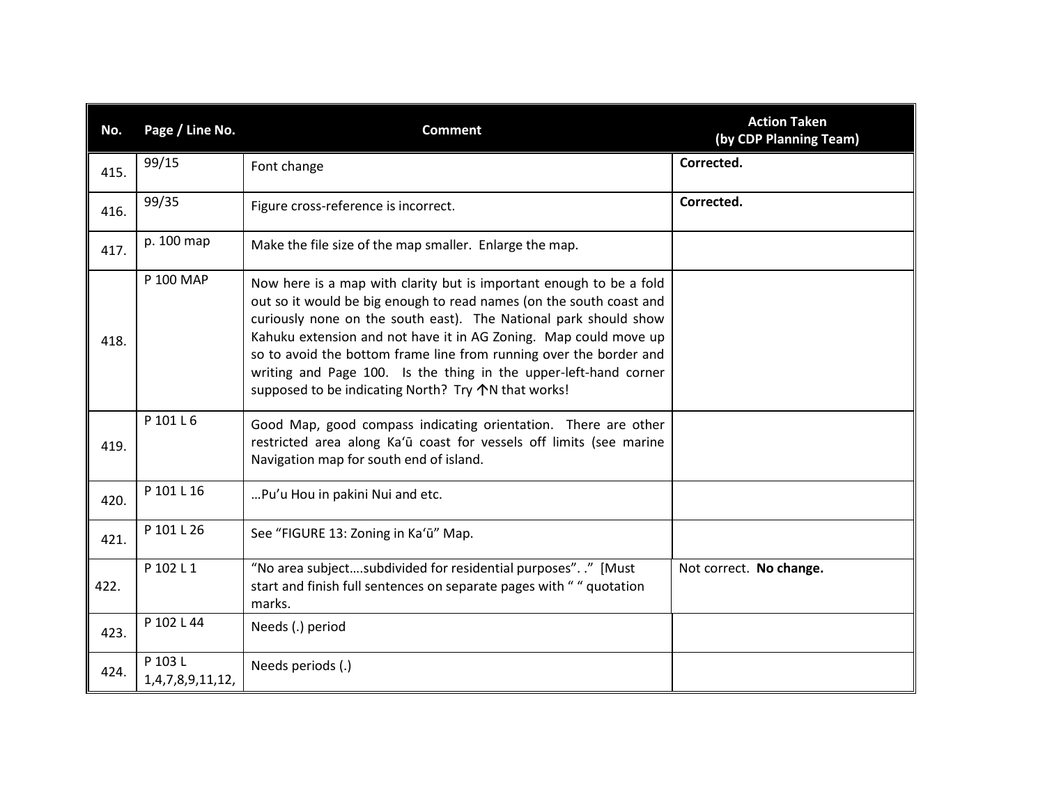| No. | Page / Line No. | Comment | Action Taken (by CDP Planning Team) |
|---|---|---|---|
| 415. | 99/15 | Font change | **Corrected.** |
| 416. | 99/35 | Figure cross-reference is incorrect. | **Corrected.** |
| 417. | p. 100 map | Make the file size of the map smaller. Enlarge the map. | |
| 418. | P 100 MAP | Now here is a map with clarity but is important enough to be a fold out so it would be big enough to read names (on the south coast and curiously none on the south east). The National park should show Kahuku extension and not have it in AG Zoning. Map could move up so to avoid the bottom frame line from running over the border and writing and Page 100. Is the thing in the upper-left-hand corner supposed to be indicating North? Try ↑N that works! | |
| 419. | P 101 L 6 | Good Map, good compass indicating orientation. There are other restricted area along Ka'ū coast for vessels off limits (see marine Navigation map for south end of island. | |
| 420. | P 101 L 16 | …Pu'u Hou in pakini Nui and etc. | |
| 421. | P 101 L 26 | See "FIGURE 13: Zoning in Ka'ū" Map. | |
| 422. | P 102 L 1 | "No area subject….subdivided for residential purposes". ." [Must start and finish full sentences on separate pages with " " quotation marks. | Not correct. **No change.** |
| 423. | P 102 L 44 | Needs (.) period | |
| 424. | P 103 L 1,4,7,8,9,11,12, | Needs periods (.) | |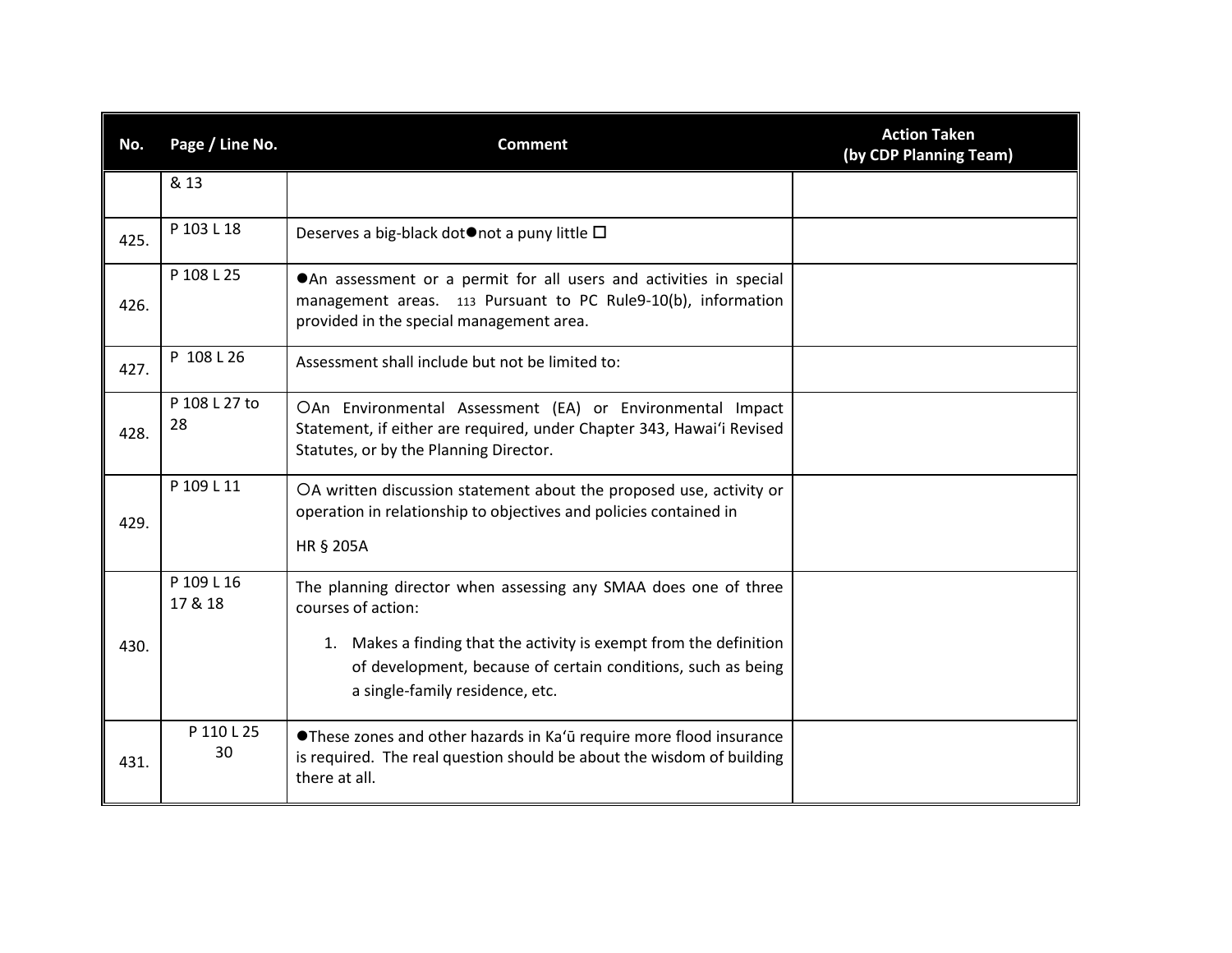| No. | Page / Line No. | Comment | Action Taken (by CDP Planning Team) |
|---|---|---|---|
| | & 13 | | |
| 425. | P 103 L 18 | Deserves a big-black dot●not a puny little ☐ | |
| 426. | P 108 L 25 | ●An assessment or a permit for all users and activities in special management areas. 113 Pursuant to PC Rule9-10(b), information provided in the special management area. | |
| 427. | P 108 L 26 | Assessment shall include but not be limited to: | |
| 428. | P 108 L 27 to 28 | ○An Environmental Assessment (EA) or Environmental Impact Statement, if either are required, under Chapter 343, Hawaiʻi Revised Statutes, or by the Planning Director. | |
| 429. | P 109 L 11 | ○A written discussion statement about the proposed use, activity or operation in relationship to objectives and policies contained in<br><br>HR § 205A | |
| 430. | P 109 L 16 17 & 18 | The planning director when assessing any SMAA does one of three courses of action:<br><br>1. Makes a finding that the activity is exempt from the definition of development, because of certain conditions, such as being a single-family residence, etc. | |
| 431. | P 110 L 25 30 | ●These zones and other hazards in Kaʻū require more flood insurance is required. The real question should be about the wisdom of building there at all. | |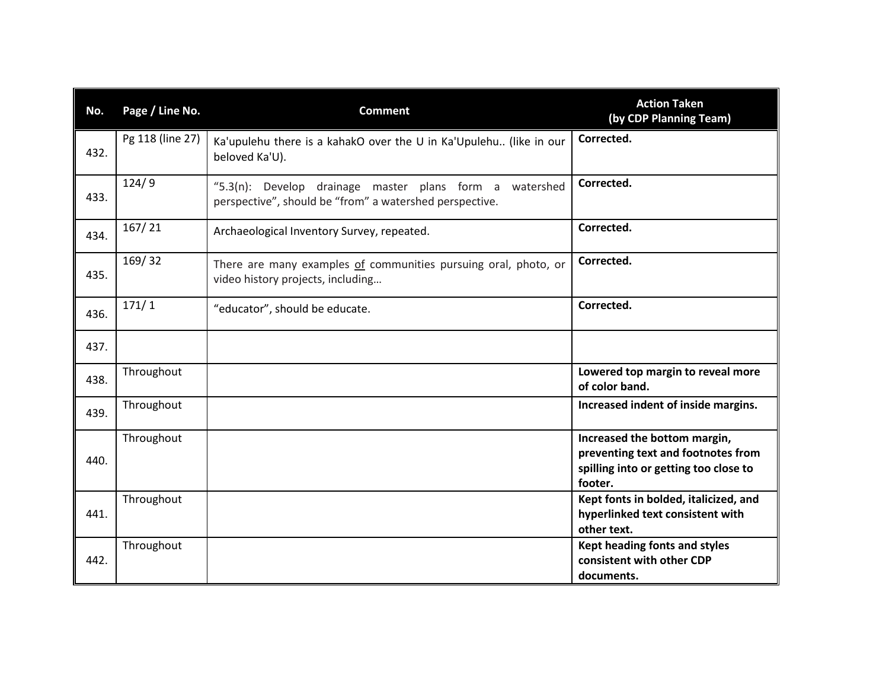| No. | Page / Line No. | Comment | Action Taken (by CDP Planning Team) |
|---|---|---|---|
| 432. | Pg 118 (line 27) | Ka'upulehu there is a kahakO over the U in Ka'Upulehu.. (like in our beloved Ka'U). | **Corrected.** |
| 433. | 124/ 9 | "5.3(n): Develop drainage master plans form a watershed perspective", should be "from" a watershed perspective. | **Corrected.** |
| 434. | 167/ 21 | Archaeological Inventory Survey, repeated. | **Corrected.** |
| 435. | 169/ 32 | There are many examples <u>of</u> communities pursuing oral, photo, or video history projects, including… | **Corrected.** |
| 436. | 171/ 1 | "educator", should be educate. | **Corrected.** |
| 437. | | | |
| 438. | Throughout | | **Lowered top margin to reveal more of color band.** |
| 439. | Throughout | | **Increased indent of inside margins.** |
| 440. | Throughout | | **Increased the bottom margin, preventing text and footnotes from spilling into or getting too close to footer.** |
| 441. | Throughout | | **Kept fonts in bolded, italicized, and hyperlinked text consistent with other text.** |
| 442. | Throughout | | **Kept heading fonts and styles consistent with other CDP documents.** |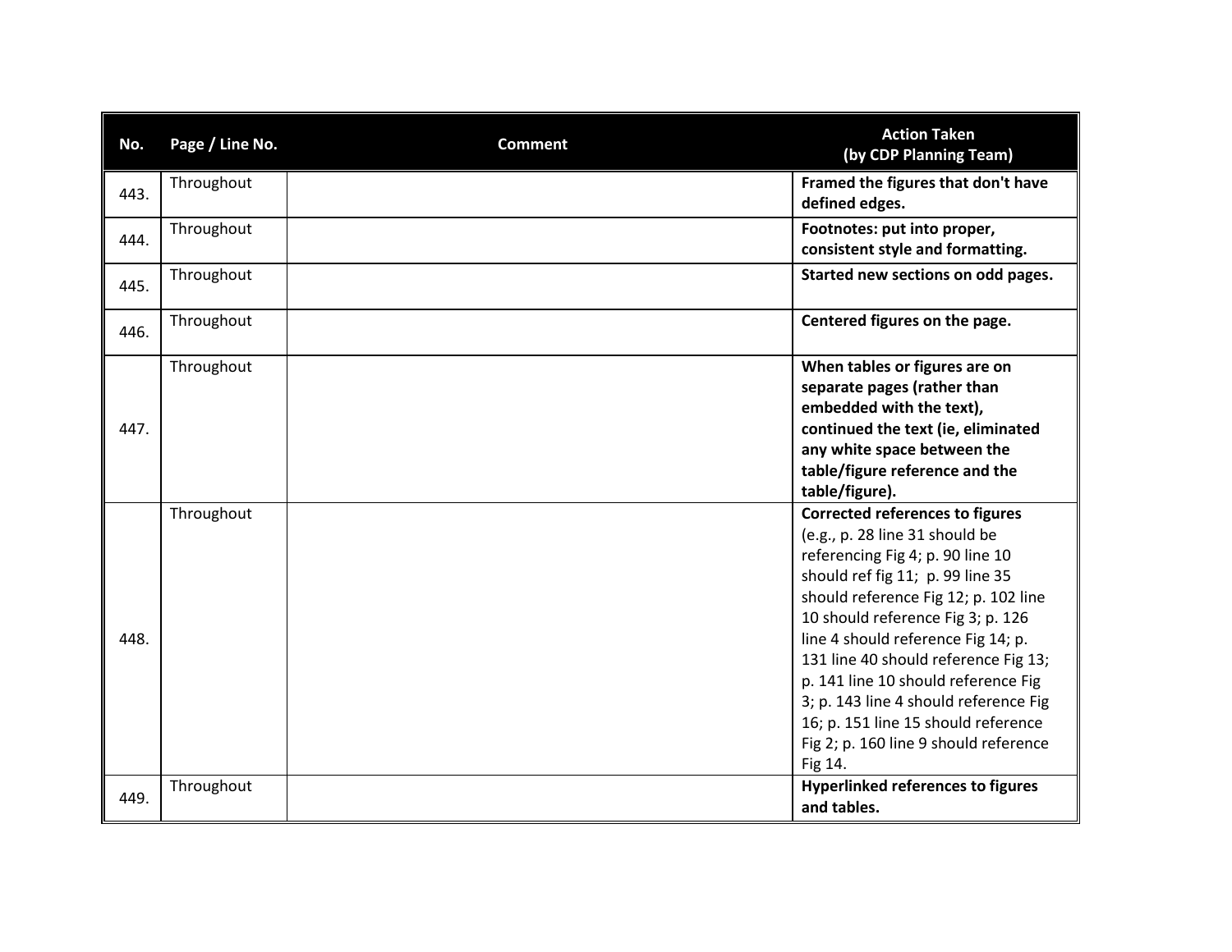| No. | Page / Line No. | Comment | Action Taken (by CDP Planning Team) |
|---|---|---|---|
| 443. | Throughout | | **Framed the figures that don't have defined edges.** |
| 444. | Throughout | | **Footnotes: put into proper, consistent style and formatting.** |
| 445. | Throughout | | **Started new sections on odd pages.** |
| 446. | Throughout | | **Centered figures on the page.** |
| 447. | Throughout | | **When tables or figures are on separate pages (rather than embedded with the text), continued the text (ie, eliminated any white space between the table/figure reference and the table/figure).** |
| 448. | Throughout | | **Corrected references to figures** (e.g., p. 28 line 31 should be referencing Fig 4; p. 90 line 10 should ref fig 11; p. 99 line 35 should reference Fig 12; p. 102 line 10 should reference Fig 3; p. 126 line 4 should reference Fig 14; p. 131 line 40 should reference Fig 13; p. 141 line 10 should reference Fig 3; p. 143 line 4 should reference Fig 16; p. 151 line 15 should reference Fig 2; p. 160 line 9 should reference Fig 14. |
| 449. | Throughout | | **Hyperlinked references to figures and tables.** |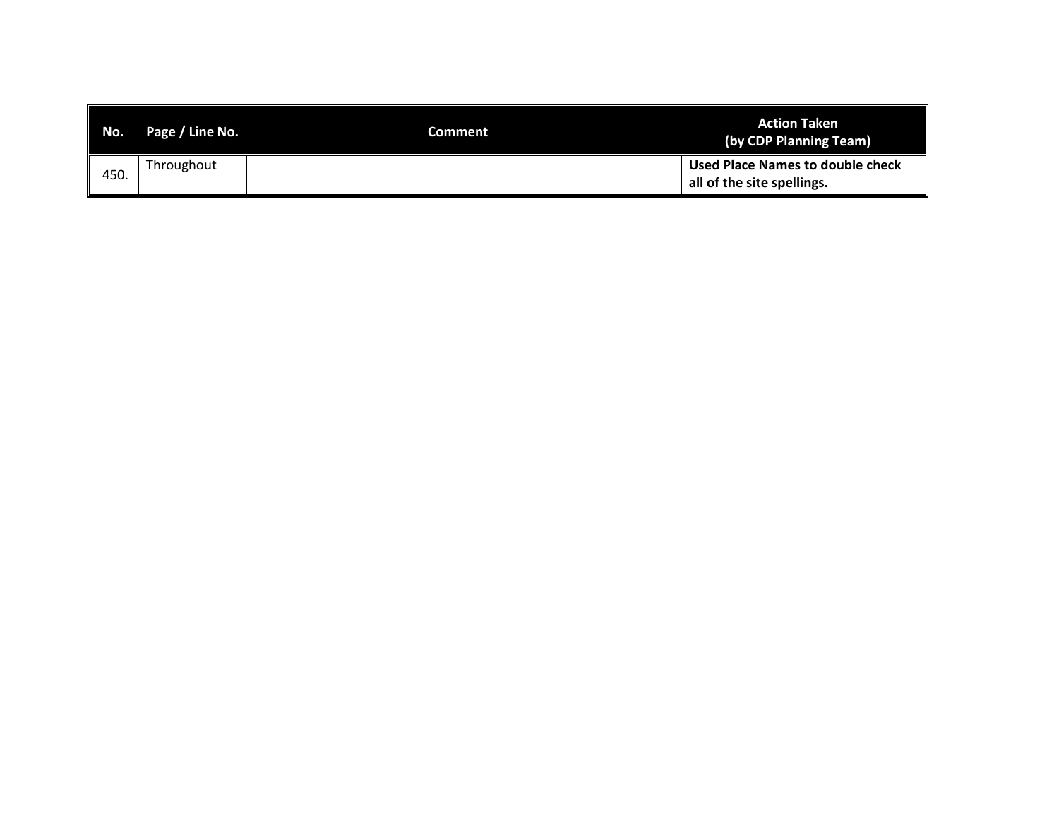| No. | Page / Line No. | Comment | Action Taken (by CDP Planning Team) |
|---|---|---|---|
| 450. | Throughout | | **Used Place Names to double check all of the site spellings.** |